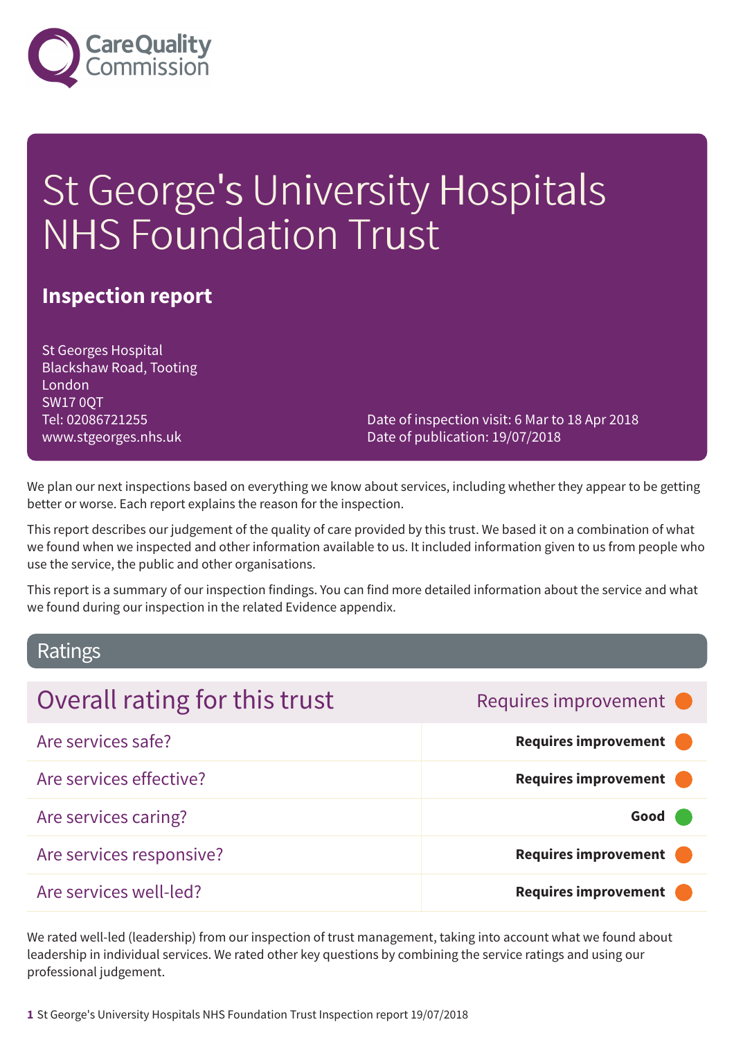Care Quality Commission

# St George's University Hospitals NHS Foundation Trust

## Inspection report

St Georges Hospital
Blackshaw Road, Tooting
London
SW17 0QT
Tel: 02086721255
www.stgeorges.nhs.uk

Date of inspection visit: 6 Mar to 18 Apr 2018
Date of publication: 19/07/2018

We plan our next inspections based on everything we know about services, including whether they appear to be getting better or worse. Each report explains the reason for the inspection.

This report describes our judgement of the quality of care provided by this trust. We based it on a combination of what we found when we inspected and other information available to us. It included information given to us from people who use the service, the public and other organisations.

This report is a summary of our inspection findings. You can find more detailed information about the service and what we found during our inspection in the related Evidence appendix.

## Ratings

| Overall rating for this trust | Requires improvement |
| --- | --- |
| Are services safe? | **Requires improvement** |
| Are services effective? | **Requires improvement** |
| Are services caring? | **Good** |
| Are services responsive? | **Requires improvement** |
| Are services well-led? | **Requires improvement** |

We rated well-led (leadership) from our inspection of trust management, taking into account what we found about leadership in individual services. We rated other key questions by combining the service ratings and using our professional judgement.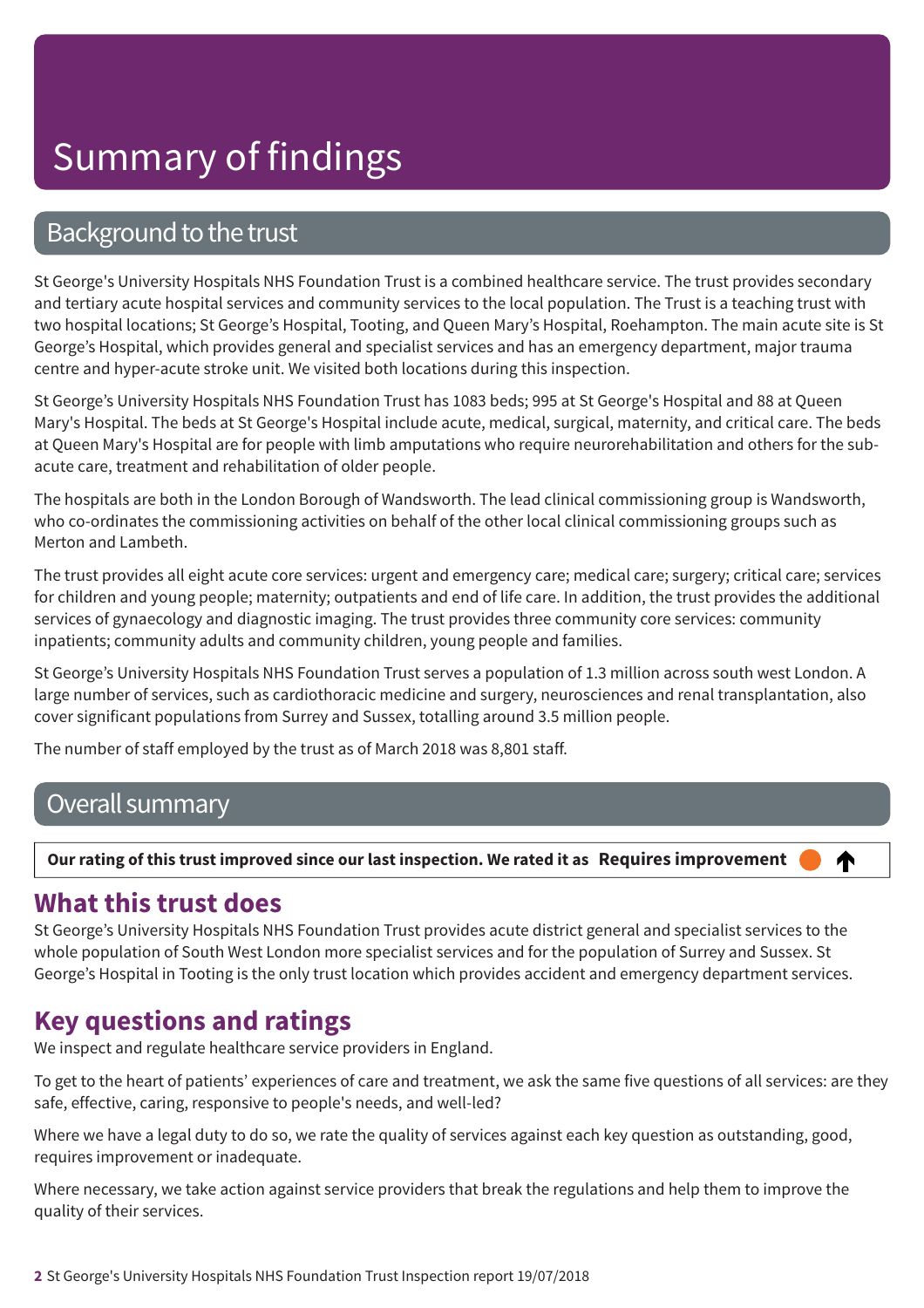# Summary of findings

## Background to the trust

St George's University Hospitals NHS Foundation Trust is a combined healthcare service. The trust provides secondary and tertiary acute hospital services and community services to the local population. The Trust is a teaching trust with two hospital locations; St George's Hospital, Tooting, and Queen Mary's Hospital, Roehampton. The main acute site is St George's Hospital, which provides general and specialist services and has an emergency department, major trauma centre and hyper-acute stroke unit. We visited both locations during this inspection.

St George's University Hospitals NHS Foundation Trust has 1083 beds; 995 at St George's Hospital and 88 at Queen Mary's Hospital. The beds at St George's Hospital include acute, medical, surgical, maternity, and critical care. The beds at Queen Mary's Hospital are for people with limb amputations who require neurorehabilitation and others for the sub-acute care, treatment and rehabilitation of older people.

The hospitals are both in the London Borough of Wandsworth. The lead clinical commissioning group is Wandsworth, who co-ordinates the commissioning activities on behalf of the other local clinical commissioning groups such as Merton and Lambeth.

The trust provides all eight acute core services: urgent and emergency care; medical care; surgery; critical care; services for children and young people; maternity; outpatients and end of life care. In addition, the trust provides the additional services of gynaecology and diagnostic imaging. The trust provides three community core services: community inpatients; community adults and community children, young people and families.

St George's University Hospitals NHS Foundation Trust serves a population of 1.3 million across south west London. A large number of services, such as cardiothoracic medicine and surgery, neurosciences and renal transplantation, also cover significant populations from Surrey and Sussex, totalling around 3.5 million people.

The number of staff employed by the trust as of March 2018 was 8,801 staff.

## Overall summary

**Our rating of this trust improved since our last inspection. We rated it as Requires improvement** ↑

### What this trust does

St George's University Hospitals NHS Foundation Trust provides acute district general and specialist services to the whole population of South West London more specialist services and for the population of Surrey and Sussex. St George's Hospital in Tooting is the only trust location which provides accident and emergency department services.

### Key questions and ratings

We inspect and regulate healthcare service providers in England.

To get to the heart of patients' experiences of care and treatment, we ask the same five questions of all services: are they safe, effective, caring, responsive to people's needs, and well-led?

Where we have a legal duty to do so, we rate the quality of services against each key question as outstanding, good, requires improvement or inadequate.

Where necessary, we take action against service providers that break the regulations and help them to improve the quality of their services.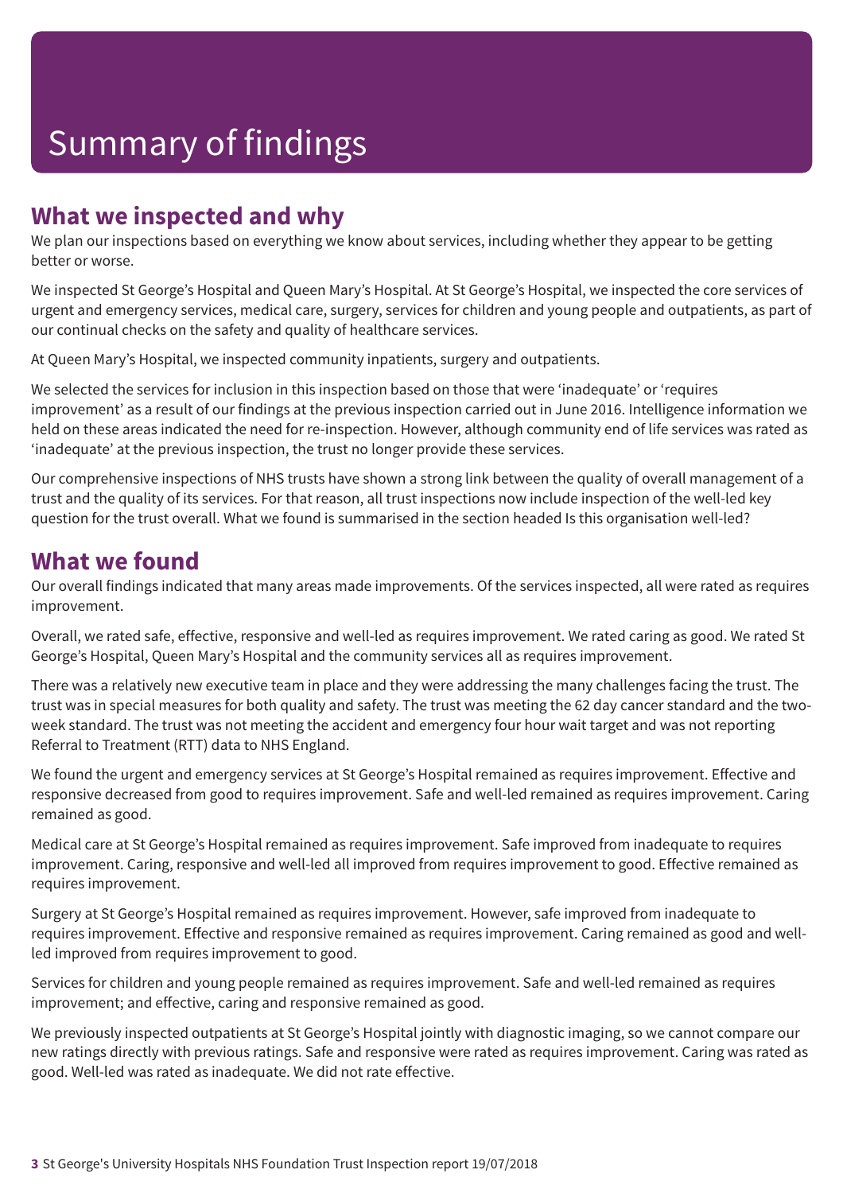# Summary of findings

## What we inspected and why

We plan our inspections based on everything we know about services, including whether they appear to be getting better or worse.

We inspected St George's Hospital and Queen Mary's Hospital. At St George's Hospital, we inspected the core services of urgent and emergency services, medical care, surgery, services for children and young people and outpatients, as part of our continual checks on the safety and quality of healthcare services.

At Queen Mary's Hospital, we inspected community inpatients, surgery and outpatients.

We selected the services for inclusion in this inspection based on those that were 'inadequate' or 'requires improvement' as a result of our findings at the previous inspection carried out in June 2016. Intelligence information we held on these areas indicated the need for re-inspection. However, although community end of life services was rated as 'inadequate' at the previous inspection, the trust no longer provide these services.

Our comprehensive inspections of NHS trusts have shown a strong link between the quality of overall management of a trust and the quality of its services. For that reason, all trust inspections now include inspection of the well-led key question for the trust overall. What we found is summarised in the section headed Is this organisation well-led?

## What we found

Our overall findings indicated that many areas made improvements. Of the services inspected, all were rated as requires improvement.

Overall, we rated safe, effective, responsive and well-led as requires improvement. We rated caring as good. We rated St George's Hospital, Queen Mary's Hospital and the community services all as requires improvement.

There was a relatively new executive team in place and they were addressing the many challenges facing the trust. The trust was in special measures for both quality and safety. The trust was meeting the 62 day cancer standard and the two-week standard. The trust was not meeting the accident and emergency four hour wait target and was not reporting Referral to Treatment (RTT) data to NHS England.

We found the urgent and emergency services at St George's Hospital remained as requires improvement. Effective and responsive decreased from good to requires improvement. Safe and well-led remained as requires improvement. Caring remained as good.

Medical care at St George's Hospital remained as requires improvement. Safe improved from inadequate to requires improvement. Caring, responsive and well-led all improved from requires improvement to good. Effective remained as requires improvement.

Surgery at St George's Hospital remained as requires improvement. However, safe improved from inadequate to requires improvement. Effective and responsive remained as requires improvement. Caring remained as good and well-led improved from requires improvement to good.

Services for children and young people remained as requires improvement. Safe and well-led remained as requires improvement; and effective, caring and responsive remained as good.

We previously inspected outpatients at St George's Hospital jointly with diagnostic imaging, so we cannot compare our new ratings directly with previous ratings. Safe and responsive were rated as requires improvement. Caring was rated as good. Well-led was rated as inadequate. We did not rate effective.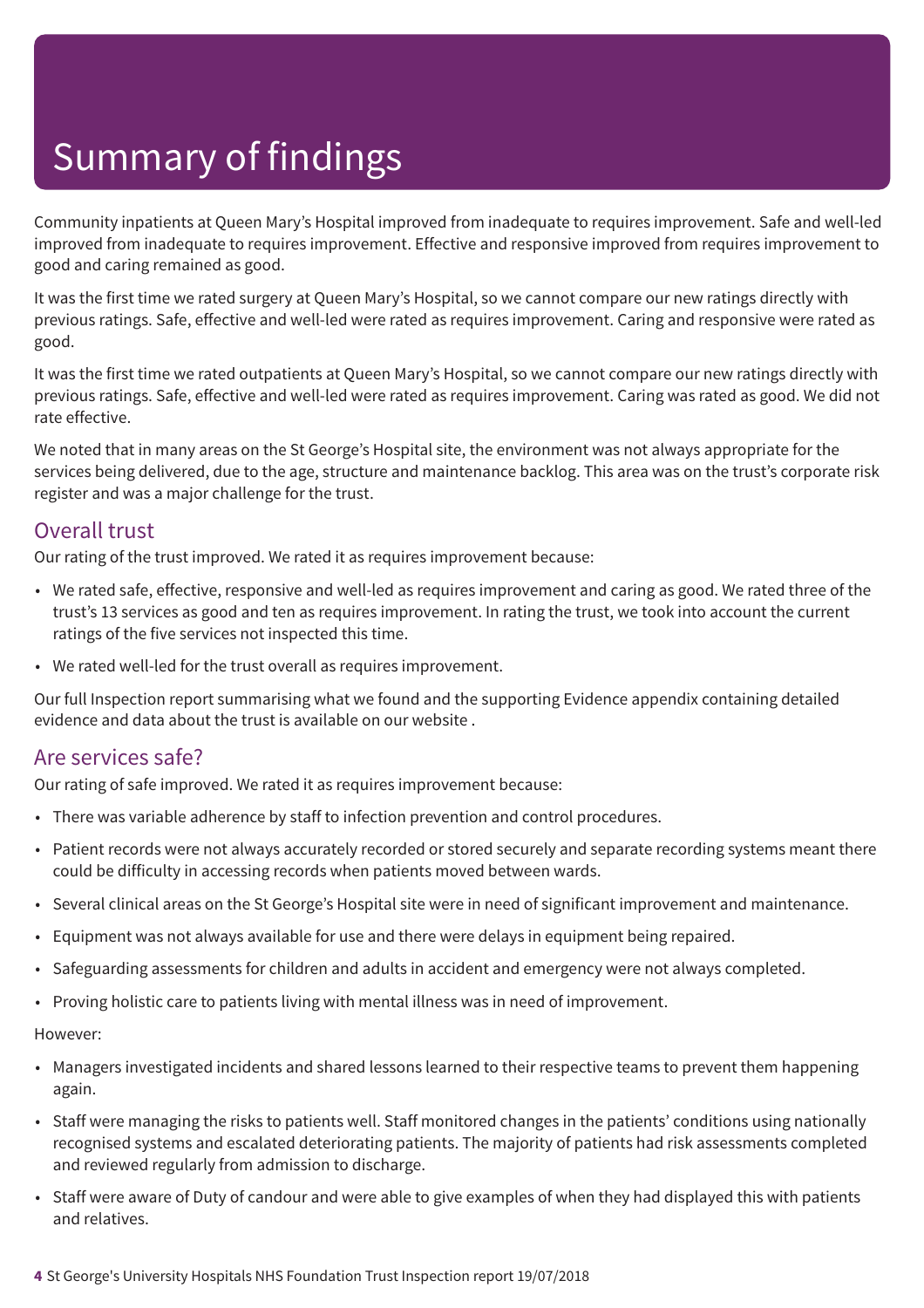# Summary of findings

Community inpatients at Queen Mary's Hospital improved from inadequate to requires improvement. Safe and well-led improved from inadequate to requires improvement. Effective and responsive improved from requires improvement to good and caring remained as good.

It was the first time we rated surgery at Queen Mary's Hospital, so we cannot compare our new ratings directly with previous ratings. Safe, effective and well-led were rated as requires improvement. Caring and responsive were rated as good.

It was the first time we rated outpatients at Queen Mary's Hospital, so we cannot compare our new ratings directly with previous ratings. Safe, effective and well-led were rated as requires improvement. Caring was rated as good. We did not rate effective.

We noted that in many areas on the St George's Hospital site, the environment was not always appropriate for the services being delivered, due to the age, structure and maintenance backlog. This area was on the trust's corporate risk register and was a major challenge for the trust.

## Overall trust

Our rating of the trust improved. We rated it as requires improvement because:

- We rated safe, effective, responsive and well-led as requires improvement and caring as good. We rated three of the trust's 13 services as good and ten as requires improvement. In rating the trust, we took into account the current ratings of the five services not inspected this time.
- We rated well-led for the trust overall as requires improvement.

Our full Inspection report summarising what we found and the supporting Evidence appendix containing detailed evidence and data about the trust is available on our website .

## Are services safe?

Our rating of safe improved. We rated it as requires improvement because:

- There was variable adherence by staff to infection prevention and control procedures.
- Patient records were not always accurately recorded or stored securely and separate recording systems meant there could be difficulty in accessing records when patients moved between wards.
- Several clinical areas on the St George's Hospital site were in need of significant improvement and maintenance.
- Equipment was not always available for use and there were delays in equipment being repaired.
- Safeguarding assessments for children and adults in accident and emergency were not always completed.
- Proving holistic care to patients living with mental illness was in need of improvement.

However:

- Managers investigated incidents and shared lessons learned to their respective teams to prevent them happening again.
- Staff were managing the risks to patients well. Staff monitored changes in the patients' conditions using nationally recognised systems and escalated deteriorating patients. The majority of patients had risk assessments completed and reviewed regularly from admission to discharge.
- Staff were aware of Duty of candour and were able to give examples of when they had displayed this with patients and relatives.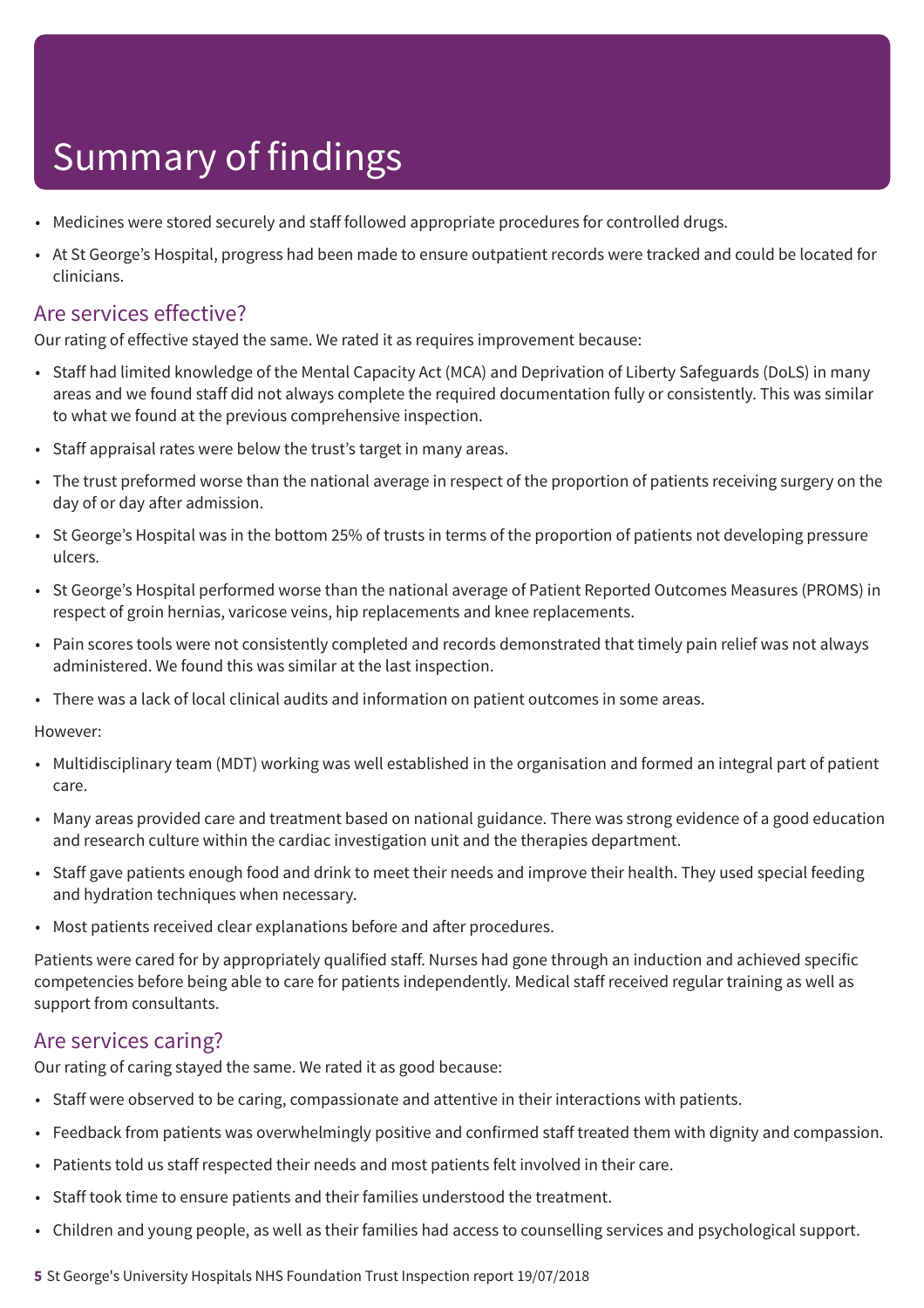# Summary of findings

- Medicines were stored securely and staff followed appropriate procedures for controlled drugs.
- At St George's Hospital, progress had been made to ensure outpatient records were tracked and could be located for clinicians.

## Are services effective?

Our rating of effective stayed the same. We rated it as requires improvement because:

- Staff had limited knowledge of the Mental Capacity Act (MCA) and Deprivation of Liberty Safeguards (DoLS) in many areas and we found staff did not always complete the required documentation fully or consistently. This was similar to what we found at the previous comprehensive inspection.
- Staff appraisal rates were below the trust's target in many areas.
- The trust preformed worse than the national average in respect of the proportion of patients receiving surgery on the day of or day after admission.
- St George's Hospital was in the bottom 25% of trusts in terms of the proportion of patients not developing pressure ulcers.
- St George's Hospital performed worse than the national average of Patient Reported Outcomes Measures (PROMS) in respect of groin hernias, varicose veins, hip replacements and knee replacements.
- Pain scores tools were not consistently completed and records demonstrated that timely pain relief was not always administered. We found this was similar at the last inspection.
- There was a lack of local clinical audits and information on patient outcomes in some areas.

However:

- Multidisciplinary team (MDT) working was well established in the organisation and formed an integral part of patient care.
- Many areas provided care and treatment based on national guidance. There was strong evidence of a good education and research culture within the cardiac investigation unit and the therapies department.
- Staff gave patients enough food and drink to meet their needs and improve their health. They used special feeding and hydration techniques when necessary.
- Most patients received clear explanations before and after procedures.

Patients were cared for by appropriately qualified staff. Nurses had gone through an induction and achieved specific competencies before being able to care for patients independently. Medical staff received regular training as well as support from consultants.

## Are services caring?

Our rating of caring stayed the same. We rated it as good because:

- Staff were observed to be caring, compassionate and attentive in their interactions with patients.
- Feedback from patients was overwhelmingly positive and confirmed staff treated them with dignity and compassion.
- Patients told us staff respected their needs and most patients felt involved in their care.
- Staff took time to ensure patients and their families understood the treatment.
- Children and young people, as well as their families had access to counselling services and psychological support.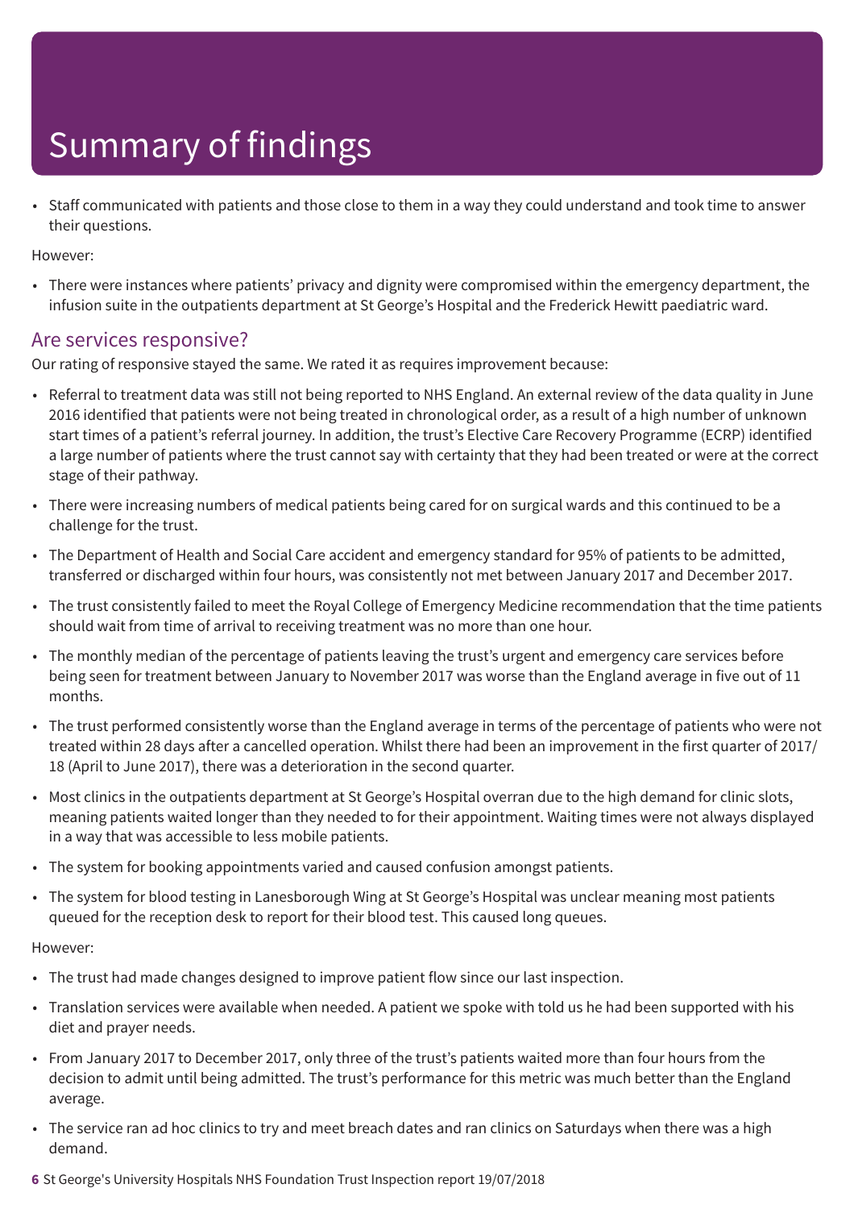# Summary of findings

- Staff communicated with patients and those close to them in a way they could understand and took time to answer their questions.

However:

- There were instances where patients' privacy and dignity were compromised within the emergency department, the infusion suite in the outpatients department at St George's Hospital and the Frederick Hewitt paediatric ward.

## Are services responsive?

Our rating of responsive stayed the same. We rated it as requires improvement because:

- Referral to treatment data was still not being reported to NHS England. An external review of the data quality in June 2016 identified that patients were not being treated in chronological order, as a result of a high number of unknown start times of a patient's referral journey. In addition, the trust's Elective Care Recovery Programme (ECRP) identified a large number of patients where the trust cannot say with certainty that they had been treated or were at the correct stage of their pathway.
- There were increasing numbers of medical patients being cared for on surgical wards and this continued to be a challenge for the trust.
- The Department of Health and Social Care accident and emergency standard for 95% of patients to be admitted, transferred or discharged within four hours, was consistently not met between January 2017 and December 2017.
- The trust consistently failed to meet the Royal College of Emergency Medicine recommendation that the time patients should wait from time of arrival to receiving treatment was no more than one hour.
- The monthly median of the percentage of patients leaving the trust's urgent and emergency care services before being seen for treatment between January to November 2017 was worse than the England average in five out of 11 months.
- The trust performed consistently worse than the England average in terms of the percentage of patients who were not treated within 28 days after a cancelled operation. Whilst there had been an improvement in the first quarter of 2017/18 (April to June 2017), there was a deterioration in the second quarter.
- Most clinics in the outpatients department at St George's Hospital overran due to the high demand for clinic slots, meaning patients waited longer than they needed to for their appointment. Waiting times were not always displayed in a way that was accessible to less mobile patients.
- The system for booking appointments varied and caused confusion amongst patients.
- The system for blood testing in Lanesborough Wing at St George's Hospital was unclear meaning most patients queued for the reception desk to report for their blood test. This caused long queues.

However:

- The trust had made changes designed to improve patient flow since our last inspection.
- Translation services were available when needed. A patient we spoke with told us he had been supported with his diet and prayer needs.
- From January 2017 to December 2017, only three of the trust's patients waited more than four hours from the decision to admit until being admitted. The trust's performance for this metric was much better than the England average.
- The service ran ad hoc clinics to try and meet breach dates and ran clinics on Saturdays when there was a high demand.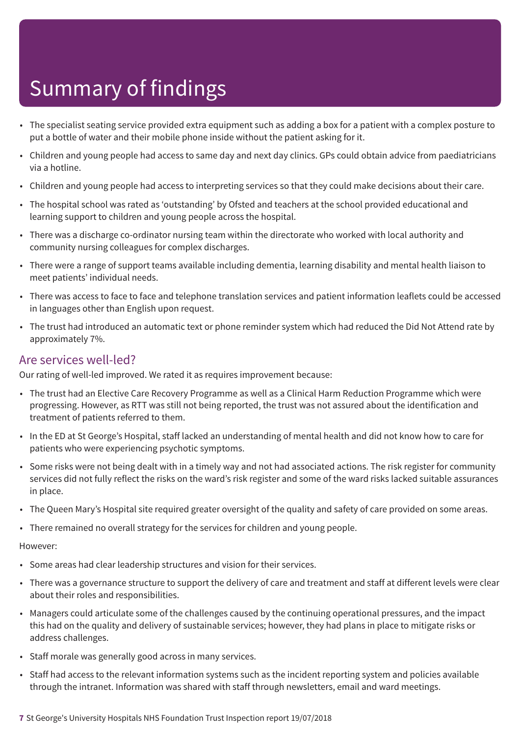# Summary of findings

- The specialist seating service provided extra equipment such as adding a box for a patient with a complex posture to put a bottle of water and their mobile phone inside without the patient asking for it.
- Children and young people had access to same day and next day clinics. GPs could obtain advice from paediatricians via a hotline.
- Children and young people had access to interpreting services so that they could make decisions about their care.
- The hospital school was rated as 'outstanding' by Ofsted and teachers at the school provided educational and learning support to children and young people across the hospital.
- There was a discharge co-ordinator nursing team within the directorate who worked with local authority and community nursing colleagues for complex discharges.
- There were a range of support teams available including dementia, learning disability and mental health liaison to meet patients' individual needs.
- There was access to face to face and telephone translation services and patient information leaflets could be accessed in languages other than English upon request.
- The trust had introduced an automatic text or phone reminder system which had reduced the Did Not Attend rate by approximately 7%.

## Are services well-led?

Our rating of well-led improved. We rated it as requires improvement because:

- The trust had an Elective Care Recovery Programme as well as a Clinical Harm Reduction Programme which were progressing. However, as RTT was still not being reported, the trust was not assured about the identification and treatment of patients referred to them.
- In the ED at St George's Hospital, staff lacked an understanding of mental health and did not know how to care for patients who were experiencing psychotic symptoms.
- Some risks were not being dealt with in a timely way and not had associated actions. The risk register for community services did not fully reflect the risks on the ward's risk register and some of the ward risks lacked suitable assurances in place.
- The Queen Mary's Hospital site required greater oversight of the quality and safety of care provided on some areas.
- There remained no overall strategy for the services for children and young people.

However:

- Some areas had clear leadership structures and vision for their services.
- There was a governance structure to support the delivery of care and treatment and staff at different levels were clear about their roles and responsibilities.
- Managers could articulate some of the challenges caused by the continuing operational pressures, and the impact this had on the quality and delivery of sustainable services; however, they had plans in place to mitigate risks or address challenges.
- Staff morale was generally good across in many services.
- Staff had access to the relevant information systems such as the incident reporting system and policies available through the intranet. Information was shared with staff through newsletters, email and ward meetings.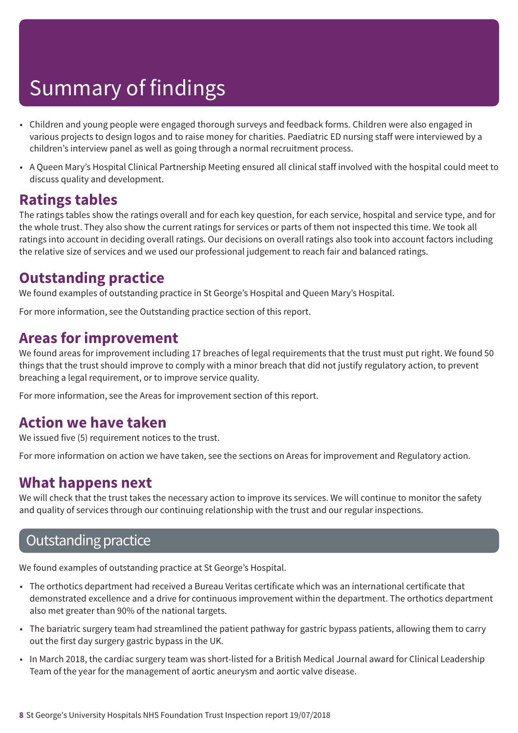# Summary of findings

- Children and young people were engaged thorough surveys and feedback forms. Children were also engaged in various projects to design logos and to raise money for charities. Paediatric ED nursing staff were interviewed by a children's interview panel as well as going through a normal recruitment process.
- A Queen Mary's Hospital Clinical Partnership Meeting ensured all clinical staff involved with the hospital could meet to discuss quality and development.

## Ratings tables

The ratings tables show the ratings overall and for each key question, for each service, hospital and service type, and for the whole trust. They also show the current ratings for services or parts of them not inspected this time. We took all ratings into account in deciding overall ratings. Our decisions on overall ratings also took into account factors including the relative size of services and we used our professional judgement to reach fair and balanced ratings.

## Outstanding practice

We found examples of outstanding practice in St George's Hospital and Queen Mary's Hospital.

For more information, see the Outstanding practice section of this report.

## Areas for improvement

We found areas for improvement including 17 breaches of legal requirements that the trust must put right. We found 50 things that the trust should improve to comply with a minor breach that did not justify regulatory action, to prevent breaching a legal requirement, or to improve service quality.

For more information, see the Areas for improvement section of this report.

## Action we have taken

We issued five (5) requirement notices to the trust.

For more information on action we have taken, see the sections on Areas for improvement and Regulatory action.

## What happens next

We will check that the trust takes the necessary action to improve its services. We will continue to monitor the safety and quality of services through our continuing relationship with the trust and our regular inspections.

## Outstanding practice

We found examples of outstanding practice at St George's Hospital.

- The orthotics department had received a Bureau Veritas certificate which was an international certificate that demonstrated excellence and a drive for continuous improvement within the department. The orthotics department also met greater than 90% of the national targets.
- The bariatric surgery team had streamlined the patient pathway for gastric bypass patients, allowing them to carry out the first day surgery gastric bypass in the UK.
- In March 2018, the cardiac surgery team was short-listed for a British Medical Journal award for Clinical Leadership Team of the year for the management of aortic aneurysm and aortic valve disease.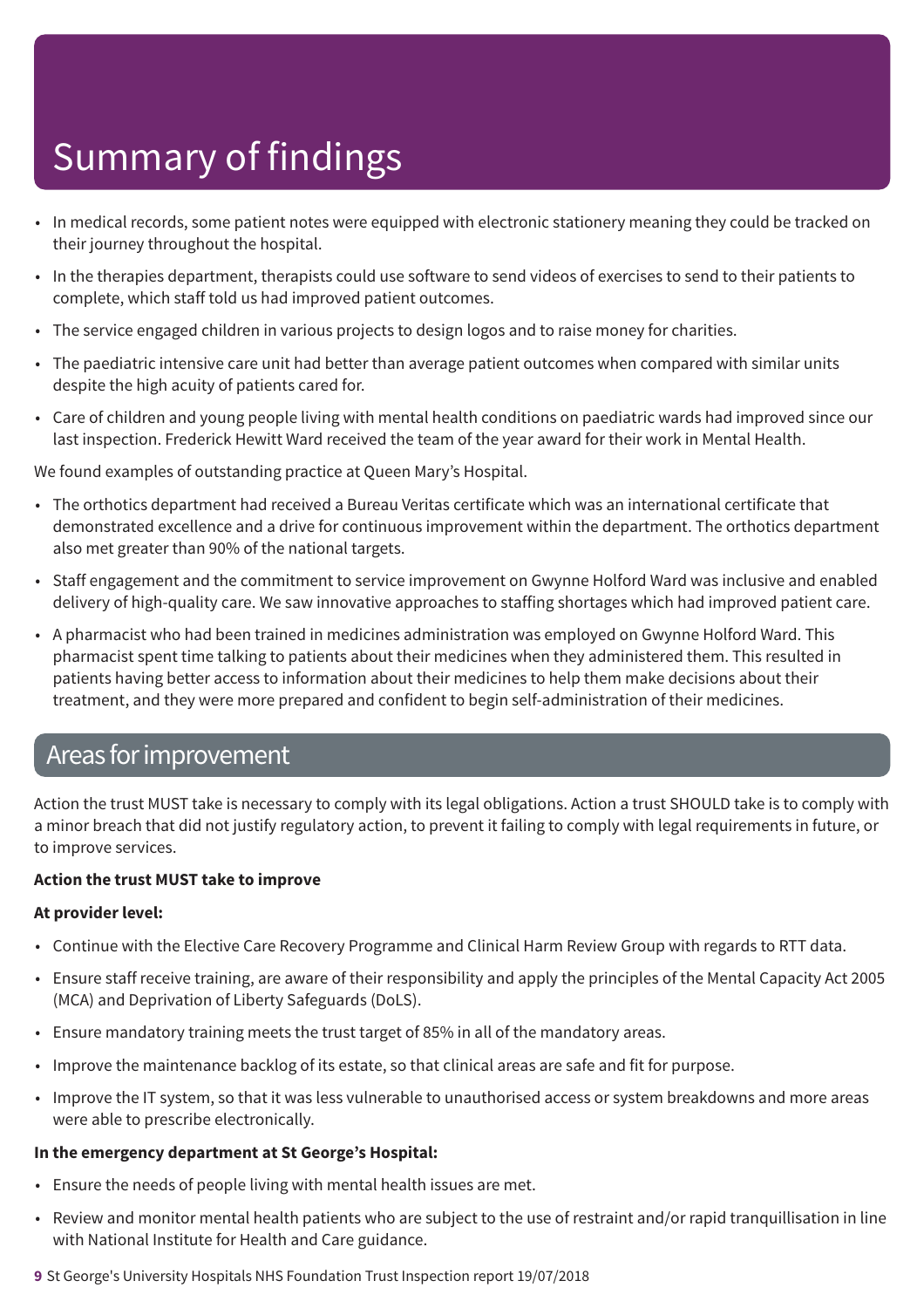# Summary of findings

- In medical records, some patient notes were equipped with electronic stationery meaning they could be tracked on their journey throughout the hospital.
- In the therapies department, therapists could use software to send videos of exercises to send to their patients to complete, which staff told us had improved patient outcomes.
- The service engaged children in various projects to design logos and to raise money for charities.
- The paediatric intensive care unit had better than average patient outcomes when compared with similar units despite the high acuity of patients cared for.
- Care of children and young people living with mental health conditions on paediatric wards had improved since our last inspection. Frederick Hewitt Ward received the team of the year award for their work in Mental Health.

We found examples of outstanding practice at Queen Mary's Hospital.

- The orthotics department had received a Bureau Veritas certificate which was an international certificate that demonstrated excellence and a drive for continuous improvement within the department. The orthotics department also met greater than 90% of the national targets.
- Staff engagement and the commitment to service improvement on Gwynne Holford Ward was inclusive and enabled delivery of high-quality care. We saw innovative approaches to staffing shortages which had improved patient care.
- A pharmacist who had been trained in medicines administration was employed on Gwynne Holford Ward. This pharmacist spent time talking to patients about their medicines when they administered them. This resulted in patients having better access to information about their medicines to help them make decisions about their treatment, and they were more prepared and confident to begin self-administration of their medicines.

## Areas for improvement

Action the trust MUST take is necessary to comply with its legal obligations. Action a trust SHOULD take is to comply with a minor breach that did not justify regulatory action, to prevent it failing to comply with legal requirements in future, or to improve services.

**Action the trust MUST take to improve**

**At provider level:**

- Continue with the Elective Care Recovery Programme and Clinical Harm Review Group with regards to RTT data.
- Ensure staff receive training, are aware of their responsibility and apply the principles of the Mental Capacity Act 2005 (MCA) and Deprivation of Liberty Safeguards (DoLS).
- Ensure mandatory training meets the trust target of 85% in all of the mandatory areas.
- Improve the maintenance backlog of its estate, so that clinical areas are safe and fit for purpose.
- Improve the IT system, so that it was less vulnerable to unauthorised access or system breakdowns and more areas were able to prescribe electronically.

**In the emergency department at St George's Hospital:**

- Ensure the needs of people living with mental health issues are met.
- Review and monitor mental health patients who are subject to the use of restraint and/or rapid tranquillisation in line with National Institute for Health and Care guidance.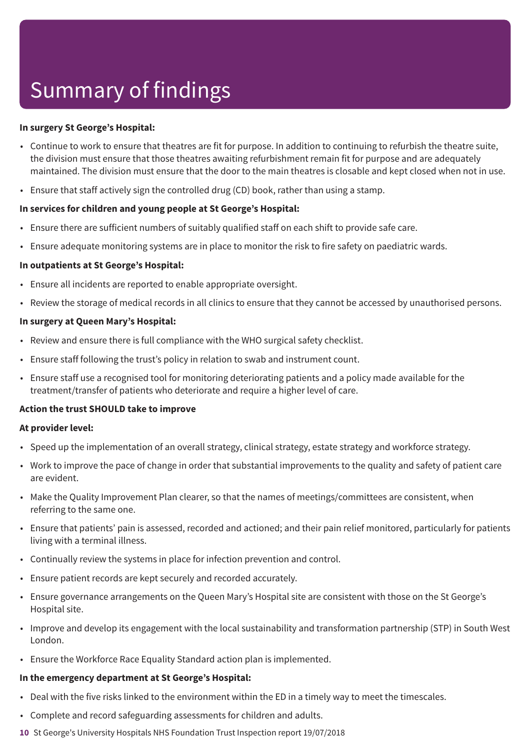# Summary of findings

**In surgery St George's Hospital:**

- Continue to work to ensure that theatres are fit for purpose. In addition to continuing to refurbish the theatre suite, the division must ensure that those theatres awaiting refurbishment remain fit for purpose and are adequately maintained. The division must ensure that the door to the main theatres is closable and kept closed when not in use.
- Ensure that staff actively sign the controlled drug (CD) book, rather than using a stamp.

**In services for children and young people at St George's Hospital:**

- Ensure there are sufficient numbers of suitably qualified staff on each shift to provide safe care.
- Ensure adequate monitoring systems are in place to monitor the risk to fire safety on paediatric wards.

**In outpatients at St George's Hospital:**

- Ensure all incidents are reported to enable appropriate oversight.
- Review the storage of medical records in all clinics to ensure that they cannot be accessed by unauthorised persons.

**In surgery at Queen Mary's Hospital:**

- Review and ensure there is full compliance with the WHO surgical safety checklist.
- Ensure staff following the trust's policy in relation to swab and instrument count.
- Ensure staff use a recognised tool for monitoring deteriorating patients and a policy made available for the treatment/transfer of patients who deteriorate and require a higher level of care.

**Action the trust SHOULD take to improve**

**At provider level:**

- Speed up the implementation of an overall strategy, clinical strategy, estate strategy and workforce strategy.
- Work to improve the pace of change in order that substantial improvements to the quality and safety of patient care are evident.
- Make the Quality Improvement Plan clearer, so that the names of meetings/committees are consistent, when referring to the same one.
- Ensure that patients' pain is assessed, recorded and actioned; and their pain relief monitored, particularly for patients living with a terminal illness.
- Continually review the systems in place for infection prevention and control.
- Ensure patient records are kept securely and recorded accurately.
- Ensure governance arrangements on the Queen Mary's Hospital site are consistent with those on the St George's Hospital site.
- Improve and develop its engagement with the local sustainability and transformation partnership (STP) in South West London.
- Ensure the Workforce Race Equality Standard action plan is implemented.

**In the emergency department at St George's Hospital:**

- Deal with the five risks linked to the environment within the ED in a timely way to meet the timescales.
- Complete and record safeguarding assessments for children and adults.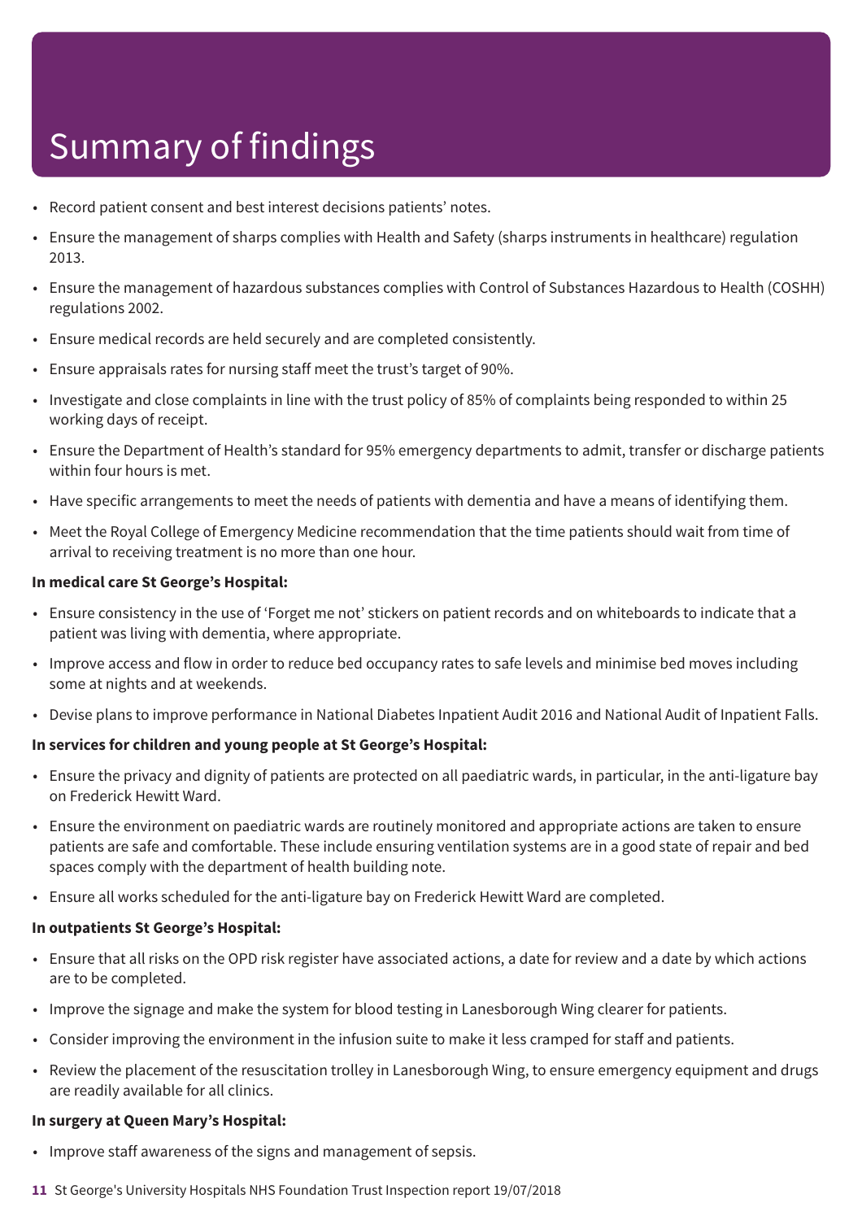# Summary of findings

- Record patient consent and best interest decisions patients' notes.
- Ensure the management of sharps complies with Health and Safety (sharps instruments in healthcare) regulation 2013.
- Ensure the management of hazardous substances complies with Control of Substances Hazardous to Health (COSHH) regulations 2002.
- Ensure medical records are held securely and are completed consistently.
- Ensure appraisals rates for nursing staff meet the trust's target of 90%.
- Investigate and close complaints in line with the trust policy of 85% of complaints being responded to within 25 working days of receipt.
- Ensure the Department of Health's standard for 95% emergency departments to admit, transfer or discharge patients within four hours is met.
- Have specific arrangements to meet the needs of patients with dementia and have a means of identifying them.
- Meet the Royal College of Emergency Medicine recommendation that the time patients should wait from time of arrival to receiving treatment is no more than one hour.

**In medical care St George's Hospital:**

- Ensure consistency in the use of 'Forget me not' stickers on patient records and on whiteboards to indicate that a patient was living with dementia, where appropriate.
- Improve access and flow in order to reduce bed occupancy rates to safe levels and minimise bed moves including some at nights and at weekends.
- Devise plans to improve performance in National Diabetes Inpatient Audit 2016 and National Audit of Inpatient Falls.

**In services for children and young people at St George's Hospital:**

- Ensure the privacy and dignity of patients are protected on all paediatric wards, in particular, in the anti-ligature bay on Frederick Hewitt Ward.
- Ensure the environment on paediatric wards are routinely monitored and appropriate actions are taken to ensure patients are safe and comfortable. These include ensuring ventilation systems are in a good state of repair and bed spaces comply with the department of health building note.
- Ensure all works scheduled for the anti-ligature bay on Frederick Hewitt Ward are completed.

**In outpatients St George's Hospital:**

- Ensure that all risks on the OPD risk register have associated actions, a date for review and a date by which actions are to be completed.
- Improve the signage and make the system for blood testing in Lanesborough Wing clearer for patients.
- Consider improving the environment in the infusion suite to make it less cramped for staff and patients.
- Review the placement of the resuscitation trolley in Lanesborough Wing, to ensure emergency equipment and drugs are readily available for all clinics.

**In surgery at Queen Mary's Hospital:**

- Improve staff awareness of the signs and management of sepsis.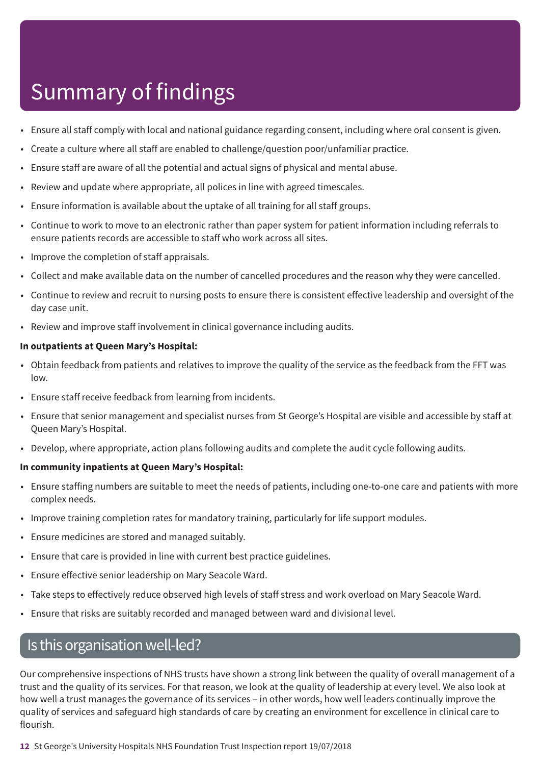# Summary of findings

- Ensure all staff comply with local and national guidance regarding consent, including where oral consent is given.
- Create a culture where all staff are enabled to challenge/question poor/unfamiliar practice.
- Ensure staff are aware of all the potential and actual signs of physical and mental abuse.
- Review and update where appropriate, all polices in line with agreed timescales.
- Ensure information is available about the uptake of all training for all staff groups.
- Continue to work to move to an electronic rather than paper system for patient information including referrals to ensure patients records are accessible to staff who work across all sites.
- Improve the completion of staff appraisals.
- Collect and make available data on the number of cancelled procedures and the reason why they were cancelled.
- Continue to review and recruit to nursing posts to ensure there is consistent effective leadership and oversight of the day case unit.
- Review and improve staff involvement in clinical governance including audits.

**In outpatients at Queen Mary's Hospital:**

- Obtain feedback from patients and relatives to improve the quality of the service as the feedback from the FFT was low.
- Ensure staff receive feedback from learning from incidents.
- Ensure that senior management and specialist nurses from St George's Hospital are visible and accessible by staff at Queen Mary's Hospital.
- Develop, where appropriate, action plans following audits and complete the audit cycle following audits.

**In community inpatients at Queen Mary's Hospital:**

- Ensure staffing numbers are suitable to meet the needs of patients, including one-to-one care and patients with more complex needs.
- Improve training completion rates for mandatory training, particularly for life support modules.
- Ensure medicines are stored and managed suitably.
- Ensure that care is provided in line with current best practice guidelines.
- Ensure effective senior leadership on Mary Seacole Ward.
- Take steps to effectively reduce observed high levels of staff stress and work overload on Mary Seacole Ward.
- Ensure that risks are suitably recorded and managed between ward and divisional level.

## Is this organisation well-led?

Our comprehensive inspections of NHS trusts have shown a strong link between the quality of overall management of a trust and the quality of its services. For that reason, we look at the quality of leadership at every level. We also look at how well a trust manages the governance of its services – in other words, how well leaders continually improve the quality of services and safeguard high standards of care by creating an environment for excellence in clinical care to flourish.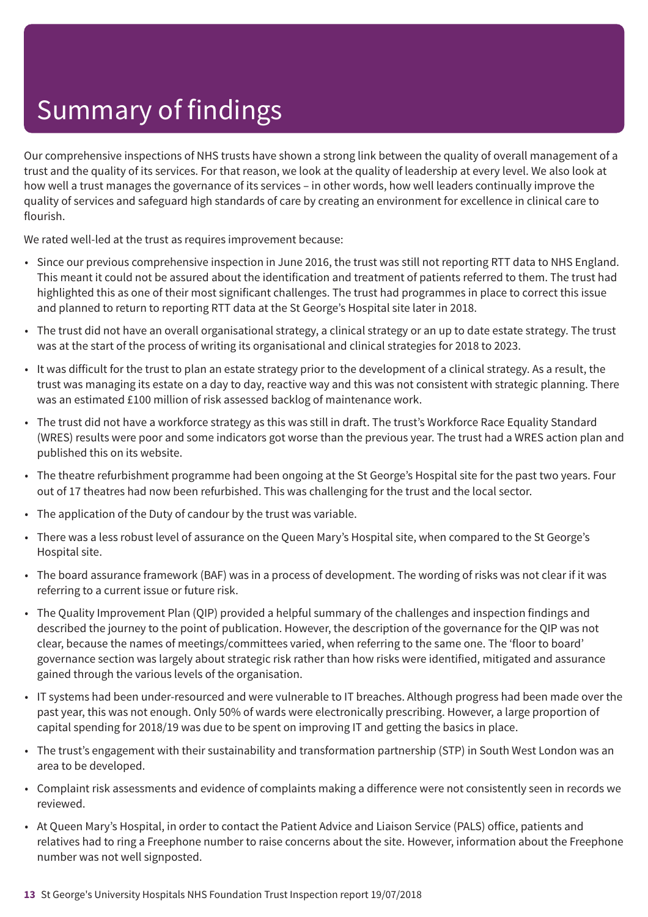# Summary of findings

Our comprehensive inspections of NHS trusts have shown a strong link between the quality of overall management of a trust and the quality of its services. For that reason, we look at the quality of leadership at every level. We also look at how well a trust manages the governance of its services – in other words, how well leaders continually improve the quality of services and safeguard high standards of care by creating an environment for excellence in clinical care to flourish.

We rated well-led at the trust as requires improvement because:

- Since our previous comprehensive inspection in June 2016, the trust was still not reporting RTT data to NHS England. This meant it could not be assured about the identification and treatment of patients referred to them. The trust had highlighted this as one of their most significant challenges. The trust had programmes in place to correct this issue and planned to return to reporting RTT data at the St George's Hospital site later in 2018.
- The trust did not have an overall organisational strategy, a clinical strategy or an up to date estate strategy. The trust was at the start of the process of writing its organisational and clinical strategies for 2018 to 2023.
- It was difficult for the trust to plan an estate strategy prior to the development of a clinical strategy. As a result, the trust was managing its estate on a day to day, reactive way and this was not consistent with strategic planning. There was an estimated £100 million of risk assessed backlog of maintenance work.
- The trust did not have a workforce strategy as this was still in draft. The trust's Workforce Race Equality Standard (WRES) results were poor and some indicators got worse than the previous year. The trust had a WRES action plan and published this on its website.
- The theatre refurbishment programme had been ongoing at the St George's Hospital site for the past two years. Four out of 17 theatres had now been refurbished. This was challenging for the trust and the local sector.
- The application of the Duty of candour by the trust was variable.
- There was a less robust level of assurance on the Queen Mary's Hospital site, when compared to the St George's Hospital site.
- The board assurance framework (BAF) was in a process of development. The wording of risks was not clear if it was referring to a current issue or future risk.
- The Quality Improvement Plan (QIP) provided a helpful summary of the challenges and inspection findings and described the journey to the point of publication. However, the description of the governance for the QIP was not clear, because the names of meetings/committees varied, when referring to the same one. The 'floor to board' governance section was largely about strategic risk rather than how risks were identified, mitigated and assurance gained through the various levels of the organisation.
- IT systems had been under-resourced and were vulnerable to IT breaches. Although progress had been made over the past year, this was not enough. Only 50% of wards were electronically prescribing. However, a large proportion of capital spending for 2018/19 was due to be spent on improving IT and getting the basics in place.
- The trust's engagement with their sustainability and transformation partnership (STP) in South West London was an area to be developed.
- Complaint risk assessments and evidence of complaints making a difference were not consistently seen in records we reviewed.
- At Queen Mary's Hospital, in order to contact the Patient Advice and Liaison Service (PALS) office, patients and relatives had to ring a Freephone number to raise concerns about the site. However, information about the Freephone number was not well signposted.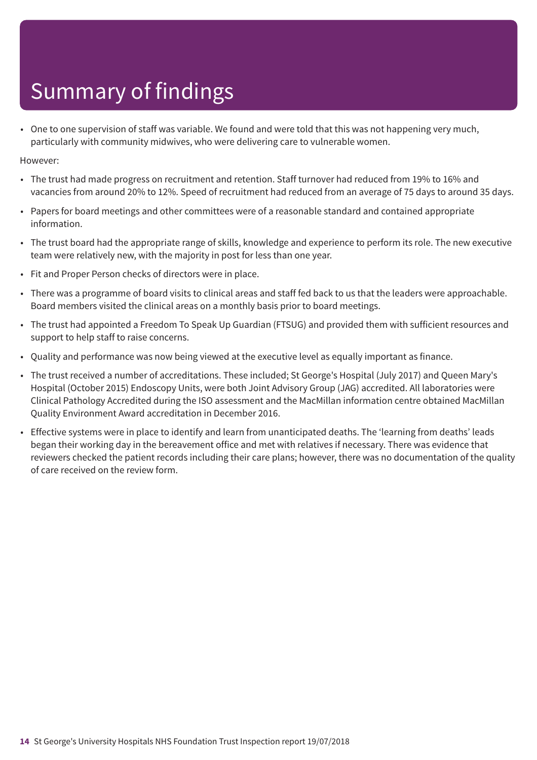# Summary of findings

- One to one supervision of staff was variable. We found and were told that this was not happening very much, particularly with community midwives, who were delivering care to vulnerable women.

However:

- The trust had made progress on recruitment and retention. Staff turnover had reduced from 19% to 16% and vacancies from around 20% to 12%. Speed of recruitment had reduced from an average of 75 days to around 35 days.
- Papers for board meetings and other committees were of a reasonable standard and contained appropriate information.
- The trust board had the appropriate range of skills, knowledge and experience to perform its role. The new executive team were relatively new, with the majority in post for less than one year.
- Fit and Proper Person checks of directors were in place.
- There was a programme of board visits to clinical areas and staff fed back to us that the leaders were approachable. Board members visited the clinical areas on a monthly basis prior to board meetings.
- The trust had appointed a Freedom To Speak Up Guardian (FTSUG) and provided them with sufficient resources and support to help staff to raise concerns.
- Quality and performance was now being viewed at the executive level as equally important as finance.
- The trust received a number of accreditations. These included; St George's Hospital (July 2017) and Queen Mary's Hospital (October 2015) Endoscopy Units, were both Joint Advisory Group (JAG) accredited. All laboratories were Clinical Pathology Accredited during the ISO assessment and the MacMillan information centre obtained MacMillan Quality Environment Award accreditation in December 2016.
- Effective systems were in place to identify and learn from unanticipated deaths. The 'learning from deaths' leads began their working day in the bereavement office and met with relatives if necessary. There was evidence that reviewers checked the patient records including their care plans; however, there was no documentation of the quality of care received on the review form.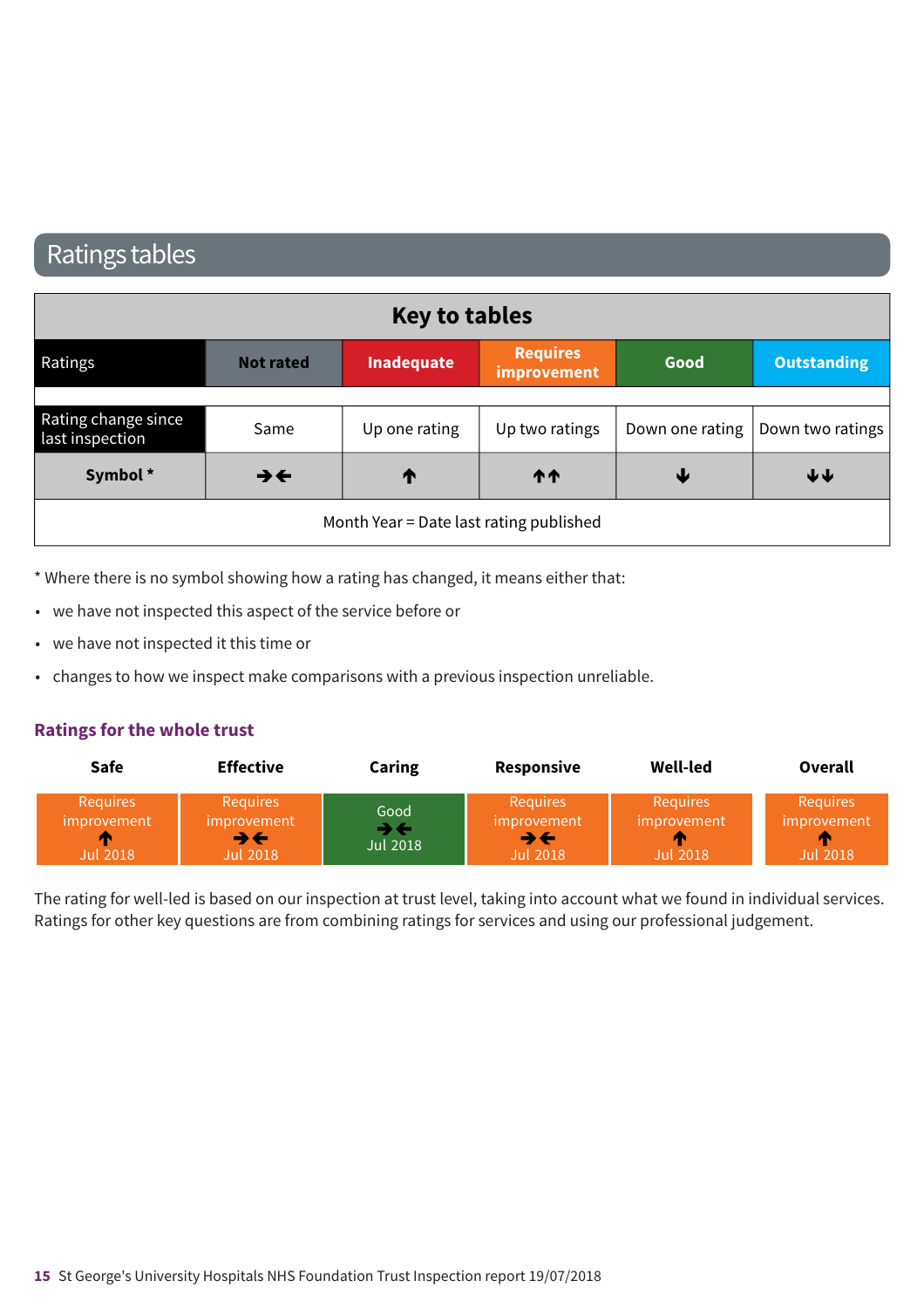## Ratings tables

| Key to tables | | | | | |
|---|---|---|---|---|---|
| Ratings | Not rated | Inadequate | Requires improvement | Good | Outstanding |
| Rating change since last inspection | Same | Up one rating | Up two ratings | Down one rating | Down two ratings |
| Symbol * | →← | ↑ | ↑↑ | ↓ | ↓↓ |
| Month Year = Date last rating published | | | | | |

* Where there is no symbol showing how a rating has changed, it means either that:

- we have not inspected this aspect of the service before or
- we have not inspected it this time or
- changes to how we inspect make comparisons with a previous inspection unreliable.

### Ratings for the whole trust

| Safe | Effective | Caring | Responsive | Well-led | Overall |
|---|---|---|---|---|---|
| Requires improvement ↑ Jul 2018 | Requires improvement →← Jul 2018 | Good →← Jul 2018 | Requires improvement →← Jul 2018 | Requires improvement ↑ Jul 2018 | Requires improvement ↑ Jul 2018 |

The rating for well-led is based on our inspection at trust level, taking into account what we found in individual services. Ratings for other key questions are from combining ratings for services and using our professional judgement.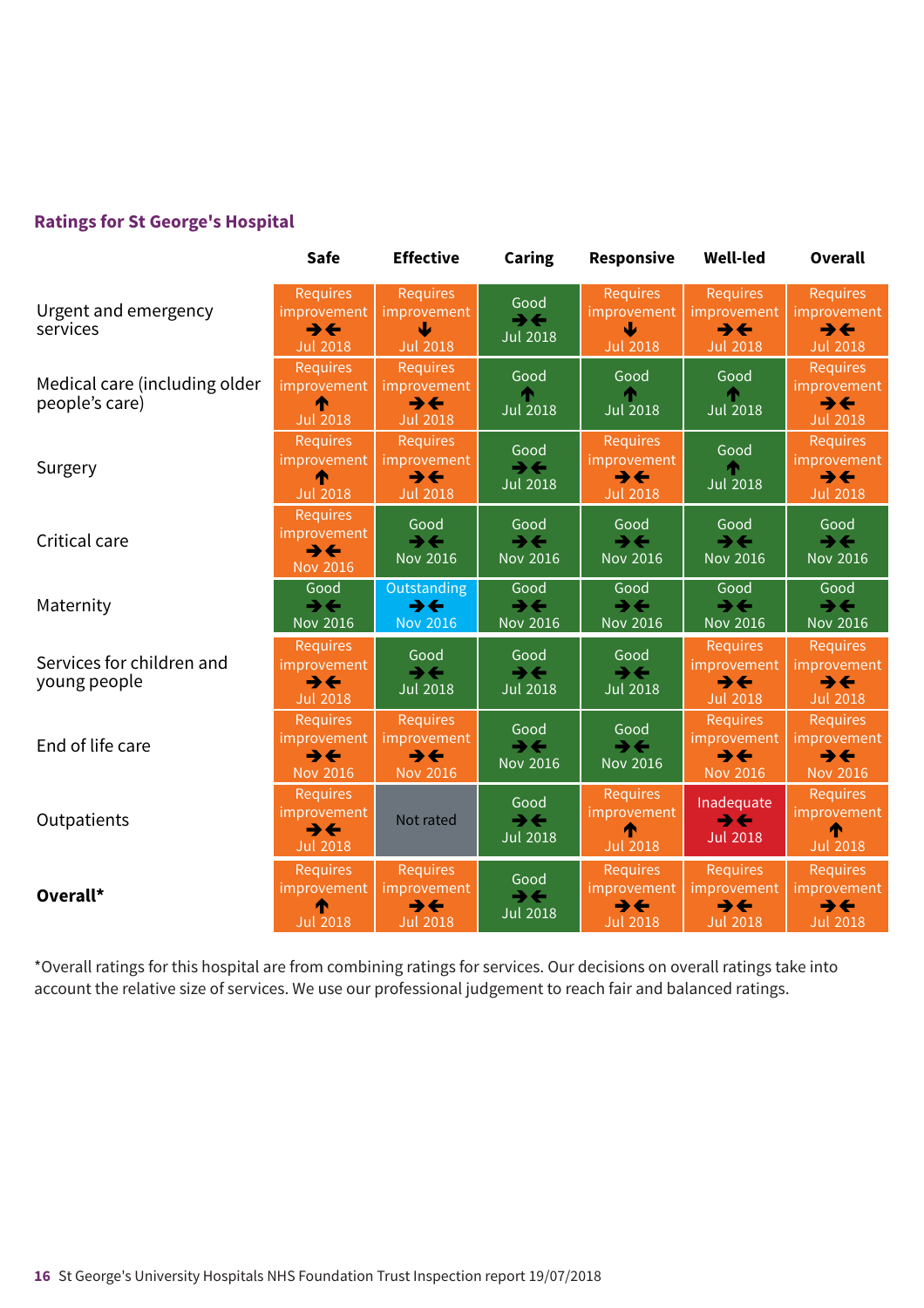## Ratings for St George's Hospital

| | Safe | Effective | Caring | Responsive | Well-led | Overall |
|---|---|---|---|---|---|---|
| Urgent and emergency services | Requires improvement ➔⬅ Jul 2018 | Requires improvement ⬇ Jul 2018 | Good ➔⬅ Jul 2018 | Requires improvement ⬇ Jul 2018 | Requires improvement ➔⬅ Jul 2018 | Requires improvement ➔⬅ Jul 2018 |
| Medical care (including older people's care) | Requires improvement ⬆ Jul 2018 | Requires improvement ➔⬅ Jul 2018 | Good ➔⬅ Jul 2018 | Good ⬆ Jul 2018 | Good ⬆ Jul 2018 | Requires improvement ➔⬅ Jul 2018 |
| Surgery | Requires improvement ⬆ Jul 2018 | Requires improvement ➔⬅ Jul 2018 | Good ➔⬅ Jul 2018 | Requires improvement ➔⬅ Jul 2018 | Good ⬆ Jul 2018 | Requires improvement ➔⬅ Jul 2018 |
| Critical care | Requires improvement ➔⬅ Nov 2016 | Good ➔⬅ Nov 2016 | Good ➔⬅ Nov 2016 | Good ➔⬅ Nov 2016 | Good ➔⬅ Nov 2016 | Good ➔⬅ Nov 2016 |
| Maternity | Good ➔⬅ Nov 2016 | Outstanding ➔⬅ Nov 2016 | Good ➔⬅ Nov 2016 | Good ➔⬅ Nov 2016 | Good ➔⬅ Nov 2016 | Good ➔⬅ Nov 2016 |
| Services for children and young people | Requires improvement ➔⬅ Jul 2018 | Good ➔⬅ Jul 2018 | Good ➔⬅ Jul 2018 | Good ➔⬅ Jul 2018 | Requires improvement ➔⬅ Jul 2018 | Requires improvement ➔⬅ Jul 2018 |
| End of life care | Requires improvement ➔⬅ Nov 2016 | Requires improvement ➔⬅ Nov 2016 | Good ➔⬅ Nov 2016 | Good ➔⬅ Nov 2016 | Requires improvement ➔⬅ Nov 2016 | Requires improvement ➔⬅ Nov 2016 |
| Outpatients | Requires improvement ➔⬅ Jul 2018 | Not rated | Good ➔⬅ Jul 2018 | Requires improvement ⬆ Jul 2018 | Inadequate ➔⬅ Jul 2018 | Requires improvement ⬆ Jul 2018 |
| **Overall*** | Requires improvement ⬆ Jul 2018 | Requires improvement ➔⬅ Jul 2018 | Good ➔⬅ Jul 2018 | Requires improvement ➔⬅ Jul 2018 | Requires improvement ➔⬅ Jul 2018 | Requires improvement ➔⬅ Jul 2018 |

*Overall ratings for this hospital are from combining ratings for services. Our decisions on overall ratings take into account the relative size of services. We use our professional judgement to reach fair and balanced ratings.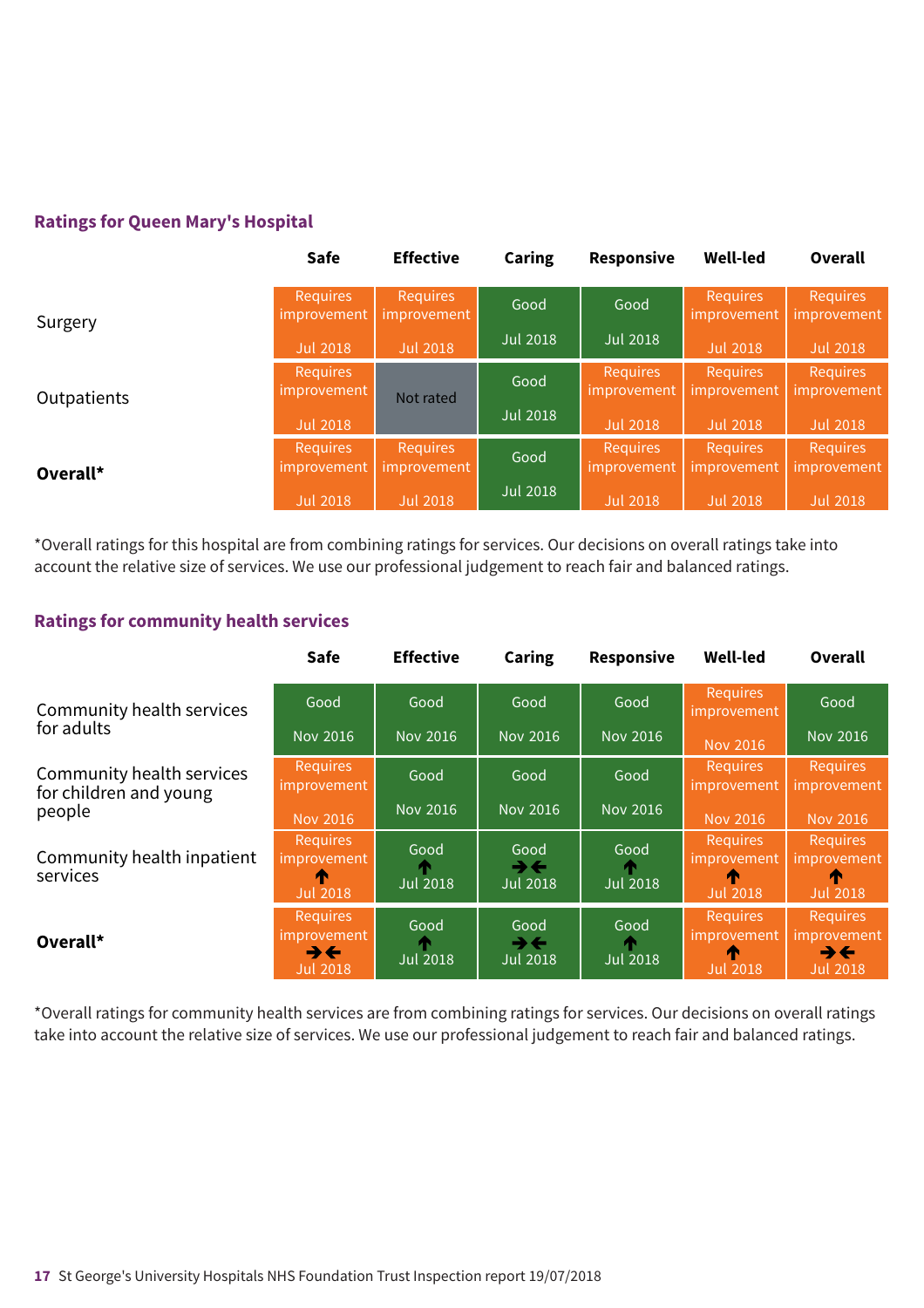## Ratings for Queen Mary's Hospital

| | Safe | Effective | Caring | Responsive | Well-led | Overall |
|---|---|---|---|---|---|---|
| Surgery | Requires improvement Jul 2018 | Requires improvement Jul 2018 | Good Jul 2018 | Good Jul 2018 | Requires improvement Jul 2018 | Requires improvement Jul 2018 |
| Outpatients | Requires improvement Jul 2018 | Not rated | Good Jul 2018 | Requires improvement Jul 2018 | Requires improvement Jul 2018 | Requires improvement Jul 2018 |
| **Overall*** | Requires improvement Jul 2018 | Requires improvement Jul 2018 | Good Jul 2018 | Requires improvement Jul 2018 | Requires improvement Jul 2018 | Requires improvement Jul 2018 |

*Overall ratings for this hospital are from combining ratings for services. Our decisions on overall ratings take into account the relative size of services. We use our professional judgement to reach fair and balanced ratings.

## Ratings for community health services

| | Safe | Effective | Caring | Responsive | Well-led | Overall |
|---|---|---|---|---|---|---|
| Community health services for adults | Good Nov 2016 | Good Nov 2016 | Good Nov 2016 | Good Nov 2016 | Requires improvement Nov 2016 | Good Nov 2016 |
| Community health services for children and young people | Requires improvement Nov 2016 | Good Nov 2016 | Good Nov 2016 | Good Nov 2016 | Requires improvement Nov 2016 | Requires improvement Nov 2016 |
| Community health inpatient services | Requires improvement ↑ Jul 2018 | Good ↑ Jul 2018 | Good →← Jul 2018 | Good ↑ Jul 2018 | Requires improvement ↑ Jul 2018 | Requires improvement ↑ Jul 2018 |
| **Overall*** | Requires improvement →← Jul 2018 | Good ↑ Jul 2018 | Good →← Jul 2018 | Good ↑ Jul 2018 | Requires improvement ↑ Jul 2018 | Requires improvement →← Jul 2018 |

*Overall ratings for community health services are from combining ratings for services. Our decisions on overall ratings take into account the relative size of services. We use our professional judgement to reach fair and balanced ratings.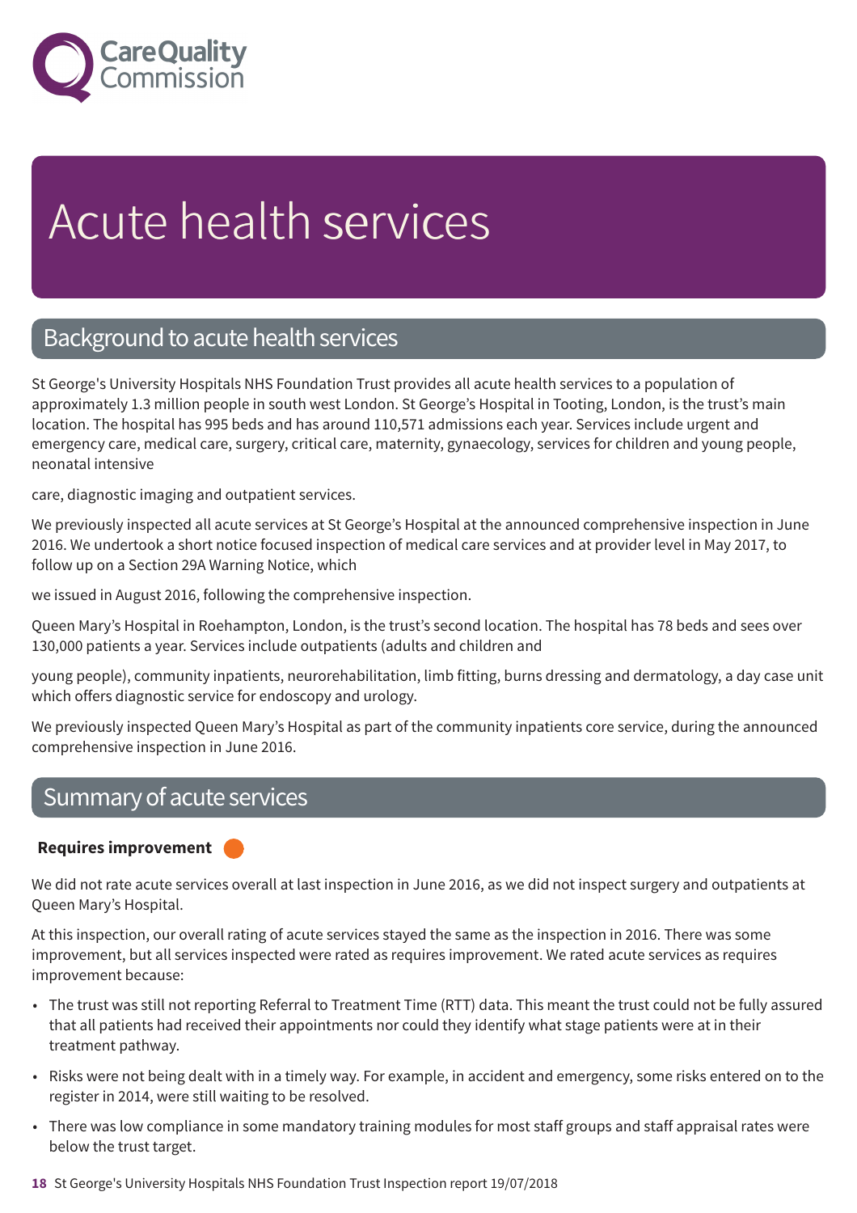# Acute health services

## Background to acute health services

St George's University Hospitals NHS Foundation Trust provides all acute health services to a population of approximately 1.3 million people in south west London. St George's Hospital in Tooting, London, is the trust's main location. The hospital has 995 beds and has around 110,571 admissions each year. Services include urgent and emergency care, medical care, surgery, critical care, maternity, gynaecology, services for children and young people, neonatal intensive care, diagnostic imaging and outpatient services.

We previously inspected all acute services at St George's Hospital at the announced comprehensive inspection in June 2016. We undertook a short notice focused inspection of medical care services and at provider level in May 2017, to follow up on a Section 29A Warning Notice, which we issued in August 2016, following the comprehensive inspection.

Queen Mary's Hospital in Roehampton, London, is the trust's second location. The hospital has 78 beds and sees over 130,000 patients a year. Services include outpatients (adults and children and young people), community inpatients, neurorehabilitation, limb fitting, burns dressing and dermatology, a day case unit which offers diagnostic service for endoscopy and urology.

We previously inspected Queen Mary's Hospital as part of the community inpatients core service, during the announced comprehensive inspection in June 2016.

## Summary of acute services

**Requires improvement**

We did not rate acute services overall at last inspection in June 2016, as we did not inspect surgery and outpatients at Queen Mary's Hospital.

At this inspection, our overall rating of acute services stayed the same as the inspection in 2016. There was some improvement, but all services inspected were rated as requires improvement. We rated acute services as requires improvement because:

- The trust was still not reporting Referral to Treatment Time (RTT) data. This meant the trust could not be fully assured that all patients had received their appointments nor could they identify what stage patients were at in their treatment pathway.
- Risks were not being dealt with in a timely way. For example, in accident and emergency, some risks entered on to the register in 2014, were still waiting to be resolved.
- There was low compliance in some mandatory training modules for most staff groups and staff appraisal rates were below the trust target.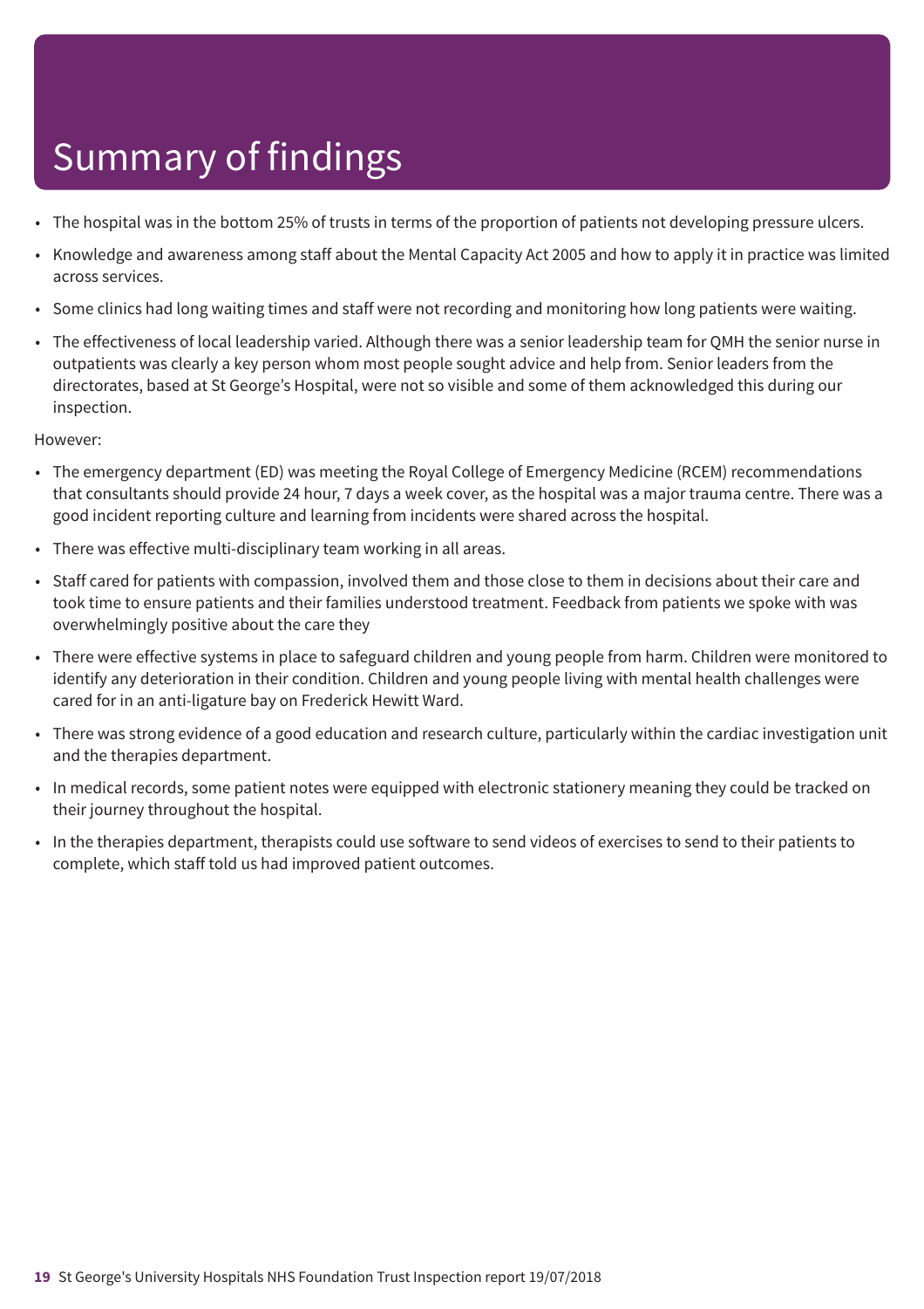# Summary of findings

- The hospital was in the bottom 25% of trusts in terms of the proportion of patients not developing pressure ulcers.
- Knowledge and awareness among staff about the Mental Capacity Act 2005 and how to apply it in practice was limited across services.
- Some clinics had long waiting times and staff were not recording and monitoring how long patients were waiting.
- The effectiveness of local leadership varied. Although there was a senior leadership team for QMH the senior nurse in outpatients was clearly a key person whom most people sought advice and help from. Senior leaders from the directorates, based at St George's Hospital, were not so visible and some of them acknowledged this during our inspection.

However:

- The emergency department (ED) was meeting the Royal College of Emergency Medicine (RCEM) recommendations that consultants should provide 24 hour, 7 days a week cover, as the hospital was a major trauma centre. There was a good incident reporting culture and learning from incidents were shared across the hospital.
- There was effective multi-disciplinary team working in all areas.
- Staff cared for patients with compassion, involved them and those close to them in decisions about their care and took time to ensure patients and their families understood treatment. Feedback from patients we spoke with was overwhelmingly positive about the care they
- There were effective systems in place to safeguard children and young people from harm. Children were monitored to identify any deterioration in their condition. Children and young people living with mental health challenges were cared for in an anti-ligature bay on Frederick Hewitt Ward.
- There was strong evidence of a good education and research culture, particularly within the cardiac investigation unit and the therapies department.
- In medical records, some patient notes were equipped with electronic stationery meaning they could be tracked on their journey throughout the hospital.
- In the therapies department, therapists could use software to send videos of exercises to send to their patients to complete, which staff told us had improved patient outcomes.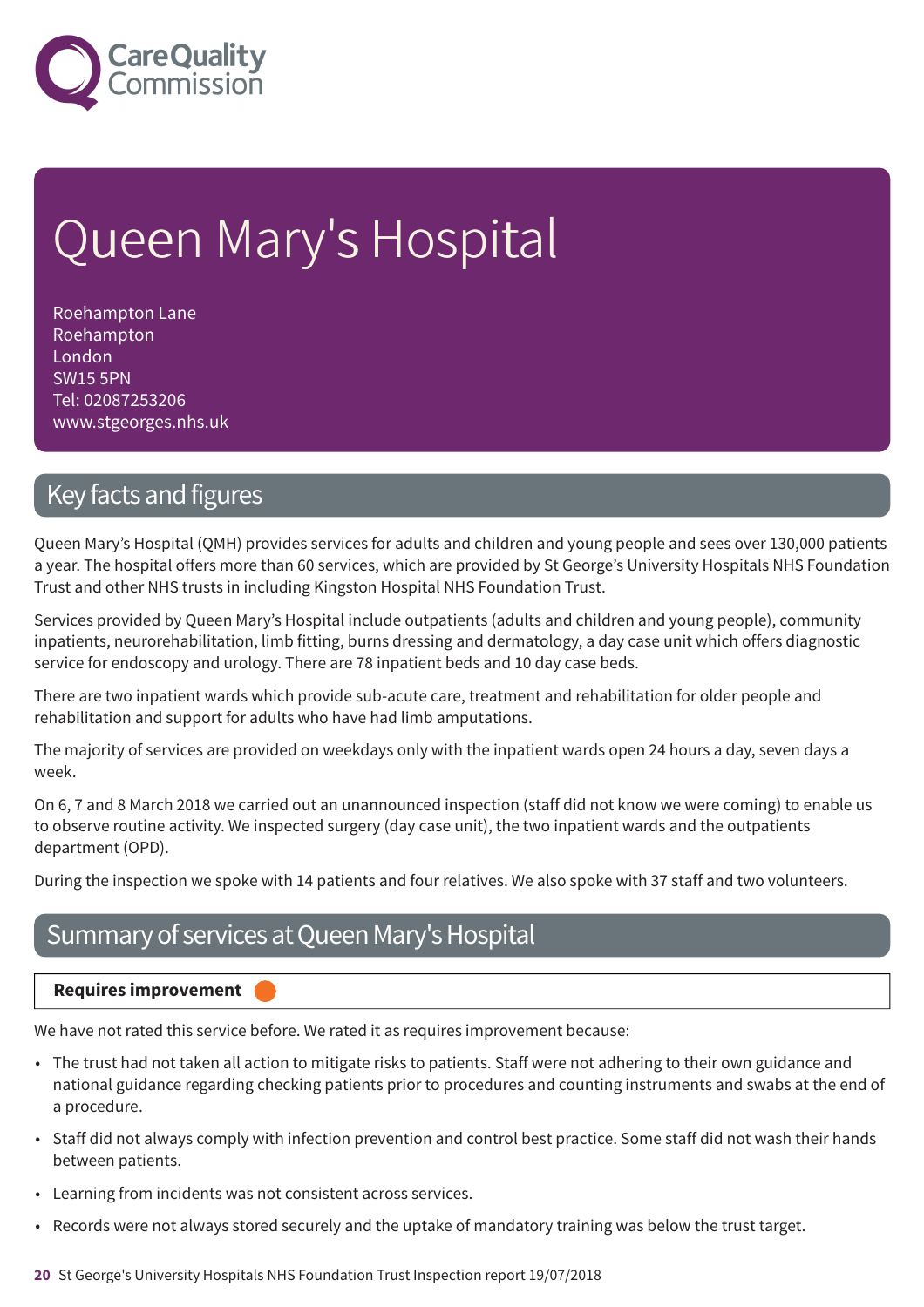# Queen Mary's Hospital

Roehampton Lane
Roehampton
London
SW15 5PN
Tel: 02087253206
www.stgeorges.nhs.uk

## Key facts and figures

Queen Mary's Hospital (QMH) provides services for adults and children and young people and sees over 130,000 patients a year. The hospital offers more than 60 services, which are provided by St George's University Hospitals NHS Foundation Trust and other NHS trusts in including Kingston Hospital NHS Foundation Trust.

Services provided by Queen Mary's Hospital include outpatients (adults and children and young people), community inpatients, neurorehabilitation, limb fitting, burns dressing and dermatology, a day case unit which offers diagnostic service for endoscopy and urology. There are 78 inpatient beds and 10 day case beds.

There are two inpatient wards which provide sub-acute care, treatment and rehabilitation for older people and rehabilitation and support for adults who have had limb amputations.

The majority of services are provided on weekdays only with the inpatient wards open 24 hours a day, seven days a week.

On 6, 7 and 8 March 2018 we carried out an unannounced inspection (staff did not know we were coming) to enable us to observe routine activity. We inspected surgery (day case unit), the two inpatient wards and the outpatients department (OPD).

During the inspection we spoke with 14 patients and four relatives. We also spoke with 37 staff and two volunteers.

## Summary of services at Queen Mary's Hospital

**Requires improvement**

We have not rated this service before. We rated it as requires improvement because:

- The trust had not taken all action to mitigate risks to patients. Staff were not adhering to their own guidance and national guidance regarding checking patients prior to procedures and counting instruments and swabs at the end of a procedure.
- Staff did not always comply with infection prevention and control best practice. Some staff did not wash their hands between patients.
- Learning from incidents was not consistent across services.
- Records were not always stored securely and the uptake of mandatory training was below the trust target.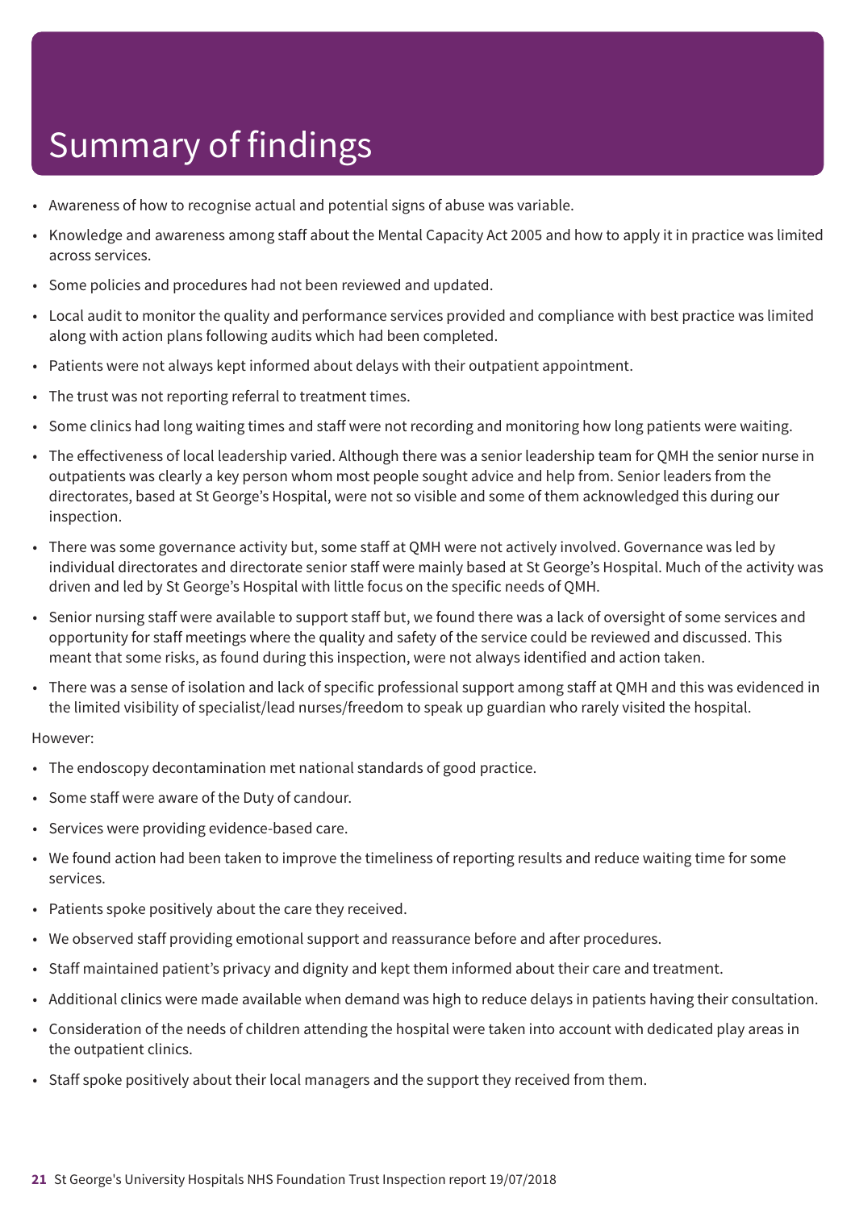# Summary of findings

- Awareness of how to recognise actual and potential signs of abuse was variable.
- Knowledge and awareness among staff about the Mental Capacity Act 2005 and how to apply it in practice was limited across services.
- Some policies and procedures had not been reviewed and updated.
- Local audit to monitor the quality and performance services provided and compliance with best practice was limited along with action plans following audits which had been completed.
- Patients were not always kept informed about delays with their outpatient appointment.
- The trust was not reporting referral to treatment times.
- Some clinics had long waiting times and staff were not recording and monitoring how long patients were waiting.
- The effectiveness of local leadership varied. Although there was a senior leadership team for QMH the senior nurse in outpatients was clearly a key person whom most people sought advice and help from. Senior leaders from the directorates, based at St George's Hospital, were not so visible and some of them acknowledged this during our inspection.
- There was some governance activity but, some staff at QMH were not actively involved. Governance was led by individual directorates and directorate senior staff were mainly based at St George's Hospital. Much of the activity was driven and led by St George's Hospital with little focus on the specific needs of QMH.
- Senior nursing staff were available to support staff but, we found there was a lack of oversight of some services and opportunity for staff meetings where the quality and safety of the service could be reviewed and discussed. This meant that some risks, as found during this inspection, were not always identified and action taken.
- There was a sense of isolation and lack of specific professional support among staff at QMH and this was evidenced in the limited visibility of specialist/lead nurses/freedom to speak up guardian who rarely visited the hospital.

However:

- The endoscopy decontamination met national standards of good practice.
- Some staff were aware of the Duty of candour.
- Services were providing evidence-based care.
- We found action had been taken to improve the timeliness of reporting results and reduce waiting time for some services.
- Patients spoke positively about the care they received.
- We observed staff providing emotional support and reassurance before and after procedures.
- Staff maintained patient's privacy and dignity and kept them informed about their care and treatment.
- Additional clinics were made available when demand was high to reduce delays in patients having their consultation.
- Consideration of the needs of children attending the hospital were taken into account with dedicated play areas in the outpatient clinics.
- Staff spoke positively about their local managers and the support they received from them.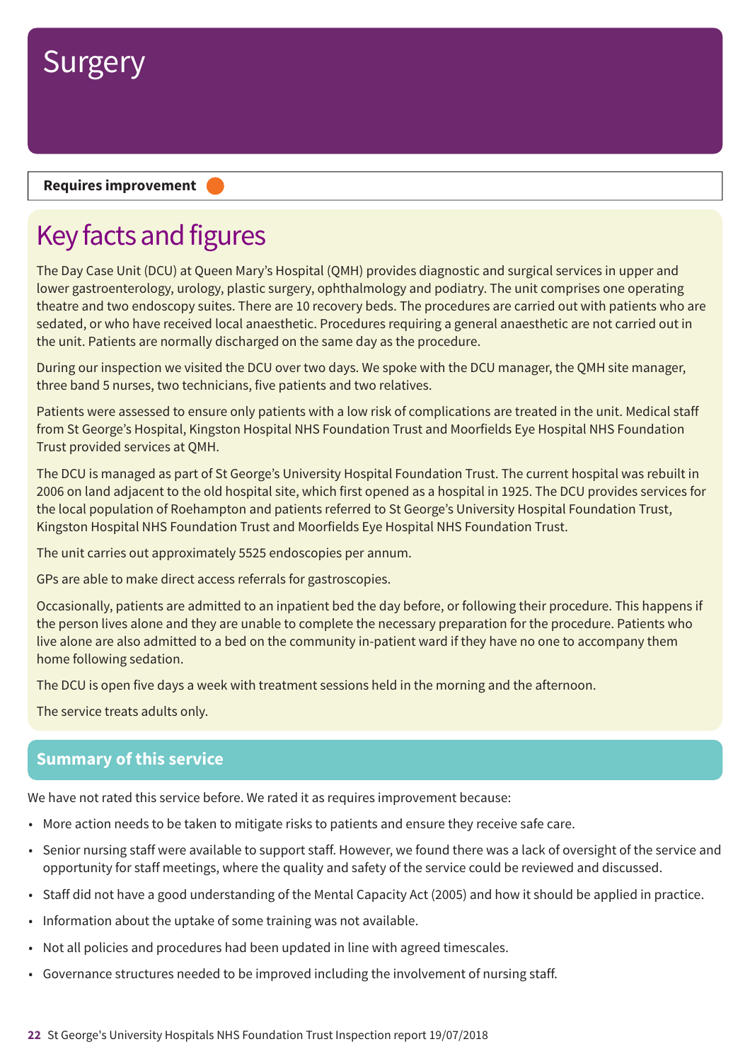# Surgery

**Requires improvement**

## Key facts and figures

The Day Case Unit (DCU) at Queen Mary's Hospital (QMH) provides diagnostic and surgical services in upper and lower gastroenterology, urology, plastic surgery, ophthalmology and podiatry. The unit comprises one operating theatre and two endoscopy suites. There are 10 recovery beds. The procedures are carried out with patients who are sedated, or who have received local anaesthetic. Procedures requiring a general anaesthetic are not carried out in the unit. Patients are normally discharged on the same day as the procedure.

During our inspection we visited the DCU over two days. We spoke with the DCU manager, the QMH site manager, three band 5 nurses, two technicians, five patients and two relatives.

Patients were assessed to ensure only patients with a low risk of complications are treated in the unit. Medical staff from St George's Hospital, Kingston Hospital NHS Foundation Trust and Moorfields Eye Hospital NHS Foundation Trust provided services at QMH.

The DCU is managed as part of St George's University Hospital Foundation Trust. The current hospital was rebuilt in 2006 on land adjacent to the old hospital site, which first opened as a hospital in 1925. The DCU provides services for the local population of Roehampton and patients referred to St George's University Hospital Foundation Trust, Kingston Hospital NHS Foundation Trust and Moorfields Eye Hospital NHS Foundation Trust.

The unit carries out approximately 5525 endoscopies per annum.

GPs are able to make direct access referrals for gastroscopies.

Occasionally, patients are admitted to an inpatient bed the day before, or following their procedure. This happens if the person lives alone and they are unable to complete the necessary preparation for the procedure. Patients who live alone are also admitted to a bed on the community in-patient ward if they have no one to accompany them home following sedation.

The DCU is open five days a week with treatment sessions held in the morning and the afternoon.

The service treats adults only.

## Summary of this service

We have not rated this service before. We rated it as requires improvement because:

- More action needs to be taken to mitigate risks to patients and ensure they receive safe care.
- Senior nursing staff were available to support staff. However, we found there was a lack of oversight of the service and opportunity for staff meetings, where the quality and safety of the service could be reviewed and discussed.
- Staff did not have a good understanding of the Mental Capacity Act (2005) and how it should be applied in practice.
- Information about the uptake of some training was not available.
- Not all policies and procedures had been updated in line with agreed timescales.
- Governance structures needed to be improved including the involvement of nursing staff.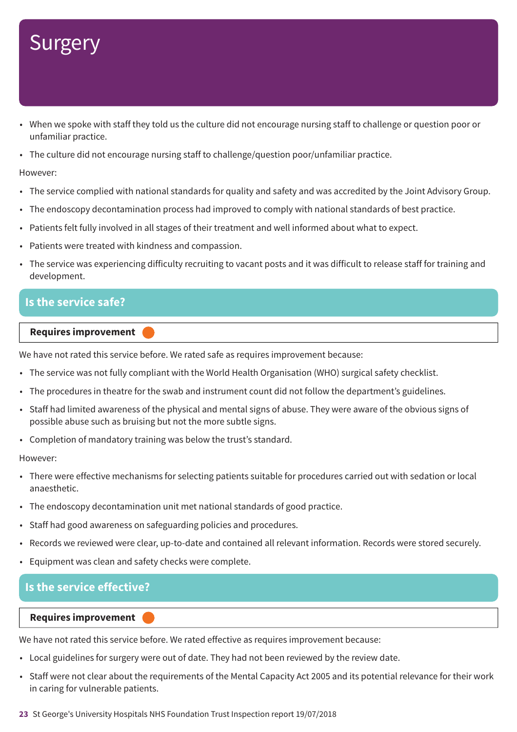# Surgery

- When we spoke with staff they told us the culture did not encourage nursing staff to challenge or question poor or unfamiliar practice.
- The culture did not encourage nursing staff to challenge/question poor/unfamiliar practice.

However:

- The service complied with national standards for quality and safety and was accredited by the Joint Advisory Group.
- The endoscopy decontamination process had improved to comply with national standards of best practice.
- Patients felt fully involved in all stages of their treatment and well informed about what to expect.
- Patients were treated with kindness and compassion.
- The service was experiencing difficulty recruiting to vacant posts and it was difficult to release staff for training and development.

## Is the service safe?

**Requires improvement**

We have not rated this service before. We rated safe as requires improvement because:

- The service was not fully compliant with the World Health Organisation (WHO) surgical safety checklist.
- The procedures in theatre for the swab and instrument count did not follow the department's guidelines.
- Staff had limited awareness of the physical and mental signs of abuse. They were aware of the obvious signs of possible abuse such as bruising but not the more subtle signs.
- Completion of mandatory training was below the trust's standard.

However:

- There were effective mechanisms for selecting patients suitable for procedures carried out with sedation or local anaesthetic.
- The endoscopy decontamination unit met national standards of good practice.
- Staff had good awareness on safeguarding policies and procedures.
- Records we reviewed were clear, up-to-date and contained all relevant information. Records were stored securely.
- Equipment was clean and safety checks were complete.

## Is the service effective?

**Requires improvement**

We have not rated this service before. We rated effective as requires improvement because:

- Local guidelines for surgery were out of date. They had not been reviewed by the review date.
- Staff were not clear about the requirements of the Mental Capacity Act 2005 and its potential relevance for their work in caring for vulnerable patients.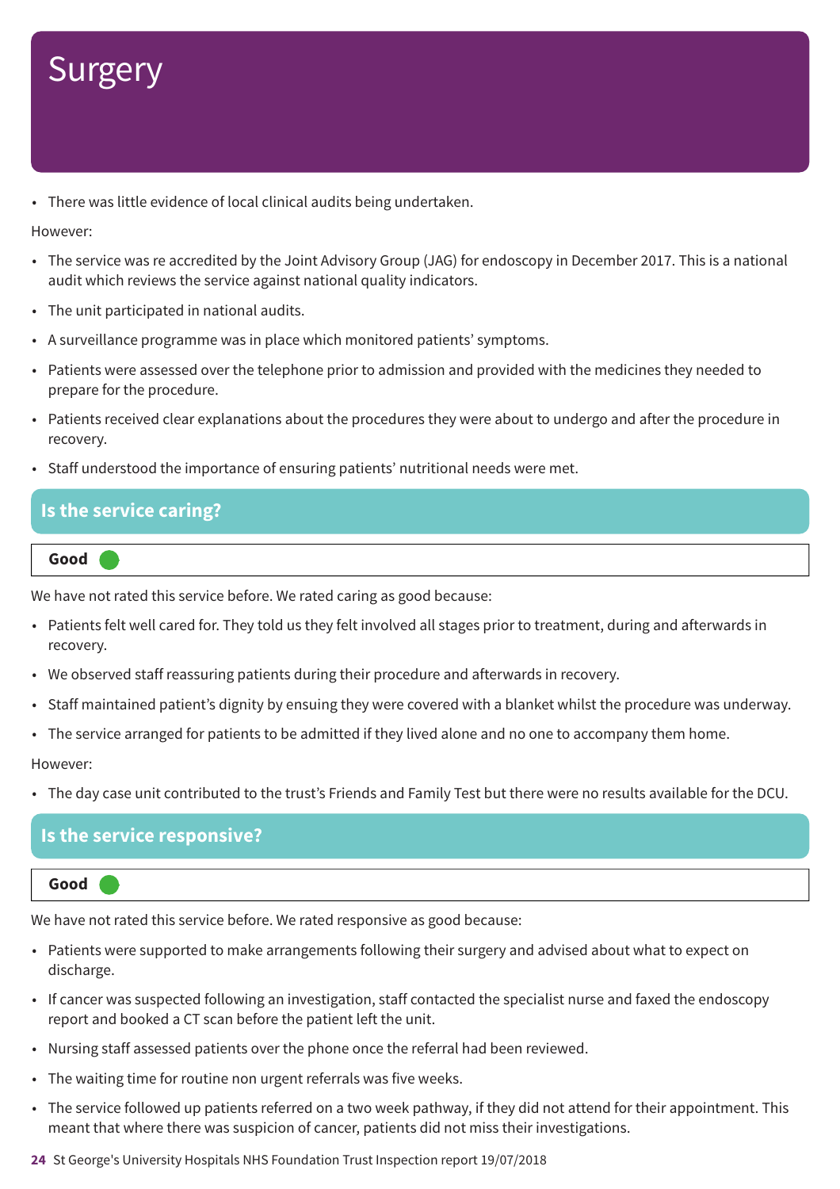# Surgery

- There was little evidence of local clinical audits being undertaken.

However:

- The service was re accredited by the Joint Advisory Group (JAG) for endoscopy in December 2017. This is a national audit which reviews the service against national quality indicators.
- The unit participated in national audits.
- A surveillance programme was in place which monitored patients' symptoms.
- Patients were assessed over the telephone prior to admission and provided with the medicines they needed to prepare for the procedure.
- Patients received clear explanations about the procedures they were about to undergo and after the procedure in recovery.
- Staff understood the importance of ensuring patients' nutritional needs were met.

## Is the service caring?

**Good**

We have not rated this service before. We rated caring as good because:

- Patients felt well cared for. They told us they felt involved all stages prior to treatment, during and afterwards in recovery.
- We observed staff reassuring patients during their procedure and afterwards in recovery.
- Staff maintained patient's dignity by ensuing they were covered with a blanket whilst the procedure was underway.
- The service arranged for patients to be admitted if they lived alone and no one to accompany them home.

However:

- The day case unit contributed to the trust's Friends and Family Test but there were no results available for the DCU.

## Is the service responsive?

**Good**

We have not rated this service before. We rated responsive as good because:

- Patients were supported to make arrangements following their surgery and advised about what to expect on discharge.
- If cancer was suspected following an investigation, staff contacted the specialist nurse and faxed the endoscopy report and booked a CT scan before the patient left the unit.
- Nursing staff assessed patients over the phone once the referral had been reviewed.
- The waiting time for routine non urgent referrals was five weeks.
- The service followed up patients referred on a two week pathway, if they did not attend for their appointment. This meant that where there was suspicion of cancer, patients did not miss their investigations.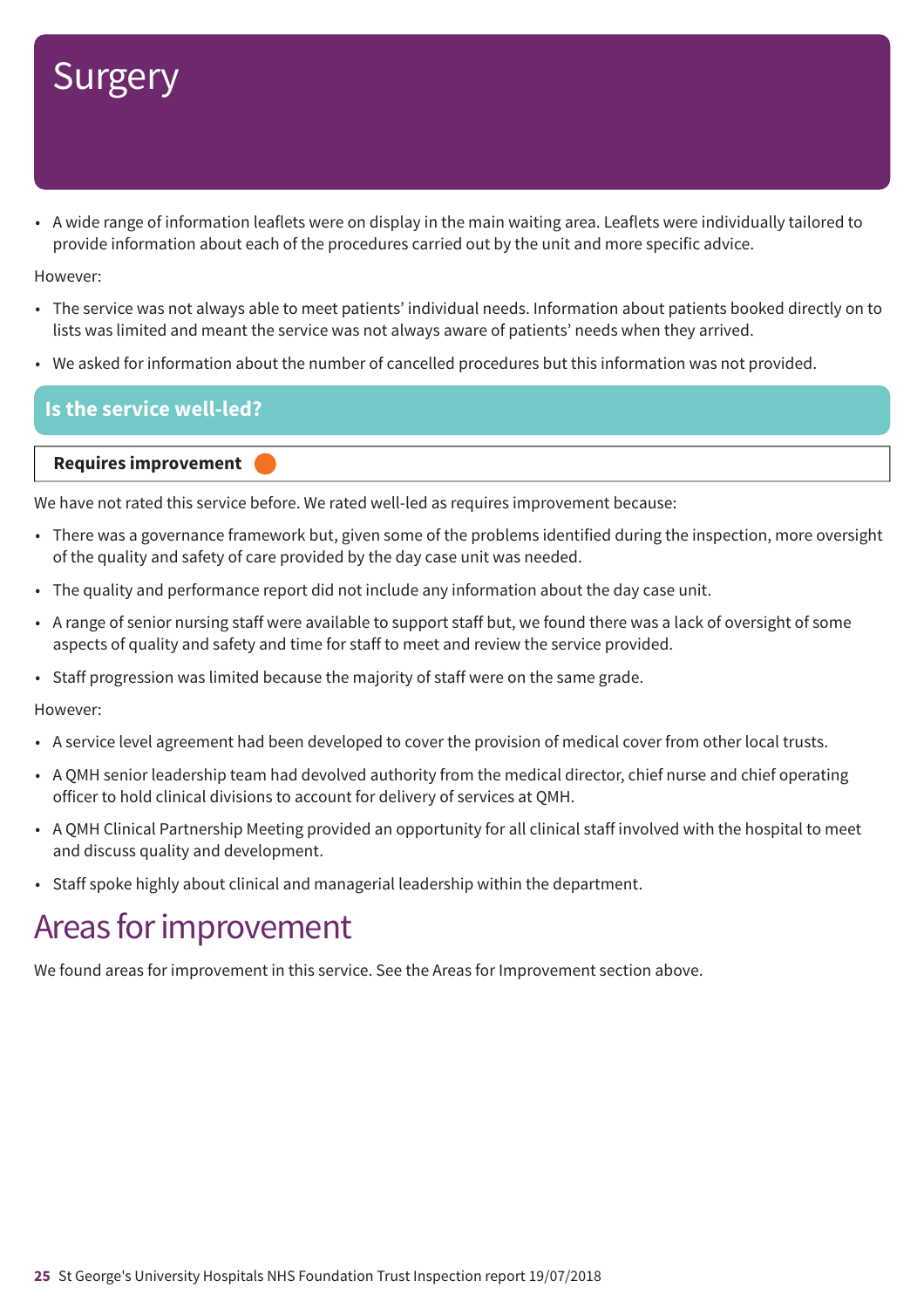# Surgery

- A wide range of information leaflets were on display in the main waiting area. Leaflets were individually tailored to provide information about each of the procedures carried out by the unit and more specific advice.

However:

- The service was not always able to meet patients' individual needs. Information about patients booked directly on to lists was limited and meant the service was not always aware of patients' needs when they arrived.
- We asked for information about the number of cancelled procedures but this information was not provided.

## Is the service well-led?

**Requires improvement**

We have not rated this service before. We rated well-led as requires improvement because:

- There was a governance framework but, given some of the problems identified during the inspection, more oversight of the quality and safety of care provided by the day case unit was needed.
- The quality and performance report did not include any information about the day case unit.
- A range of senior nursing staff were available to support staff but, we found there was a lack of oversight of some aspects of quality and safety and time for staff to meet and review the service provided.
- Staff progression was limited because the majority of staff were on the same grade.

However:

- A service level agreement had been developed to cover the provision of medical cover from other local trusts.
- A QMH senior leadership team had devolved authority from the medical director, chief nurse and chief operating officer to hold clinical divisions to account for delivery of services at QMH.
- A QMH Clinical Partnership Meeting provided an opportunity for all clinical staff involved with the hospital to meet and discuss quality and development.
- Staff spoke highly about clinical and managerial leadership within the department.

# Areas for improvement

We found areas for improvement in this service. See the Areas for Improvement section above.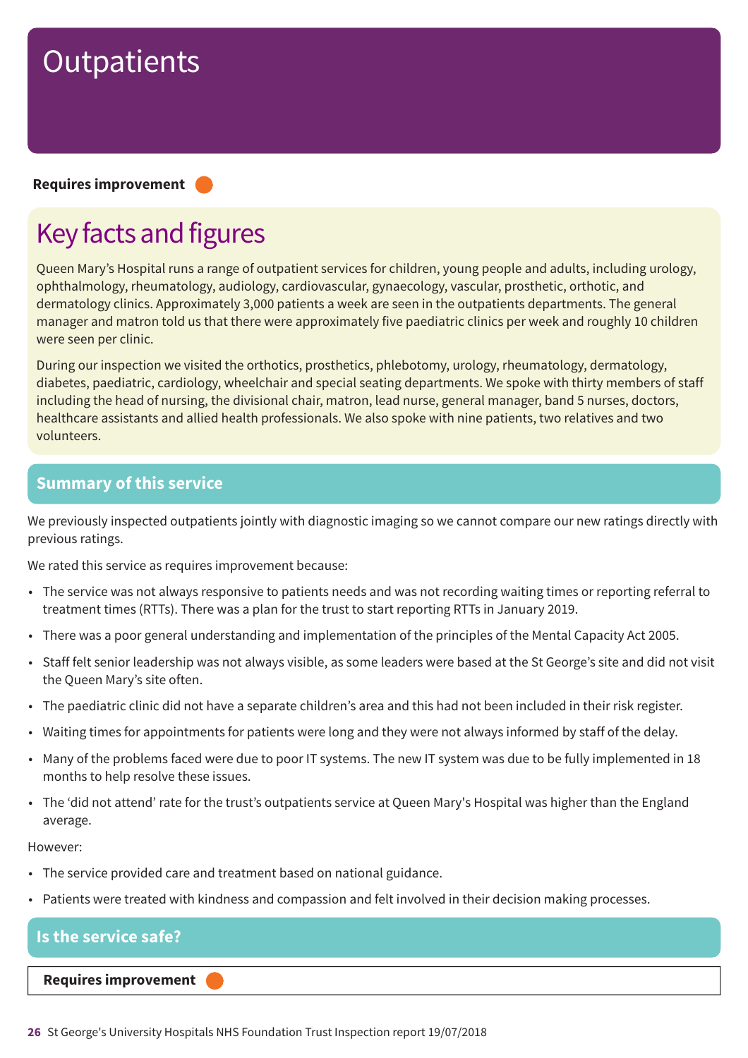# Outpatients

**Requires improvement**

## Key facts and figures

Queen Mary's Hospital runs a range of outpatient services for children, young people and adults, including urology, ophthalmology, rheumatology, audiology, cardiovascular, gynaecology, vascular, prosthetic, orthotic, and dermatology clinics. Approximately 3,000 patients a week are seen in the outpatients departments. The general manager and matron told us that there were approximately five paediatric clinics per week and roughly 10 children were seen per clinic.

During our inspection we visited the orthotics, prosthetics, phlebotomy, urology, rheumatology, dermatology, diabetes, paediatric, cardiology, wheelchair and special seating departments. We spoke with thirty members of staff including the head of nursing, the divisional chair, matron, lead nurse, general manager, band 5 nurses, doctors, healthcare assistants and allied health professionals. We also spoke with nine patients, two relatives and two volunteers.

## Summary of this service

We previously inspected outpatients jointly with diagnostic imaging so we cannot compare our new ratings directly with previous ratings.

We rated this service as requires improvement because:

- The service was not always responsive to patients needs and was not recording waiting times or reporting referral to treatment times (RTTs). There was a plan for the trust to start reporting RTTs in January 2019.
- There was a poor general understanding and implementation of the principles of the Mental Capacity Act 2005.
- Staff felt senior leadership was not always visible, as some leaders were based at the St George's site and did not visit the Queen Mary's site often.
- The paediatric clinic did not have a separate children's area and this had not been included in their risk register.
- Waiting times for appointments for patients were long and they were not always informed by staff of the delay.
- Many of the problems faced were due to poor IT systems. The new IT system was due to be fully implemented in 18 months to help resolve these issues.
- The 'did not attend' rate for the trust's outpatients service at Queen Mary's Hospital was higher than the England average.

However:

- The service provided care and treatment based on national guidance.
- Patients were treated with kindness and compassion and felt involved in their decision making processes.

## Is the service safe?

**Requires improvement**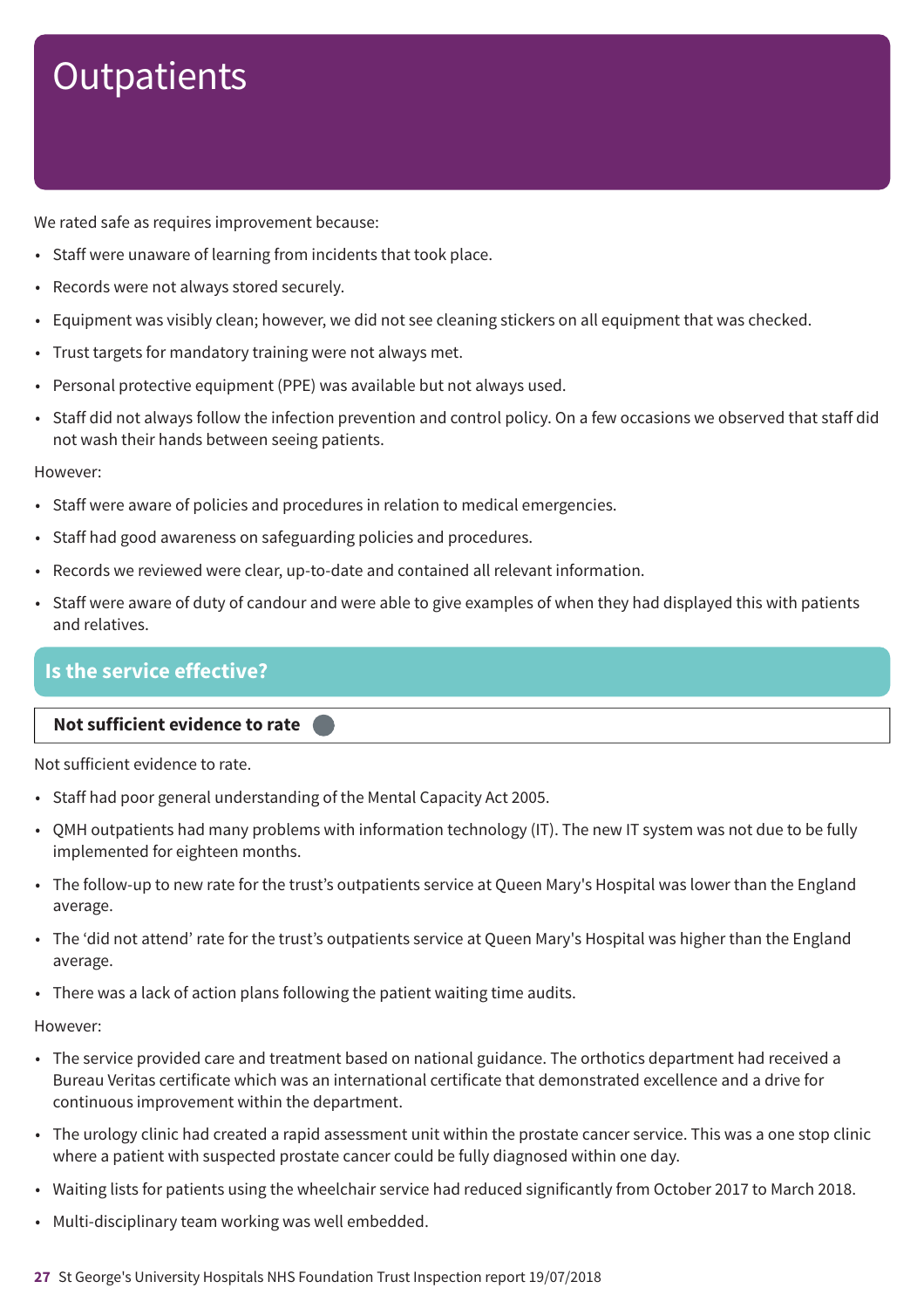# Outpatients

We rated safe as requires improvement because:

- Staff were unaware of learning from incidents that took place.
- Records were not always stored securely.
- Equipment was visibly clean; however, we did not see cleaning stickers on all equipment that was checked.
- Trust targets for mandatory training were not always met.
- Personal protective equipment (PPE) was available but not always used.
- Staff did not always follow the infection prevention and control policy. On a few occasions we observed that staff did not wash their hands between seeing patients.

However:

- Staff were aware of policies and procedures in relation to medical emergencies.
- Staff had good awareness on safeguarding policies and procedures.
- Records we reviewed were clear, up-to-date and contained all relevant information.
- Staff were aware of duty of candour and were able to give examples of when they had displayed this with patients and relatives.

## Is the service effective?

**Not sufficient evidence to rate**

Not sufficient evidence to rate.

- Staff had poor general understanding of the Mental Capacity Act 2005.
- QMH outpatients had many problems with information technology (IT). The new IT system was not due to be fully implemented for eighteen months.
- The follow-up to new rate for the trust's outpatients service at Queen Mary's Hospital was lower than the England average.
- The 'did not attend' rate for the trust's outpatients service at Queen Mary's Hospital was higher than the England average.
- There was a lack of action plans following the patient waiting time audits.

However:

- The service provided care and treatment based on national guidance. The orthotics department had received a Bureau Veritas certificate which was an international certificate that demonstrated excellence and a drive for continuous improvement within the department.
- The urology clinic had created a rapid assessment unit within the prostate cancer service. This was a one stop clinic where a patient with suspected prostate cancer could be fully diagnosed within one day.
- Waiting lists for patients using the wheelchair service had reduced significantly from October 2017 to March 2018.
- Multi-disciplinary team working was well embedded.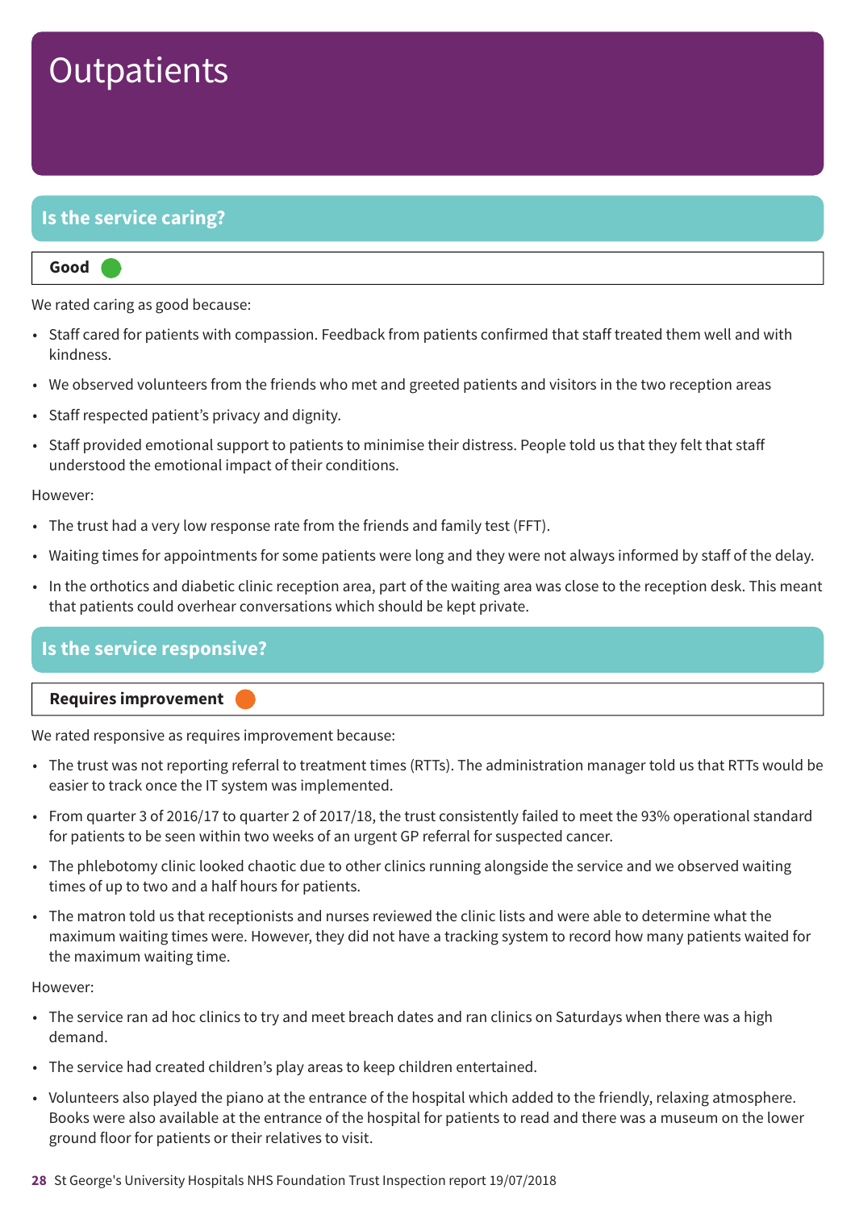# Outpatients

## Is the service caring?

**Good**

We rated caring as good because:

- Staff cared for patients with compassion. Feedback from patients confirmed that staff treated them well and with kindness.
- We observed volunteers from the friends who met and greeted patients and visitors in the two reception areas
- Staff respected patient's privacy and dignity.
- Staff provided emotional support to patients to minimise their distress. People told us that they felt that staff understood the emotional impact of their conditions.

However:

- The trust had a very low response rate from the friends and family test (FFT).
- Waiting times for appointments for some patients were long and they were not always informed by staff of the delay.
- In the orthotics and diabetic clinic reception area, part of the waiting area was close to the reception desk. This meant that patients could overhear conversations which should be kept private.

## Is the service responsive?

**Requires improvement**

We rated responsive as requires improvement because:

- The trust was not reporting referral to treatment times (RTTs). The administration manager told us that RTTs would be easier to track once the IT system was implemented.
- From quarter 3 of 2016/17 to quarter 2 of 2017/18, the trust consistently failed to meet the 93% operational standard for patients to be seen within two weeks of an urgent GP referral for suspected cancer.
- The phlebotomy clinic looked chaotic due to other clinics running alongside the service and we observed waiting times of up to two and a half hours for patients.
- The matron told us that receptionists and nurses reviewed the clinic lists and were able to determine what the maximum waiting times were. However, they did not have a tracking system to record how many patients waited for the maximum waiting time.

However:

- The service ran ad hoc clinics to try and meet breach dates and ran clinics on Saturdays when there was a high demand.
- The service had created children's play areas to keep children entertained.
- Volunteers also played the piano at the entrance of the hospital which added to the friendly, relaxing atmosphere. Books were also available at the entrance of the hospital for patients to read and there was a museum on the lower ground floor for patients or their relatives to visit.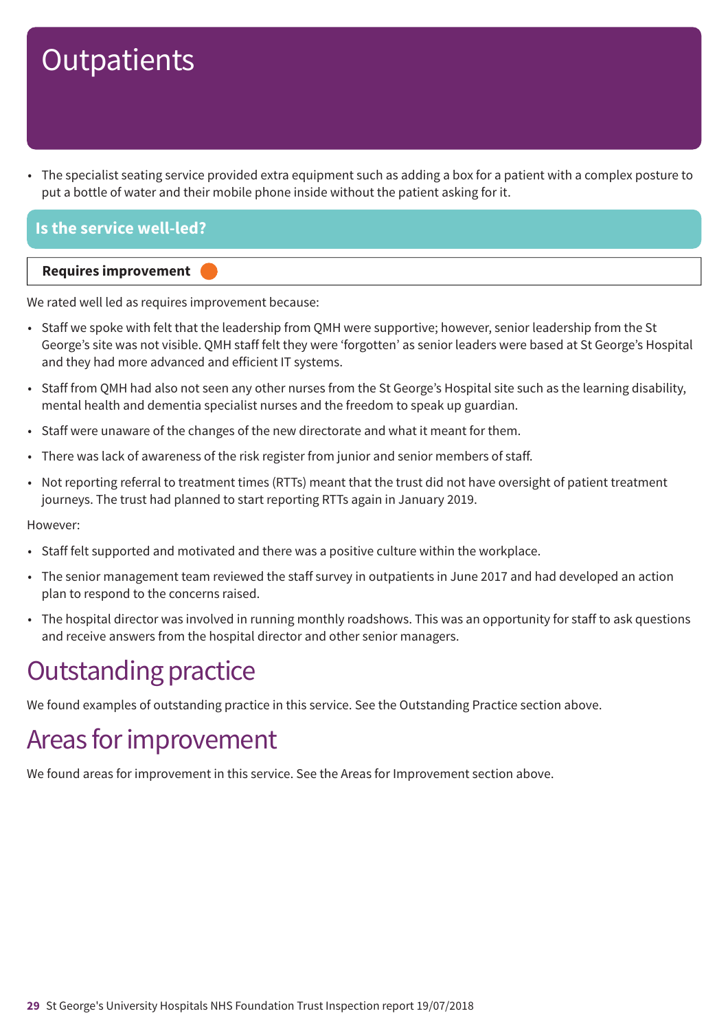# Outpatients

- The specialist seating service provided extra equipment such as adding a box for a patient with a complex posture to put a bottle of water and their mobile phone inside without the patient asking for it.

## Is the service well-led?

**Requires improvement**

We rated well led as requires improvement because:

- Staff we spoke with felt that the leadership from QMH were supportive; however, senior leadership from the St George's site was not visible. QMH staff felt they were 'forgotten' as senior leaders were based at St George's Hospital and they had more advanced and efficient IT systems.
- Staff from QMH had also not seen any other nurses from the St George's Hospital site such as the learning disability, mental health and dementia specialist nurses and the freedom to speak up guardian.
- Staff were unaware of the changes of the new directorate and what it meant for them.
- There was lack of awareness of the risk register from junior and senior members of staff.
- Not reporting referral to treatment times (RTTs) meant that the trust did not have oversight of patient treatment journeys. The trust had planned to start reporting RTTs again in January 2019.

However:

- Staff felt supported and motivated and there was a positive culture within the workplace.
- The senior management team reviewed the staff survey in outpatients in June 2017 and had developed an action plan to respond to the concerns raised.
- The hospital director was involved in running monthly roadshows. This was an opportunity for staff to ask questions and receive answers from the hospital director and other senior managers.

# Outstanding practice

We found examples of outstanding practice in this service. See the Outstanding Practice section above.

# Areas for improvement

We found areas for improvement in this service. See the Areas for Improvement section above.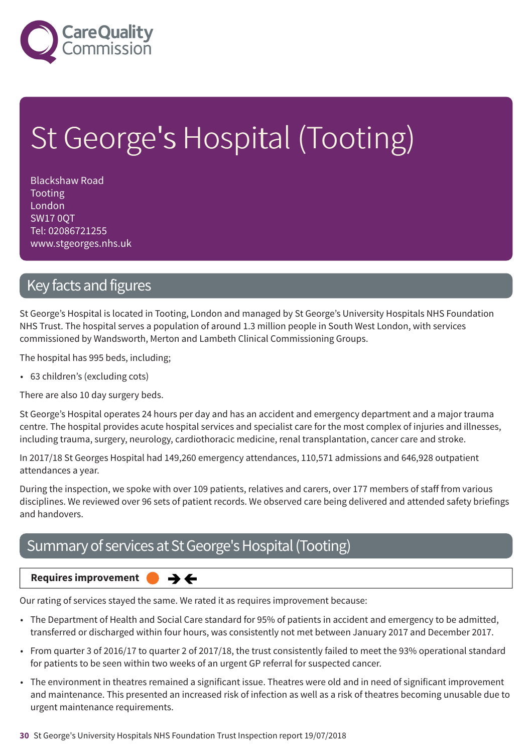# St George's Hospital (Tooting)

Blackshaw Road
Tooting
London
SW17 0QT
Tel: 02086721255
www.stgeorges.nhs.uk

## Key facts and figures

St George's Hospital is located in Tooting, London and managed by St George's University Hospitals NHS Foundation NHS Trust. The hospital serves a population of around 1.3 million people in South West London, with services commissioned by Wandsworth, Merton and Lambeth Clinical Commissioning Groups.

The hospital has 995 beds, including;

- 63 children's (excluding cots)

There are also 10 day surgery beds.

St George's Hospital operates 24 hours per day and has an accident and emergency department and a major trauma centre. The hospital provides acute hospital services and specialist care for the most complex of injuries and illnesses, including trauma, surgery, neurology, cardiothoracic medicine, renal transplantation, cancer care and stroke.

In 2017/18 St Georges Hospital had 149,260 emergency attendances, 110,571 admissions and 646,928 outpatient attendances a year.

During the inspection, we spoke with over 109 patients, relatives and carers, over 177 members of staff from various disciplines. We reviewed over 96 sets of patient records. We observed care being delivered and attended safety briefings and handovers.

## Summary of services at St George's Hospital (Tooting)

**Requires improvement** ➔➔

Our rating of services stayed the same. We rated it as requires improvement because:

- The Department of Health and Social Care standard for 95% of patients in accident and emergency to be admitted, transferred or discharged within four hours, was consistently not met between January 2017 and December 2017.
- From quarter 3 of 2016/17 to quarter 2 of 2017/18, the trust consistently failed to meet the 93% operational standard for patients to be seen within two weeks of an urgent GP referral for suspected cancer.
- The environment in theatres remained a significant issue. Theatres were old and in need of significant improvement and maintenance. This presented an increased risk of infection as well as a risk of theatres becoming unusable due to urgent maintenance requirements.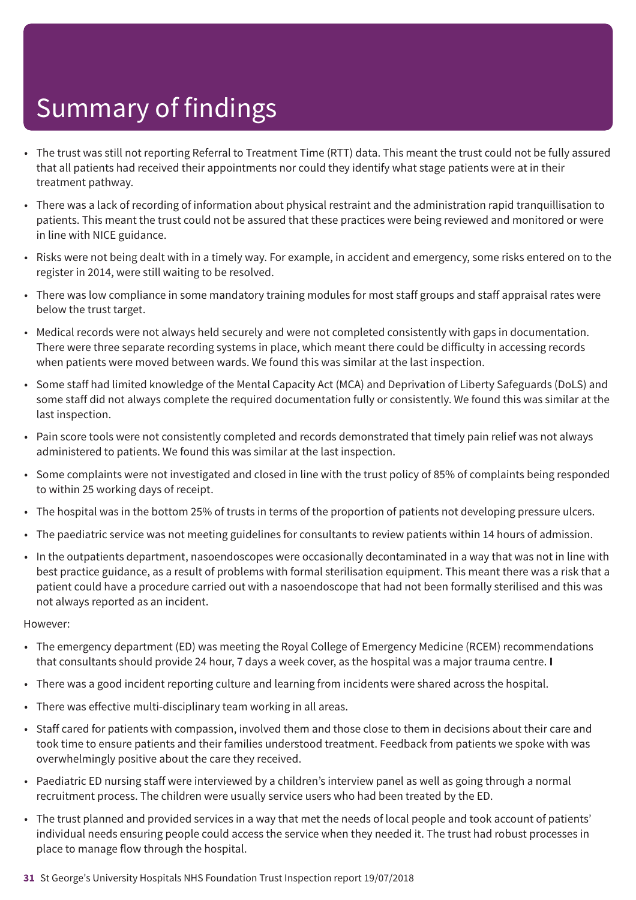# Summary of findings

- The trust was still not reporting Referral to Treatment Time (RTT) data. This meant the trust could not be fully assured that all patients had received their appointments nor could they identify what stage patients were at in their treatment pathway.
- There was a lack of recording of information about physical restraint and the administration rapid tranquillisation to patients. This meant the trust could not be assured that these practices were being reviewed and monitored or were in line with NICE guidance.
- Risks were not being dealt with in a timely way. For example, in accident and emergency, some risks entered on to the register in 2014, were still waiting to be resolved.
- There was low compliance in some mandatory training modules for most staff groups and staff appraisal rates were below the trust target.
- Medical records were not always held securely and were not completed consistently with gaps in documentation. There were three separate recording systems in place, which meant there could be difficulty in accessing records when patients were moved between wards. We found this was similar at the last inspection.
- Some staff had limited knowledge of the Mental Capacity Act (MCA) and Deprivation of Liberty Safeguards (DoLS) and some staff did not always complete the required documentation fully or consistently. We found this was similar at the last inspection.
- Pain score tools were not consistently completed and records demonstrated that timely pain relief was not always administered to patients. We found this was similar at the last inspection.
- Some complaints were not investigated and closed in line with the trust policy of 85% of complaints being responded to within 25 working days of receipt.
- The hospital was in the bottom 25% of trusts in terms of the proportion of patients not developing pressure ulcers.
- The paediatric service was not meeting guidelines for consultants to review patients within 14 hours of admission.
- In the outpatients department, nasoendoscopes were occasionally decontaminated in a way that was not in line with best practice guidance, as a result of problems with formal sterilisation equipment. This meant there was a risk that a patient could have a procedure carried out with a nasoendoscope that had not been formally sterilised and this was not always reported as an incident.

However:

- The emergency department (ED) was meeting the Royal College of Emergency Medicine (RCEM) recommendations that consultants should provide 24 hour, 7 days a week cover, as the hospital was a major trauma centre. **I**
- There was a good incident reporting culture and learning from incidents were shared across the hospital.
- There was effective multi-disciplinary team working in all areas.
- Staff cared for patients with compassion, involved them and those close to them in decisions about their care and took time to ensure patients and their families understood treatment. Feedback from patients we spoke with was overwhelmingly positive about the care they received.
- Paediatric ED nursing staff were interviewed by a children's interview panel as well as going through a normal recruitment process. The children were usually service users who had been treated by the ED.
- The trust planned and provided services in a way that met the needs of local people and took account of patients' individual needs ensuring people could access the service when they needed it. The trust had robust processes in place to manage flow through the hospital.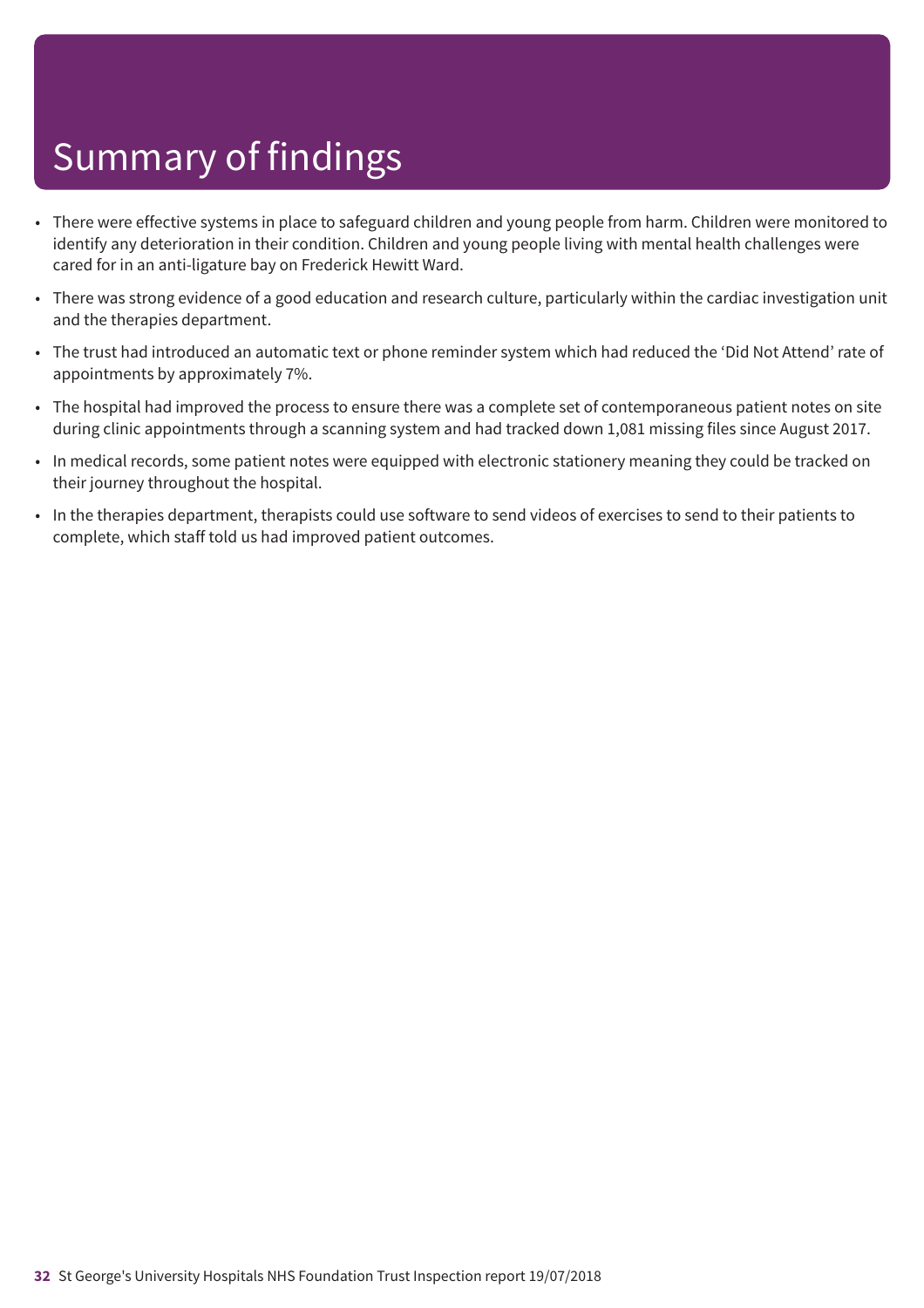# Summary of findings

- There were effective systems in place to safeguard children and young people from harm. Children were monitored to identify any deterioration in their condition. Children and young people living with mental health challenges were cared for in an anti-ligature bay on Frederick Hewitt Ward.
- There was strong evidence of a good education and research culture, particularly within the cardiac investigation unit and the therapies department.
- The trust had introduced an automatic text or phone reminder system which had reduced the 'Did Not Attend' rate of appointments by approximately 7%.
- The hospital had improved the process to ensure there was a complete set of contemporaneous patient notes on site during clinic appointments through a scanning system and had tracked down 1,081 missing files since August 2017.
- In medical records, some patient notes were equipped with electronic stationery meaning they could be tracked on their journey throughout the hospital.
- In the therapies department, therapists could use software to send videos of exercises to send to their patients to complete, which staff told us had improved patient outcomes.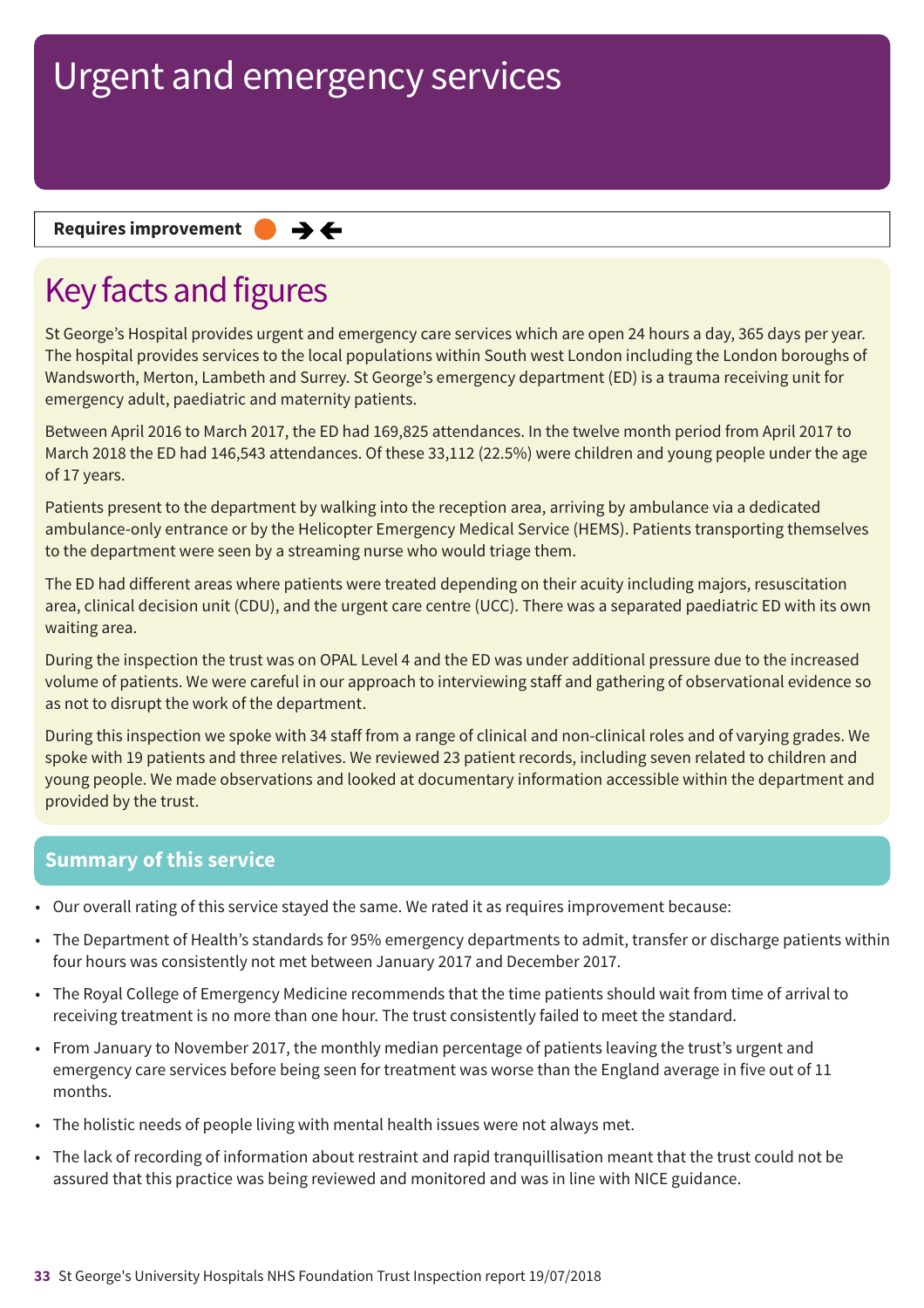# Urgent and emergency services

**Requires improvement**

## Key facts and figures

St George's Hospital provides urgent and emergency care services which are open 24 hours a day, 365 days per year. The hospital provides services to the local populations within South west London including the London boroughs of Wandsworth, Merton, Lambeth and Surrey. St George's emergency department (ED) is a trauma receiving unit for emergency adult, paediatric and maternity patients.

Between April 2016 to March 2017, the ED had 169,825 attendances. In the twelve month period from April 2017 to March 2018 the ED had 146,543 attendances. Of these 33,112 (22.5%) were children and young people under the age of 17 years.

Patients present to the department by walking into the reception area, arriving by ambulance via a dedicated ambulance-only entrance or by the Helicopter Emergency Medical Service (HEMS). Patients transporting themselves to the department were seen by a streaming nurse who would triage them.

The ED had different areas where patients were treated depending on their acuity including majors, resuscitation area, clinical decision unit (CDU), and the urgent care centre (UCC). There was a separated paediatric ED with its own waiting area.

During the inspection the trust was on OPAL Level 4 and the ED was under additional pressure due to the increased volume of patients. We were careful in our approach to interviewing staff and gathering of observational evidence so as not to disrupt the work of the department.

During this inspection we spoke with 34 staff from a range of clinical and non-clinical roles and of varying grades. We spoke with 19 patients and three relatives. We reviewed 23 patient records, including seven related to children and young people. We made observations and looked at documentary information accessible within the department and provided by the trust.

## Summary of this service

- Our overall rating of this service stayed the same. We rated it as requires improvement because:
- The Department of Health's standards for 95% emergency departments to admit, transfer or discharge patients within four hours was consistently not met between January 2017 and December 2017.
- The Royal College of Emergency Medicine recommends that the time patients should wait from time of arrival to receiving treatment is no more than one hour. The trust consistently failed to meet the standard.
- From January to November 2017, the monthly median percentage of patients leaving the trust's urgent and emergency care services before being seen for treatment was worse than the England average in five out of 11 months.
- The holistic needs of people living with mental health issues were not always met.
- The lack of recording of information about restraint and rapid tranquillisation meant that the trust could not be assured that this practice was being reviewed and monitored and was in line with NICE guidance.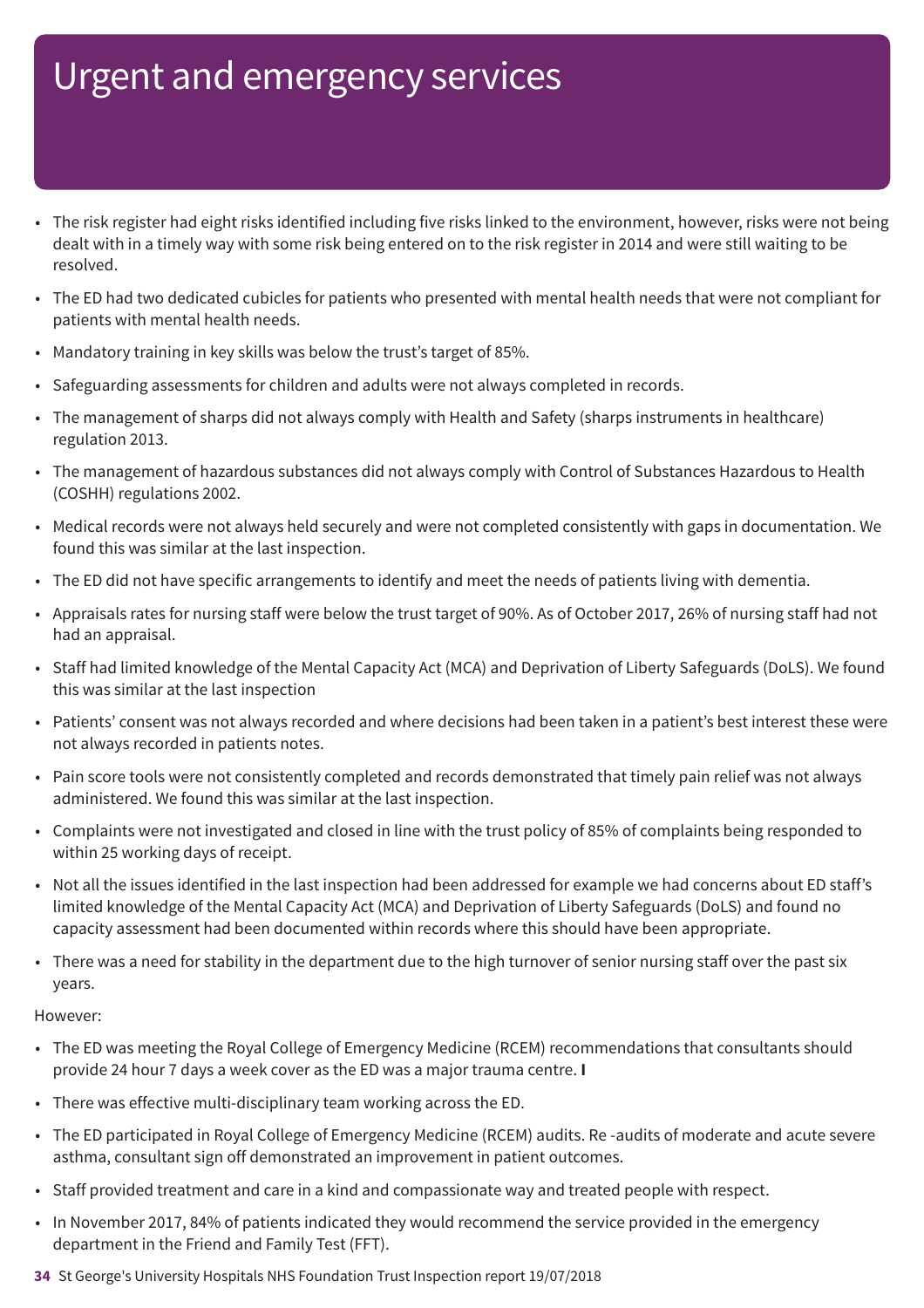# Urgent and emergency services

- The risk register had eight risks identified including five risks linked to the environment, however, risks were not being dealt with in a timely way with some risk being entered on to the risk register in 2014 and were still waiting to be resolved.
- The ED had two dedicated cubicles for patients who presented with mental health needs that were not compliant for patients with mental health needs.
- Mandatory training in key skills was below the trust's target of 85%.
- Safeguarding assessments for children and adults were not always completed in records.
- The management of sharps did not always comply with Health and Safety (sharps instruments in healthcare) regulation 2013.
- The management of hazardous substances did not always comply with Control of Substances Hazardous to Health (COSHH) regulations 2002.
- Medical records were not always held securely and were not completed consistently with gaps in documentation. We found this was similar at the last inspection.
- The ED did not have specific arrangements to identify and meet the needs of patients living with dementia.
- Appraisals rates for nursing staff were below the trust target of 90%. As of October 2017, 26% of nursing staff had not had an appraisal.
- Staff had limited knowledge of the Mental Capacity Act (MCA) and Deprivation of Liberty Safeguards (DoLS). We found this was similar at the last inspection
- Patients' consent was not always recorded and where decisions had been taken in a patient's best interest these were not always recorded in patients notes.
- Pain score tools were not consistently completed and records demonstrated that timely pain relief was not always administered. We found this was similar at the last inspection.
- Complaints were not investigated and closed in line with the trust policy of 85% of complaints being responded to within 25 working days of receipt.
- Not all the issues identified in the last inspection had been addressed for example we had concerns about ED staff's limited knowledge of the Mental Capacity Act (MCA) and Deprivation of Liberty Safeguards (DoLS) and found no capacity assessment had been documented within records where this should have been appropriate.
- There was a need for stability in the department due to the high turnover of senior nursing staff over the past six years.

However:

- The ED was meeting the Royal College of Emergency Medicine (RCEM) recommendations that consultants should provide 24 hour 7 days a week cover as the ED was a major trauma centre. **I**
- There was effective multi-disciplinary team working across the ED.
- The ED participated in Royal College of Emergency Medicine (RCEM) audits. Re -audits of moderate and acute severe asthma, consultant sign off demonstrated an improvement in patient outcomes.
- Staff provided treatment and care in a kind and compassionate way and treated people with respect.
- In November 2017, 84% of patients indicated they would recommend the service provided in the emergency department in the Friend and Family Test (FFT).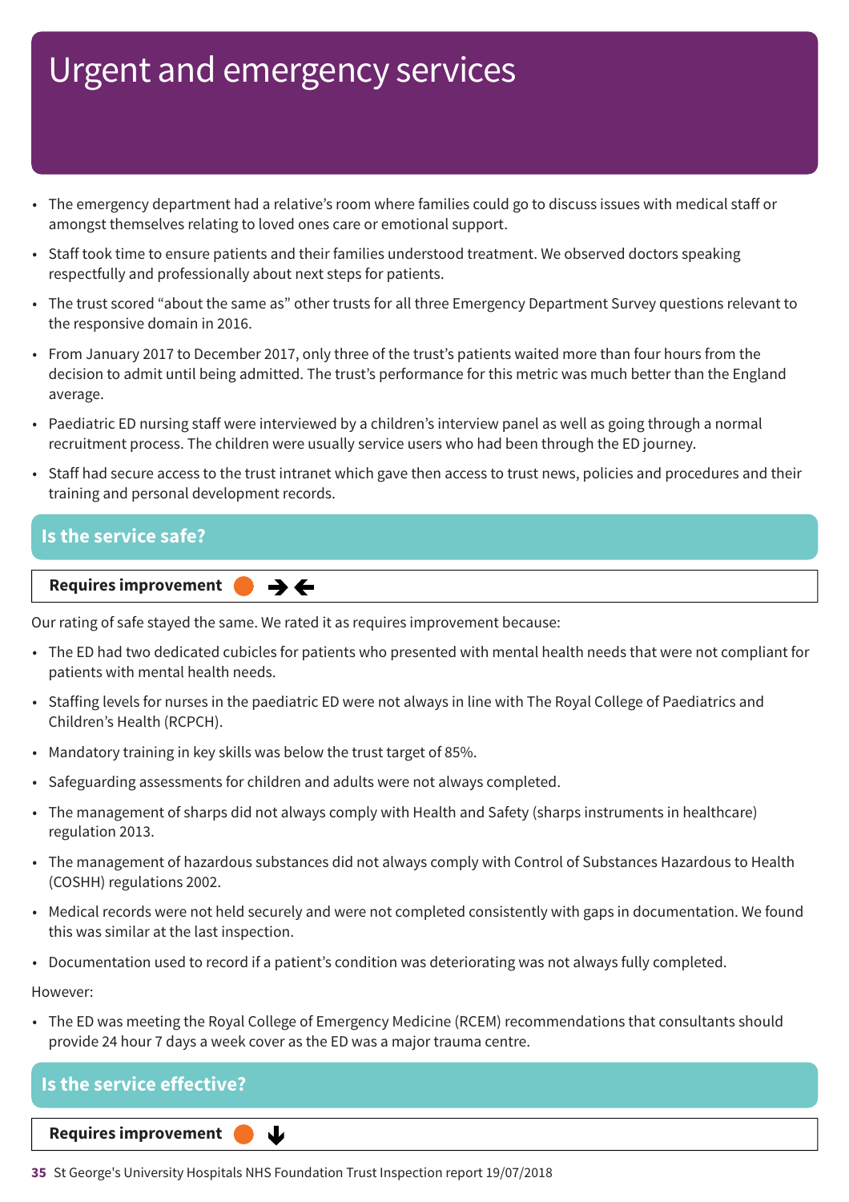# Urgent and emergency services

- The emergency department had a relative's room where families could go to discuss issues with medical staff or amongst themselves relating to loved ones care or emotional support.
- Staff took time to ensure patients and their families understood treatment. We observed doctors speaking respectfully and professionally about next steps for patients.
- The trust scored "about the same as" other trusts for all three Emergency Department Survey questions relevant to the responsive domain in 2016.
- From January 2017 to December 2017, only three of the trust's patients waited more than four hours from the decision to admit until being admitted. The trust's performance for this metric was much better than the England average.
- Paediatric ED nursing staff were interviewed by a children's interview panel as well as going through a normal recruitment process. The children were usually service users who had been through the ED journey.
- Staff had secure access to the trust intranet which gave then access to trust news, policies and procedures and their training and personal development records.

## Is the service safe?

**Requires improvement** ➔🡐

Our rating of safe stayed the same. We rated it as requires improvement because:

- The ED had two dedicated cubicles for patients who presented with mental health needs that were not compliant for patients with mental health needs.
- Staffing levels for nurses in the paediatric ED were not always in line with The Royal College of Paediatrics and Children's Health (RCPCH).
- Mandatory training in key skills was below the trust target of 85%.
- Safeguarding assessments for children and adults were not always completed.
- The management of sharps did not always comply with Health and Safety (sharps instruments in healthcare) regulation 2013.
- The management of hazardous substances did not always comply with Control of Substances Hazardous to Health (COSHH) regulations 2002.
- Medical records were not held securely and were not completed consistently with gaps in documentation. We found this was similar at the last inspection.
- Documentation used to record if a patient's condition was deteriorating was not always fully completed.

However:

- The ED was meeting the Royal College of Emergency Medicine (RCEM) recommendations that consultants should provide 24 hour 7 days a week cover as the ED was a major trauma centre.

## Is the service effective?

**Requires improvement** 🡓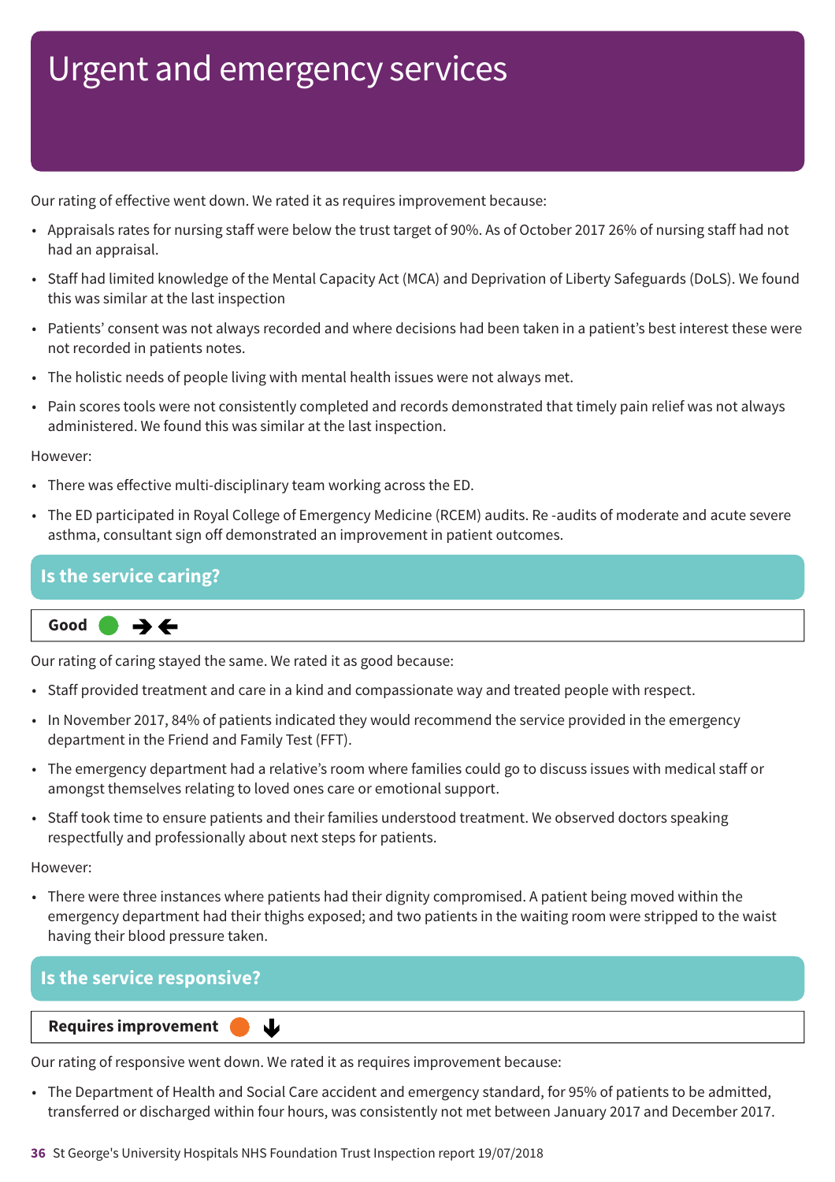# Urgent and emergency services

Our rating of effective went down. We rated it as requires improvement because:

- Appraisals rates for nursing staff were below the trust target of 90%. As of October 2017 26% of nursing staff had not had an appraisal.
- Staff had limited knowledge of the Mental Capacity Act (MCA) and Deprivation of Liberty Safeguards (DoLS). We found this was similar at the last inspection
- Patients' consent was not always recorded and where decisions had been taken in a patient's best interest these were not recorded in patients notes.
- The holistic needs of people living with mental health issues were not always met.
- Pain scores tools were not consistently completed and records demonstrated that timely pain relief was not always administered. We found this was similar at the last inspection.

However:

- There was effective multi-disciplinary team working across the ED.
- The ED participated in Royal College of Emergency Medicine (RCEM) audits. Re -audits of moderate and acute severe asthma, consultant sign off demonstrated an improvement in patient outcomes.

## Is the service caring?

**Good**

Our rating of caring stayed the same. We rated it as good because:

- Staff provided treatment and care in a kind and compassionate way and treated people with respect.
- In November 2017, 84% of patients indicated they would recommend the service provided in the emergency department in the Friend and Family Test (FFT).
- The emergency department had a relative's room where families could go to discuss issues with medical staff or amongst themselves relating to loved ones care or emotional support.
- Staff took time to ensure patients and their families understood treatment. We observed doctors speaking respectfully and professionally about next steps for patients.

However:

- There were three instances where patients had their dignity compromised. A patient being moved within the emergency department had their thighs exposed; and two patients in the waiting room were stripped to the waist having their blood pressure taken.

## Is the service responsive?

**Requires improvement**

Our rating of responsive went down. We rated it as requires improvement because:

- The Department of Health and Social Care accident and emergency standard, for 95% of patients to be admitted, transferred or discharged within four hours, was consistently not met between January 2017 and December 2017.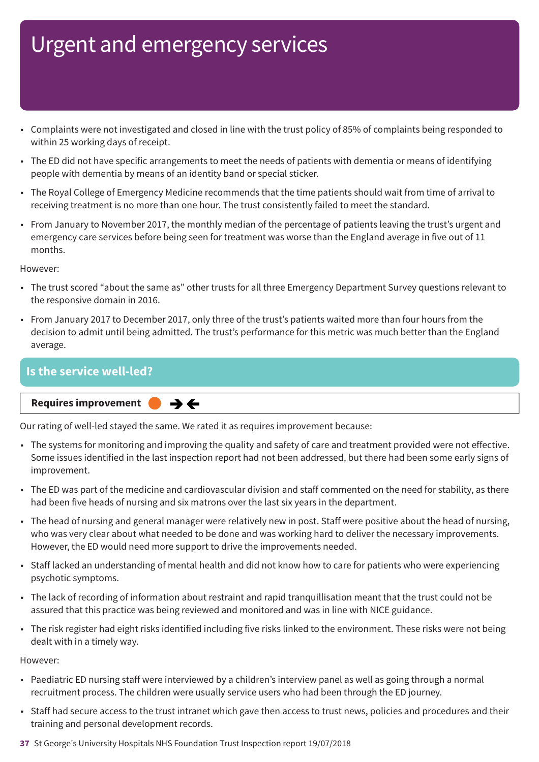# Urgent and emergency services

- Complaints were not investigated and closed in line with the trust policy of 85% of complaints being responded to within 25 working days of receipt.
- The ED did not have specific arrangements to meet the needs of patients with dementia or means of identifying people with dementia by means of an identity band or special sticker.
- The Royal College of Emergency Medicine recommends that the time patients should wait from time of arrival to receiving treatment is no more than one hour. The trust consistently failed to meet the standard.
- From January to November 2017, the monthly median of the percentage of patients leaving the trust's urgent and emergency care services before being seen for treatment was worse than the England average in five out of 11 months.

However:

- The trust scored "about the same as" other trusts for all three Emergency Department Survey questions relevant to the responsive domain in 2016.
- From January 2017 to December 2017, only three of the trust's patients waited more than four hours from the decision to admit until being admitted. The trust's performance for this metric was much better than the England average.

## Is the service well-led?

**Requires improvement** ➔➔

Our rating of well-led stayed the same. We rated it as requires improvement because:

- The systems for monitoring and improving the quality and safety of care and treatment provided were not effective. Some issues identified in the last inspection report had not been addressed, but there had been some early signs of improvement.
- The ED was part of the medicine and cardiovascular division and staff commented on the need for stability, as there had been five heads of nursing and six matrons over the last six years in the department.
- The head of nursing and general manager were relatively new in post. Staff were positive about the head of nursing, who was very clear about what needed to be done and was working hard to deliver the necessary improvements. However, the ED would need more support to drive the improvements needed.
- Staff lacked an understanding of mental health and did not know how to care for patients who were experiencing psychotic symptoms.
- The lack of recording of information about restraint and rapid tranquillisation meant that the trust could not be assured that this practice was being reviewed and monitored and was in line with NICE guidance.
- The risk register had eight risks identified including five risks linked to the environment. These risks were not being dealt with in a timely way.

However:

- Paediatric ED nursing staff were interviewed by a children's interview panel as well as going through a normal recruitment process. The children were usually service users who had been through the ED journey.
- Staff had secure access to the trust intranet which gave then access to trust news, policies and procedures and their training and personal development records.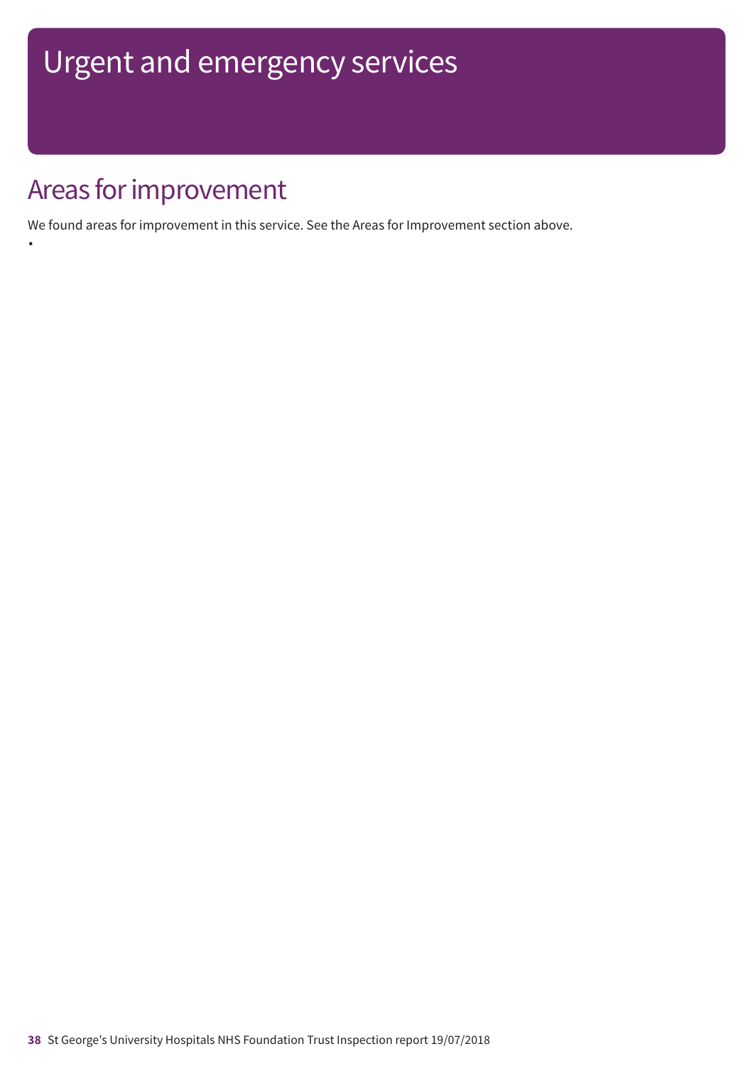# Urgent and emergency services

## Areas for improvement

We found areas for improvement in this service. See the Areas for Improvement section above.

•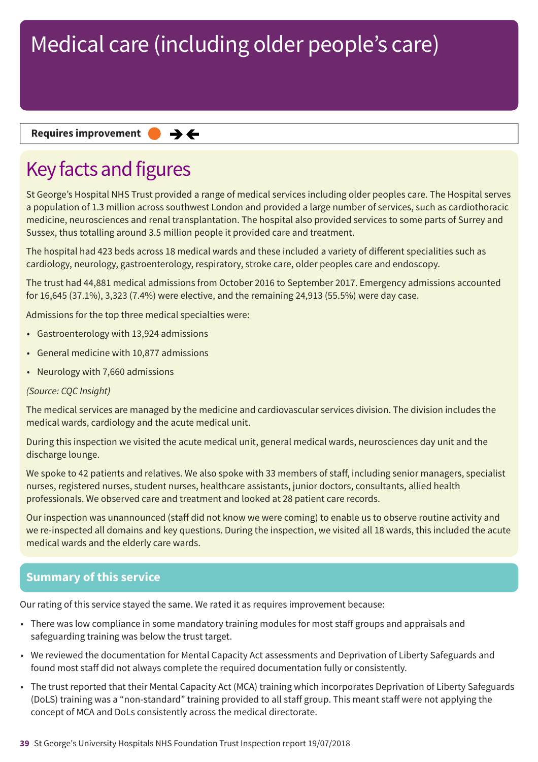# Medical care (including older people's care)

**Requires improvement** ● → ←

## Key facts and figures

St George's Hospital NHS Trust provided a range of medical services including older peoples care. The Hospital serves a population of 1.3 million across southwest London and provided a large number of services, such as cardiothoracic medicine, neurosciences and renal transplantation. The hospital also provided services to some parts of Surrey and Sussex, thus totalling around 3.5 million people it provided care and treatment.

The hospital had 423 beds across 18 medical wards and these included a variety of different specialities such as cardiology, neurology, gastroenterology, respiratory, stroke care, older peoples care and endoscopy.

The trust had 44,881 medical admissions from October 2016 to September 2017. Emergency admissions accounted for 16,645 (37.1%), 3,323 (7.4%) were elective, and the remaining 24,913 (55.5%) were day case.

Admissions for the top three medical specialties were:

- Gastroenterology with 13,924 admissions
- General medicine with 10,877 admissions
- Neurology with 7,660 admissions

*(Source: CQC Insight)*

The medical services are managed by the medicine and cardiovascular services division. The division includes the medical wards, cardiology and the acute medical unit.

During this inspection we visited the acute medical unit, general medical wards, neurosciences day unit and the discharge lounge.

We spoke to 42 patients and relatives. We also spoke with 33 members of staff, including senior managers, specialist nurses, registered nurses, student nurses, healthcare assistants, junior doctors, consultants, allied health professionals. We observed care and treatment and looked at 28 patient care records.

Our inspection was unannounced (staff did not know we were coming) to enable us to observe routine activity and we re-inspected all domains and key questions. During the inspection, we visited all 18 wards, this included the acute medical wards and the elderly care wards.

## Summary of this service

Our rating of this service stayed the same. We rated it as requires improvement because:

- There was low compliance in some mandatory training modules for most staff groups and appraisals and safeguarding training was below the trust target.
- We reviewed the documentation for Mental Capacity Act assessments and Deprivation of Liberty Safeguards and found most staff did not always complete the required documentation fully or consistently.
- The trust reported that their Mental Capacity Act (MCA) training which incorporates Deprivation of Liberty Safeguards (DoLS) training was a "non-standard" training provided to all staff group. This meant staff were not applying the concept of MCA and DoLs consistently across the medical directorate.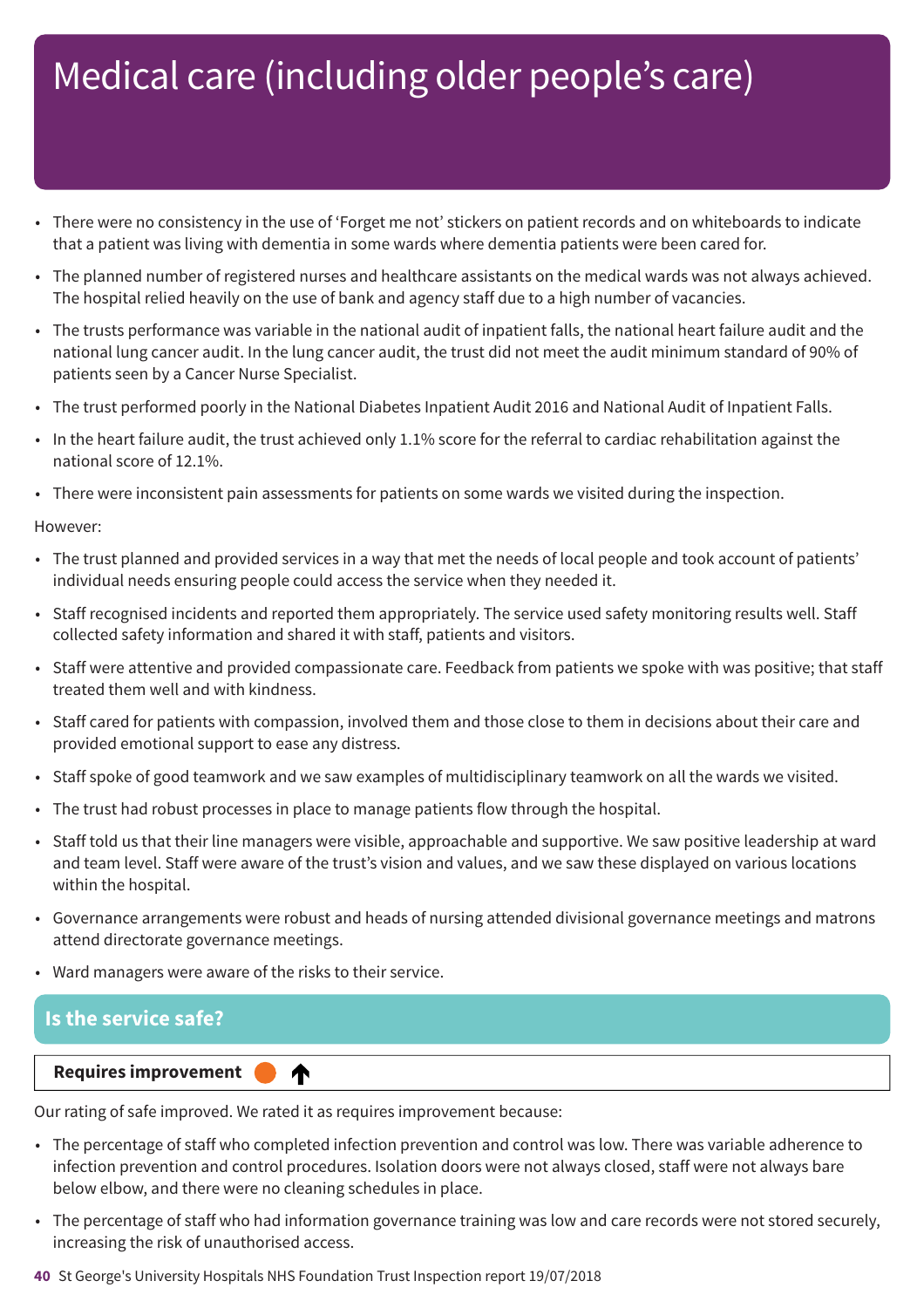# Medical care (including older people's care)

- There were no consistency in the use of 'Forget me not' stickers on patient records and on whiteboards to indicate that a patient was living with dementia in some wards where dementia patients were been cared for.
- The planned number of registered nurses and healthcare assistants on the medical wards was not always achieved. The hospital relied heavily on the use of bank and agency staff due to a high number of vacancies.
- The trusts performance was variable in the national audit of inpatient falls, the national heart failure audit and the national lung cancer audit. In the lung cancer audit, the trust did not meet the audit minimum standard of 90% of patients seen by a Cancer Nurse Specialist.
- The trust performed poorly in the National Diabetes Inpatient Audit 2016 and National Audit of Inpatient Falls.
- In the heart failure audit, the trust achieved only 1.1% score for the referral to cardiac rehabilitation against the national score of 12.1%.
- There were inconsistent pain assessments for patients on some wards we visited during the inspection.

However:

- The trust planned and provided services in a way that met the needs of local people and took account of patients' individual needs ensuring people could access the service when they needed it.
- Staff recognised incidents and reported them appropriately. The service used safety monitoring results well. Staff collected safety information and shared it with staff, patients and visitors.
- Staff were attentive and provided compassionate care. Feedback from patients we spoke with was positive; that staff treated them well and with kindness.
- Staff cared for patients with compassion, involved them and those close to them in decisions about their care and provided emotional support to ease any distress.
- Staff spoke of good teamwork and we saw examples of multidisciplinary teamwork on all the wards we visited.
- The trust had robust processes in place to manage patients flow through the hospital.
- Staff told us that their line managers were visible, approachable and supportive. We saw positive leadership at ward and team level. Staff were aware of the trust's vision and values, and we saw these displayed on various locations within the hospital.
- Governance arrangements were robust and heads of nursing attended divisional governance meetings and matrons attend directorate governance meetings.
- Ward managers were aware of the risks to their service.

## Is the service safe?

**Requires improvement** ↑

Our rating of safe improved. We rated it as requires improvement because:

- The percentage of staff who completed infection prevention and control was low. There was variable adherence to infection prevention and control procedures. Isolation doors were not always closed, staff were not always bare below elbow, and there were no cleaning schedules in place.
- The percentage of staff who had information governance training was low and care records were not stored securely, increasing the risk of unauthorised access.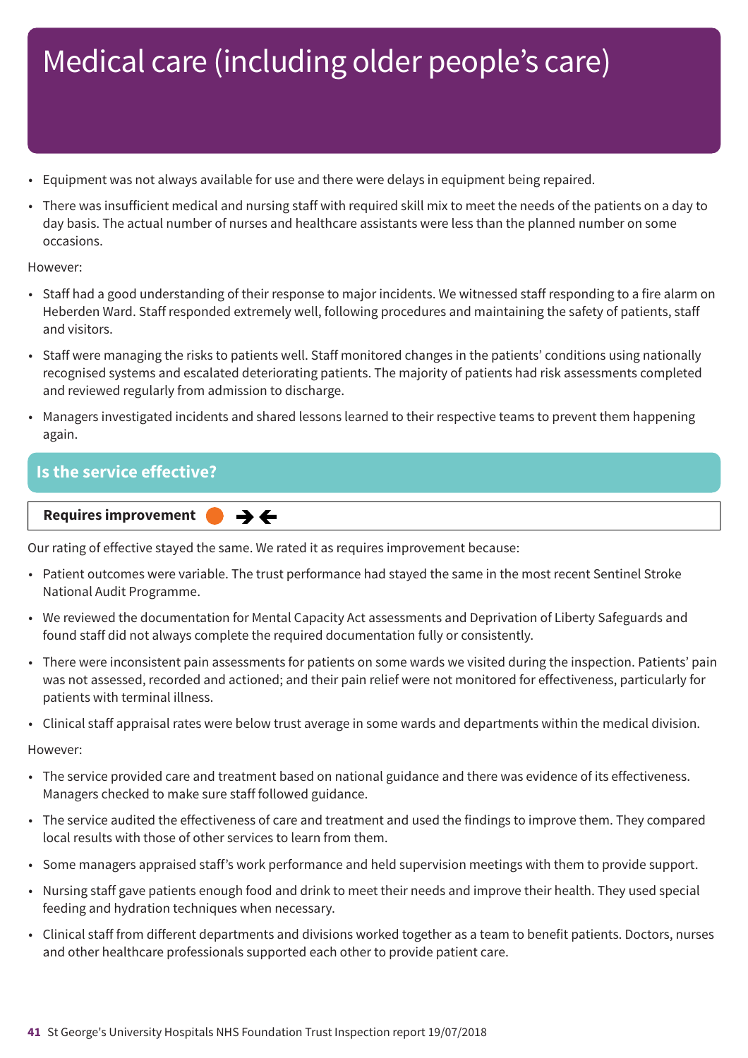# Medical care (including older people's care)

- Equipment was not always available for use and there were delays in equipment being repaired.
- There was insufficient medical and nursing staff with required skill mix to meet the needs of the patients on a day to day basis. The actual number of nurses and healthcare assistants were less than the planned number on some occasions.

However:

- Staff had a good understanding of their response to major incidents. We witnessed staff responding to a fire alarm on Heberden Ward. Staff responded extremely well, following procedures and maintaining the safety of patients, staff and visitors.
- Staff were managing the risks to patients well. Staff monitored changes in the patients' conditions using nationally recognised systems and escalated deteriorating patients. The majority of patients had risk assessments completed and reviewed regularly from admission to discharge.
- Managers investigated incidents and shared lessons learned to their respective teams to prevent them happening again.

## Is the service effective?

**Requires improvement** ➔ ←

Our rating of effective stayed the same. We rated it as requires improvement because:

- Patient outcomes were variable. The trust performance had stayed the same in the most recent Sentinel Stroke National Audit Programme.
- We reviewed the documentation for Mental Capacity Act assessments and Deprivation of Liberty Safeguards and found staff did not always complete the required documentation fully or consistently.
- There were inconsistent pain assessments for patients on some wards we visited during the inspection. Patients' pain was not assessed, recorded and actioned; and their pain relief were not monitored for effectiveness, particularly for patients with terminal illness.
- Clinical staff appraisal rates were below trust average in some wards and departments within the medical division.

However:

- The service provided care and treatment based on national guidance and there was evidence of its effectiveness. Managers checked to make sure staff followed guidance.
- The service audited the effectiveness of care and treatment and used the findings to improve them. They compared local results with those of other services to learn from them.
- Some managers appraised staff's work performance and held supervision meetings with them to provide support.
- Nursing staff gave patients enough food and drink to meet their needs and improve their health. They used special feeding and hydration techniques when necessary.
- Clinical staff from different departments and divisions worked together as a team to benefit patients. Doctors, nurses and other healthcare professionals supported each other to provide patient care.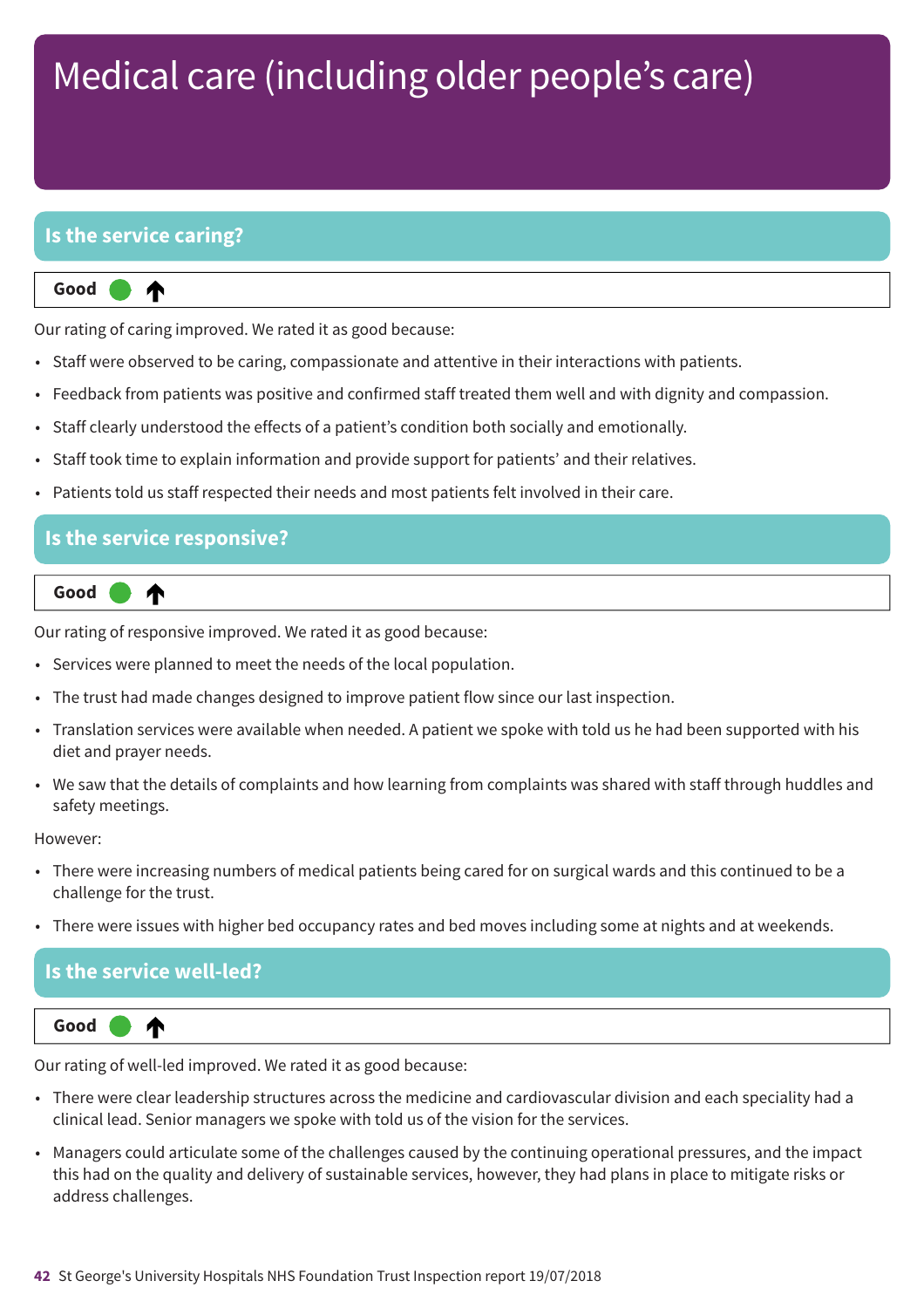# Medical care (including older people's care)

## Is the service caring?

**Good** ↑

Our rating of caring improved. We rated it as good because:

- Staff were observed to be caring, compassionate and attentive in their interactions with patients.
- Feedback from patients was positive and confirmed staff treated them well and with dignity and compassion.
- Staff clearly understood the effects of a patient's condition both socially and emotionally.
- Staff took time to explain information and provide support for patients' and their relatives.
- Patients told us staff respected their needs and most patients felt involved in their care.

## Is the service responsive?

**Good** ↑

Our rating of responsive improved. We rated it as good because:

- Services were planned to meet the needs of the local population.
- The trust had made changes designed to improve patient flow since our last inspection.
- Translation services were available when needed. A patient we spoke with told us he had been supported with his diet and prayer needs.
- We saw that the details of complaints and how learning from complaints was shared with staff through huddles and safety meetings.

However:

- There were increasing numbers of medical patients being cared for on surgical wards and this continued to be a challenge for the trust.
- There were issues with higher bed occupancy rates and bed moves including some at nights and at weekends.

## Is the service well-led?

**Good** ↑

Our rating of well-led improved. We rated it as good because:

- There were clear leadership structures across the medicine and cardiovascular division and each speciality had a clinical lead. Senior managers we spoke with told us of the vision for the services.
- Managers could articulate some of the challenges caused by the continuing operational pressures, and the impact this had on the quality and delivery of sustainable services, however, they had plans in place to mitigate risks or address challenges.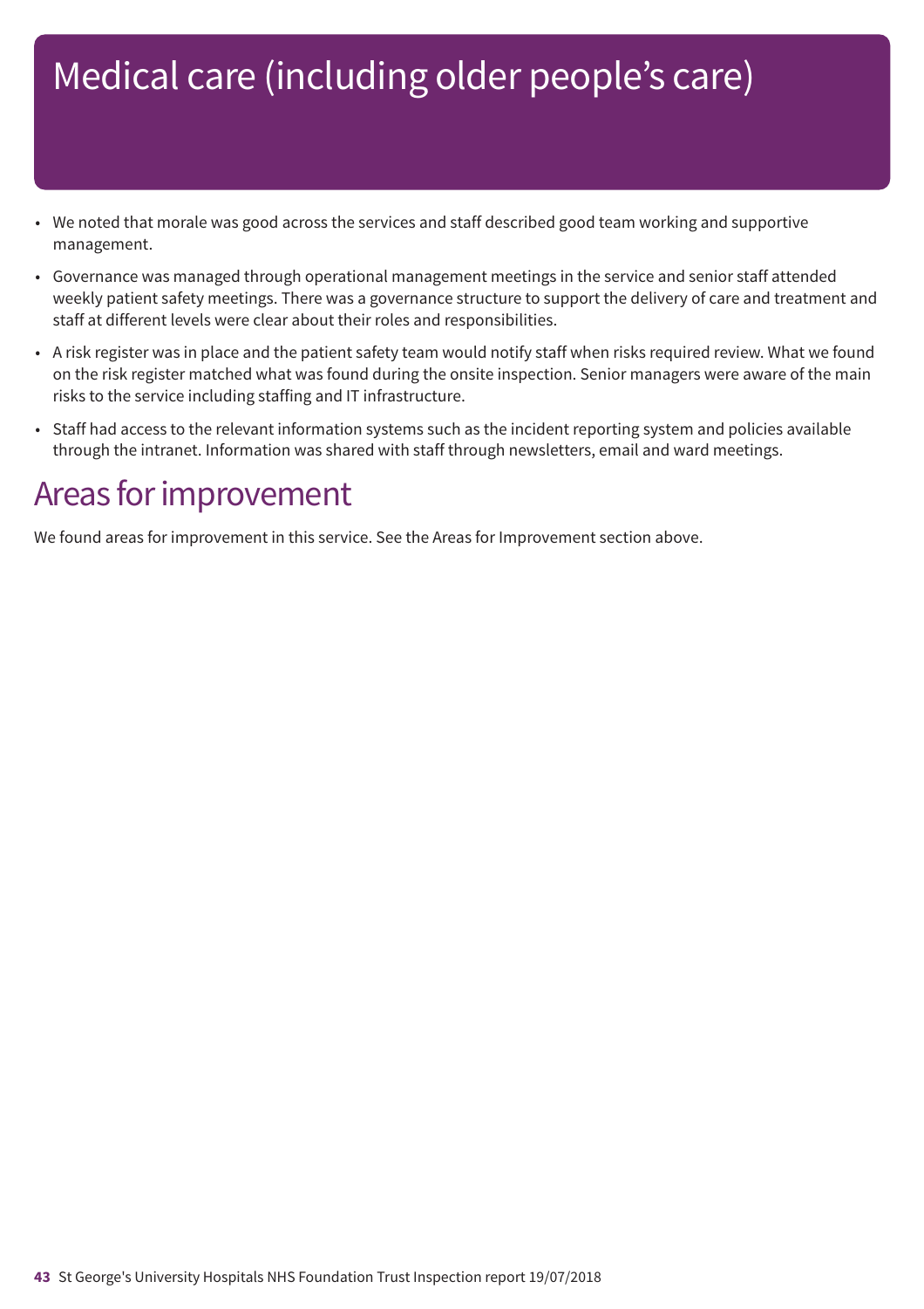# Medical care (including older people's care)

- We noted that morale was good across the services and staff described good team working and supportive management.
- Governance was managed through operational management meetings in the service and senior staff attended weekly patient safety meetings. There was a governance structure to support the delivery of care and treatment and staff at different levels were clear about their roles and responsibilities.
- A risk register was in place and the patient safety team would notify staff when risks required review. What we found on the risk register matched what was found during the onsite inspection. Senior managers were aware of the main risks to the service including staffing and IT infrastructure.
- Staff had access to the relevant information systems such as the incident reporting system and policies available through the intranet. Information was shared with staff through newsletters, email and ward meetings.

## Areas for improvement

We found areas for improvement in this service. See the Areas for Improvement section above.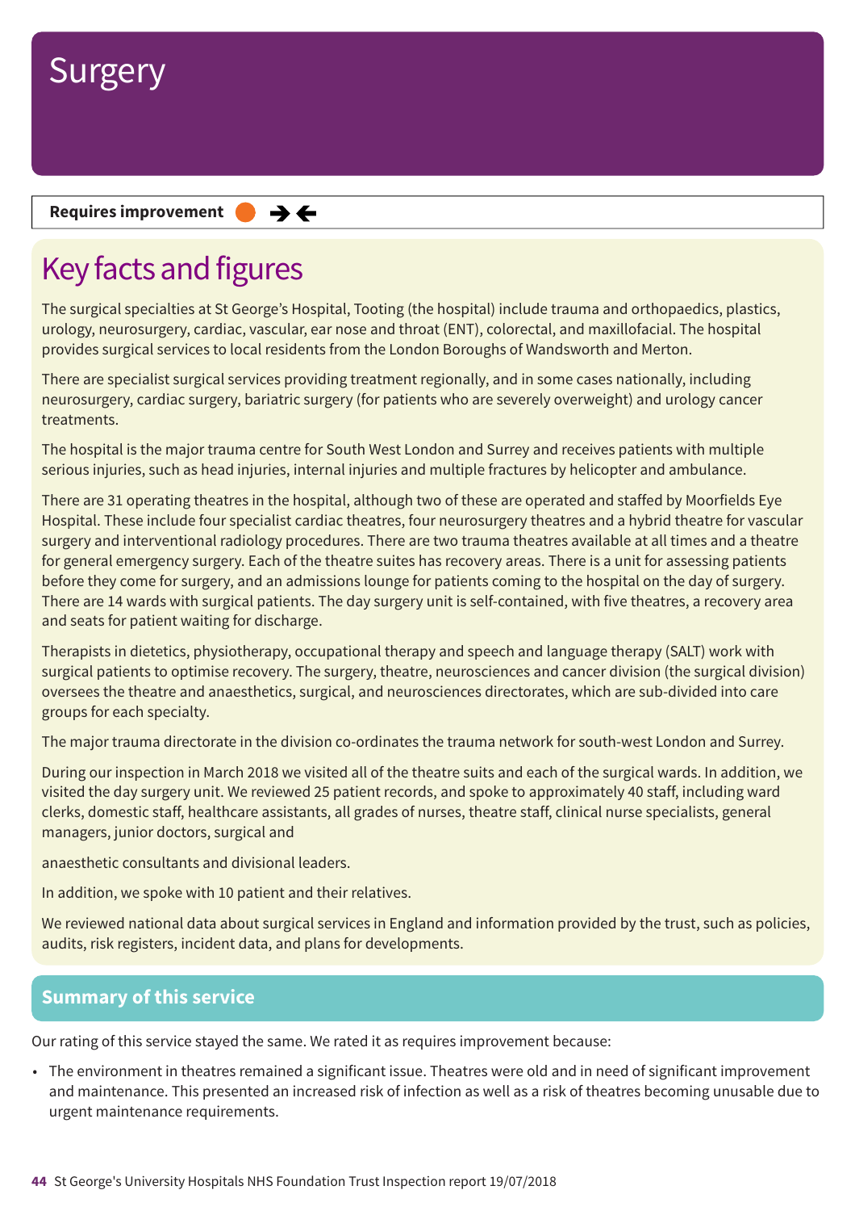# Surgery

**Requires improvement** ● →←

## Key facts and figures

The surgical specialties at St George's Hospital, Tooting (the hospital) include trauma and orthopaedics, plastics, urology, neurosurgery, cardiac, vascular, ear nose and throat (ENT), colorectal, and maxillofacial. The hospital provides surgical services to local residents from the London Boroughs of Wandsworth and Merton.

There are specialist surgical services providing treatment regionally, and in some cases nationally, including neurosurgery, cardiac surgery, bariatric surgery (for patients who are severely overweight) and urology cancer treatments.

The hospital is the major trauma centre for South West London and Surrey and receives patients with multiple serious injuries, such as head injuries, internal injuries and multiple fractures by helicopter and ambulance.

There are 31 operating theatres in the hospital, although two of these are operated and staffed by Moorfields Eye Hospital. These include four specialist cardiac theatres, four neurosurgery theatres and a hybrid theatre for vascular surgery and interventional radiology procedures. There are two trauma theatres available at all times and a theatre for general emergency surgery. Each of the theatre suites has recovery areas. There is a unit for assessing patients before they come for surgery, and an admissions lounge for patients coming to the hospital on the day of surgery. There are 14 wards with surgical patients. The day surgery unit is self-contained, with five theatres, a recovery area and seats for patient waiting for discharge.

Therapists in dietetics, physiotherapy, occupational therapy and speech and language therapy (SALT) work with surgical patients to optimise recovery. The surgery, theatre, neurosciences and cancer division (the surgical division) oversees the theatre and anaesthetics, surgical, and neurosciences directorates, which are sub-divided into care groups for each specialty.

The major trauma directorate in the division co-ordinates the trauma network for south-west London and Surrey.

During our inspection in March 2018 we visited all of the theatre suits and each of the surgical wards. In addition, we visited the day surgery unit. We reviewed 25 patient records, and spoke to approximately 40 staff, including ward clerks, domestic staff, healthcare assistants, all grades of nurses, theatre staff, clinical nurse specialists, general managers, junior doctors, surgical and

anaesthetic consultants and divisional leaders.

In addition, we spoke with 10 patient and their relatives.

We reviewed national data about surgical services in England and information provided by the trust, such as policies, audits, risk registers, incident data, and plans for developments.

## Summary of this service

Our rating of this service stayed the same. We rated it as requires improvement because:

- The environment in theatres remained a significant issue. Theatres were old and in need of significant improvement and maintenance. This presented an increased risk of infection as well as a risk of theatres becoming unusable due to urgent maintenance requirements.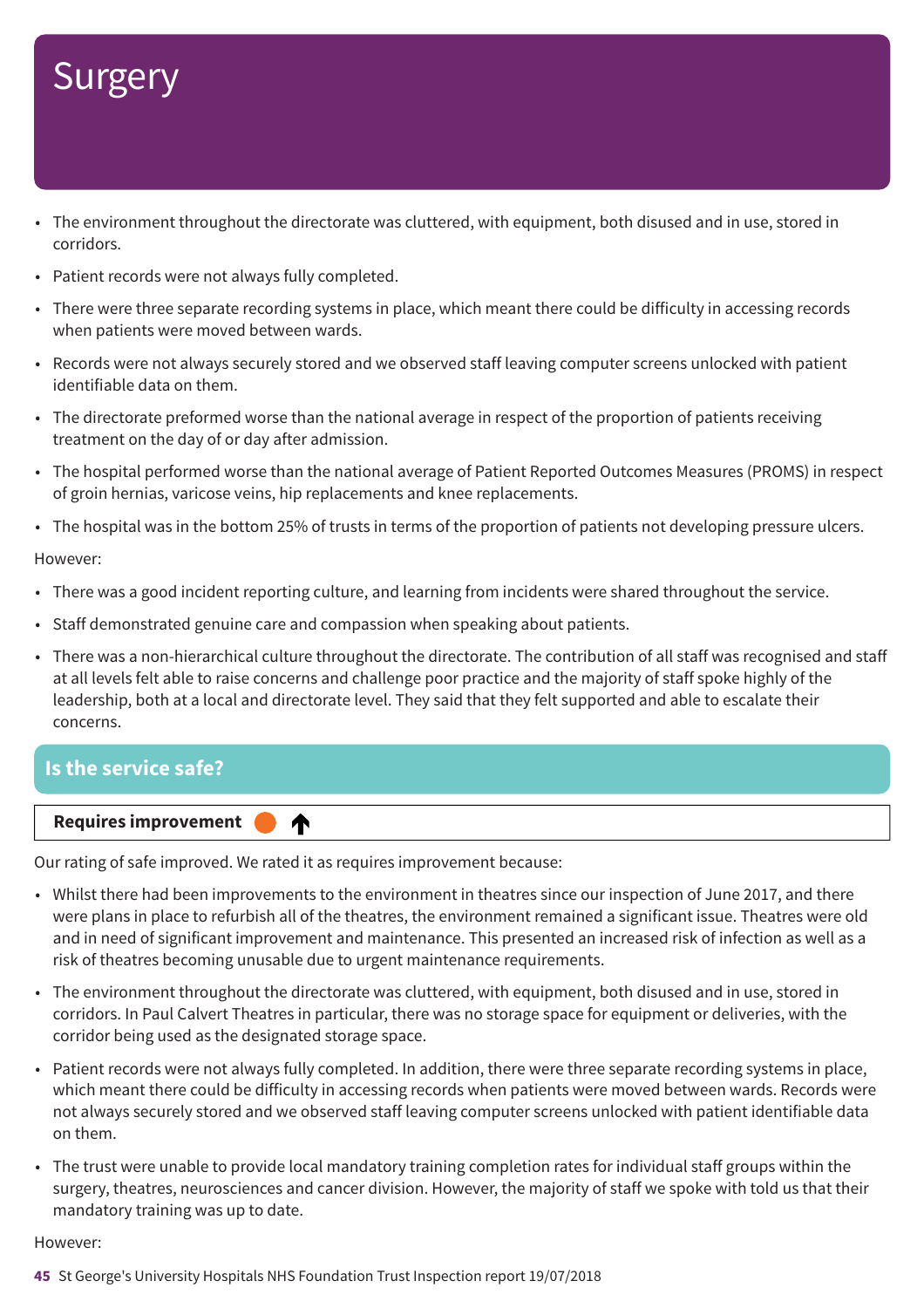# Surgery

- The environment throughout the directorate was cluttered, with equipment, both disused and in use, stored in corridors.
- Patient records were not always fully completed.
- There were three separate recording systems in place, which meant there could be difficulty in accessing records when patients were moved between wards.
- Records were not always securely stored and we observed staff leaving computer screens unlocked with patient identifiable data on them.
- The directorate preformed worse than the national average in respect of the proportion of patients receiving treatment on the day of or day after admission.
- The hospital performed worse than the national average of Patient Reported Outcomes Measures (PROMS) in respect of groin hernias, varicose veins, hip replacements and knee replacements.
- The hospital was in the bottom 25% of trusts in terms of the proportion of patients not developing pressure ulcers.

However:

- There was a good incident reporting culture, and learning from incidents were shared throughout the service.
- Staff demonstrated genuine care and compassion when speaking about patients.
- There was a non-hierarchical culture throughout the directorate. The contribution of all staff was recognised and staff at all levels felt able to raise concerns and challenge poor practice and the majority of staff spoke highly of the leadership, both at a local and directorate level. They said that they felt supported and able to escalate their concerns.

## Is the service safe?

**Requires improvement** ↑

Our rating of safe improved. We rated it as requires improvement because:

- Whilst there had been improvements to the environment in theatres since our inspection of June 2017, and there were plans in place to refurbish all of the theatres, the environment remained a significant issue. Theatres were old and in need of significant improvement and maintenance. This presented an increased risk of infection as well as a risk of theatres becoming unusable due to urgent maintenance requirements.
- The environment throughout the directorate was cluttered, with equipment, both disused and in use, stored in corridors. In Paul Calvert Theatres in particular, there was no storage space for equipment or deliveries, with the corridor being used as the designated storage space.
- Patient records were not always fully completed. In addition, there were three separate recording systems in place, which meant there could be difficulty in accessing records when patients were moved between wards. Records were not always securely stored and we observed staff leaving computer screens unlocked with patient identifiable data on them.
- The trust were unable to provide local mandatory training completion rates for individual staff groups within the surgery, theatres, neurosciences and cancer division. However, the majority of staff we spoke with told us that their mandatory training was up to date.

However: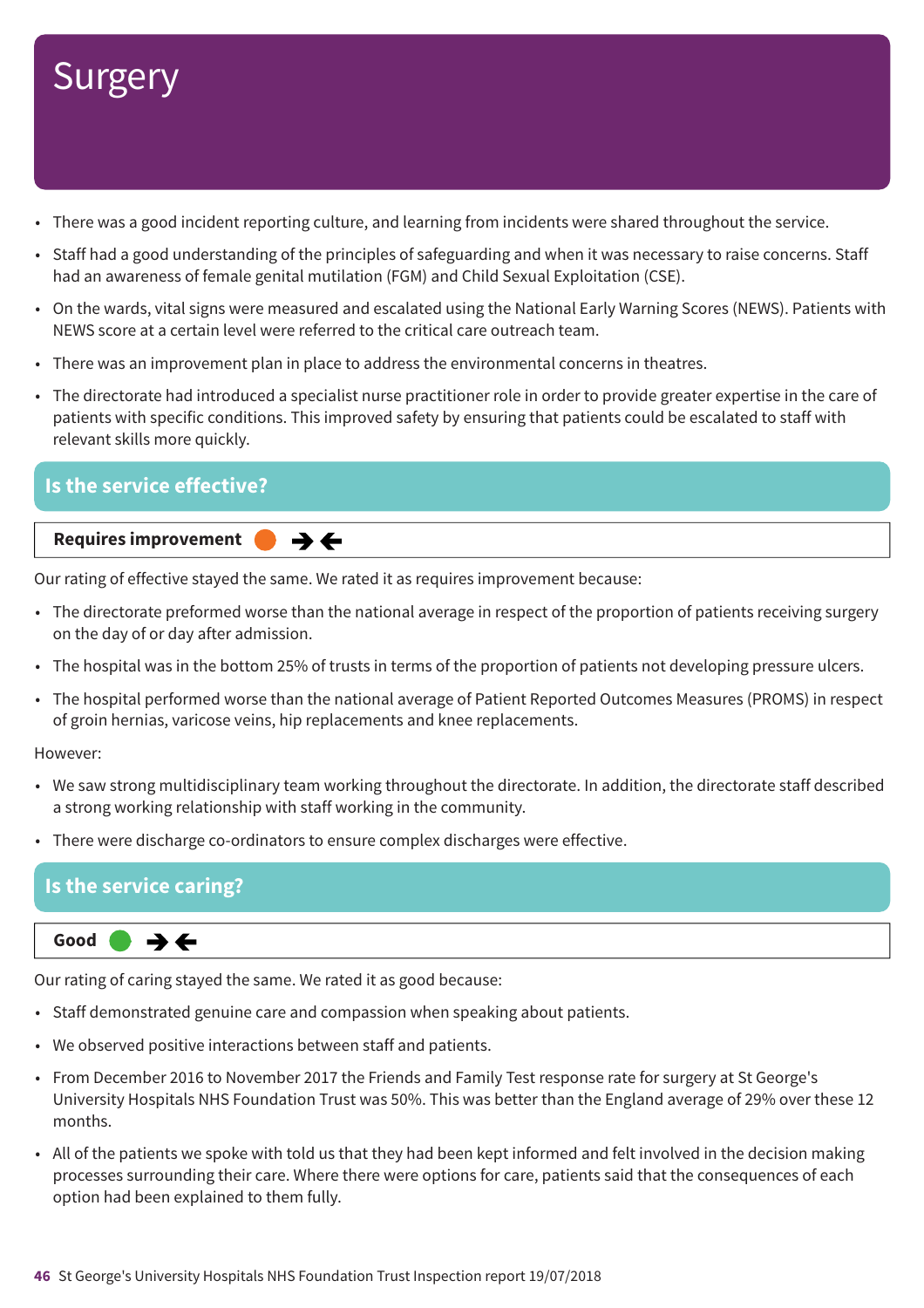# Surgery

- There was a good incident reporting culture, and learning from incidents were shared throughout the service.
- Staff had a good understanding of the principles of safeguarding and when it was necessary to raise concerns. Staff had an awareness of female genital mutilation (FGM) and Child Sexual Exploitation (CSE).
- On the wards, vital signs were measured and escalated using the National Early Warning Scores (NEWS). Patients with NEWS score at a certain level were referred to the critical care outreach team.
- There was an improvement plan in place to address the environmental concerns in theatres.
- The directorate had introduced a specialist nurse practitioner role in order to provide greater expertise in the care of patients with specific conditions. This improved safety by ensuring that patients could be escalated to staff with relevant skills more quickly.

## Is the service effective?

**Requires improvement** ➔🡐

Our rating of effective stayed the same. We rated it as requires improvement because:

- The directorate preformed worse than the national average in respect of the proportion of patients receiving surgery on the day of or day after admission.
- The hospital was in the bottom 25% of trusts in terms of the proportion of patients not developing pressure ulcers.
- The hospital performed worse than the national average of Patient Reported Outcomes Measures (PROMS) in respect of groin hernias, varicose veins, hip replacements and knee replacements.

However:

- We saw strong multidisciplinary team working throughout the directorate. In addition, the directorate staff described a strong working relationship with staff working in the community.
- There were discharge co-ordinators to ensure complex discharges were effective.

## Is the service caring?

**Good** ➔🡐

Our rating of caring stayed the same. We rated it as good because:

- Staff demonstrated genuine care and compassion when speaking about patients.
- We observed positive interactions between staff and patients.
- From December 2016 to November 2017 the Friends and Family Test response rate for surgery at St George's University Hospitals NHS Foundation Trust was 50%. This was better than the England average of 29% over these 12 months.
- All of the patients we spoke with told us that they had been kept informed and felt involved in the decision making processes surrounding their care. Where there were options for care, patients said that the consequences of each option had been explained to them fully.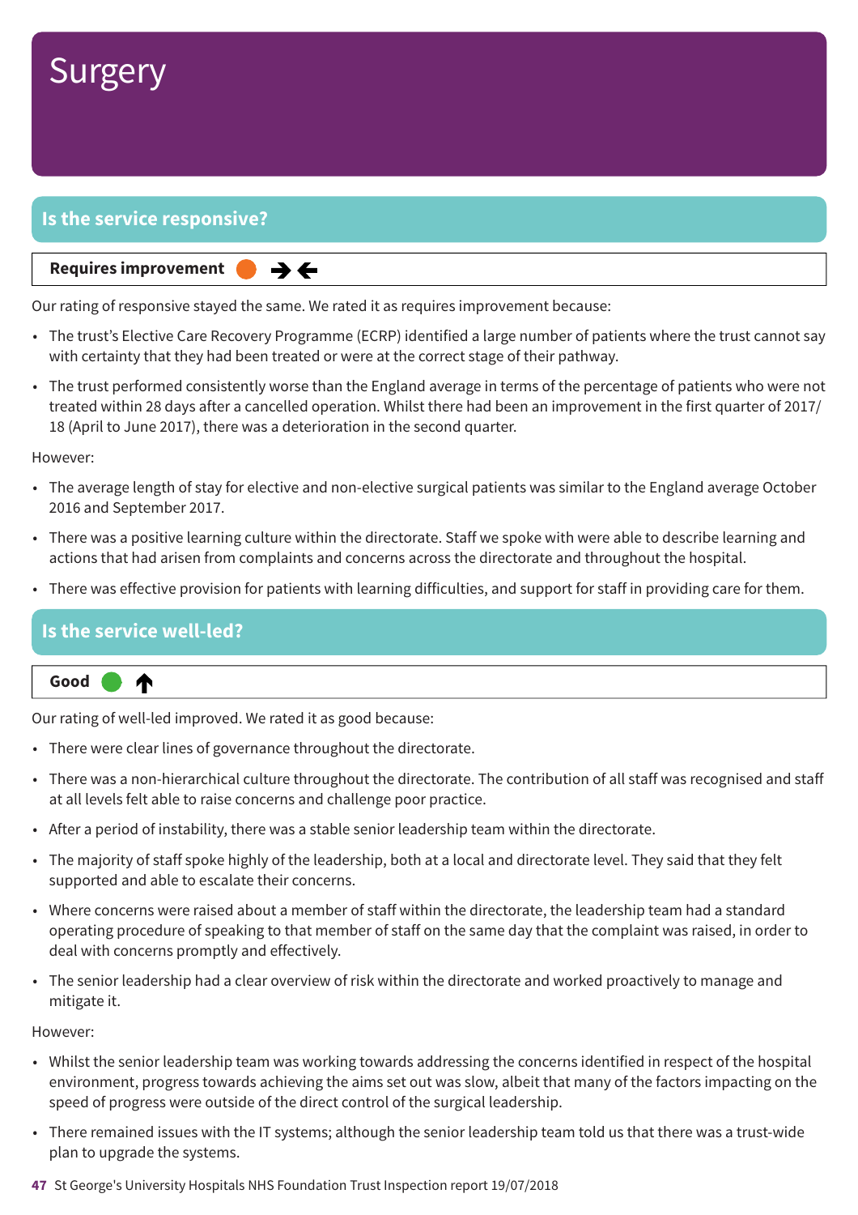# Surgery

## Is the service responsive?

**Requires improvement** ➔➔

Our rating of responsive stayed the same. We rated it as requires improvement because:

- The trust's Elective Care Recovery Programme (ECRP) identified a large number of patients where the trust cannot say with certainty that they had been treated or were at the correct stage of their pathway.
- The trust performed consistently worse than the England average in terms of the percentage of patients who were not treated within 28 days after a cancelled operation. Whilst there had been an improvement in the first quarter of 2017/18 (April to June 2017), there was a deterioration in the second quarter.

However:

- The average length of stay for elective and non-elective surgical patients was similar to the England average October 2016 and September 2017.
- There was a positive learning culture within the directorate. Staff we spoke with were able to describe learning and actions that had arisen from complaints and concerns across the directorate and throughout the hospital.
- There was effective provision for patients with learning difficulties, and support for staff in providing care for them.

## Is the service well-led?

**Good** ↑

Our rating of well-led improved. We rated it as good because:

- There were clear lines of governance throughout the directorate.
- There was a non-hierarchical culture throughout the directorate. The contribution of all staff was recognised and staff at all levels felt able to raise concerns and challenge poor practice.
- After a period of instability, there was a stable senior leadership team within the directorate.
- The majority of staff spoke highly of the leadership, both at a local and directorate level. They said that they felt supported and able to escalate their concerns.
- Where concerns were raised about a member of staff within the directorate, the leadership team had a standard operating procedure of speaking to that member of staff on the same day that the complaint was raised, in order to deal with concerns promptly and effectively.
- The senior leadership had a clear overview of risk within the directorate and worked proactively to manage and mitigate it.

However:

- Whilst the senior leadership team was working towards addressing the concerns identified in respect of the hospital environment, progress towards achieving the aims set out was slow, albeit that many of the factors impacting on the speed of progress were outside of the direct control of the surgical leadership.
- There remained issues with the IT systems; although the senior leadership team told us that there was a trust-wide plan to upgrade the systems.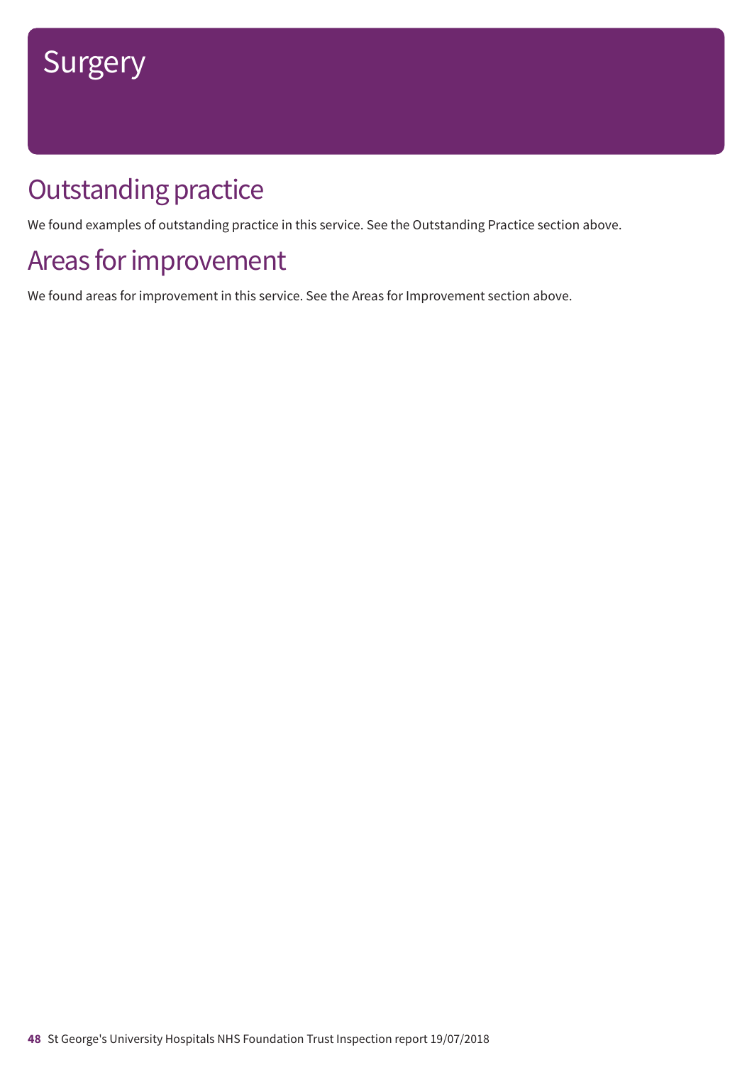# Surgery

## Outstanding practice

We found examples of outstanding practice in this service. See the Outstanding Practice section above.

## Areas for improvement

We found areas for improvement in this service. See the Areas for Improvement section above.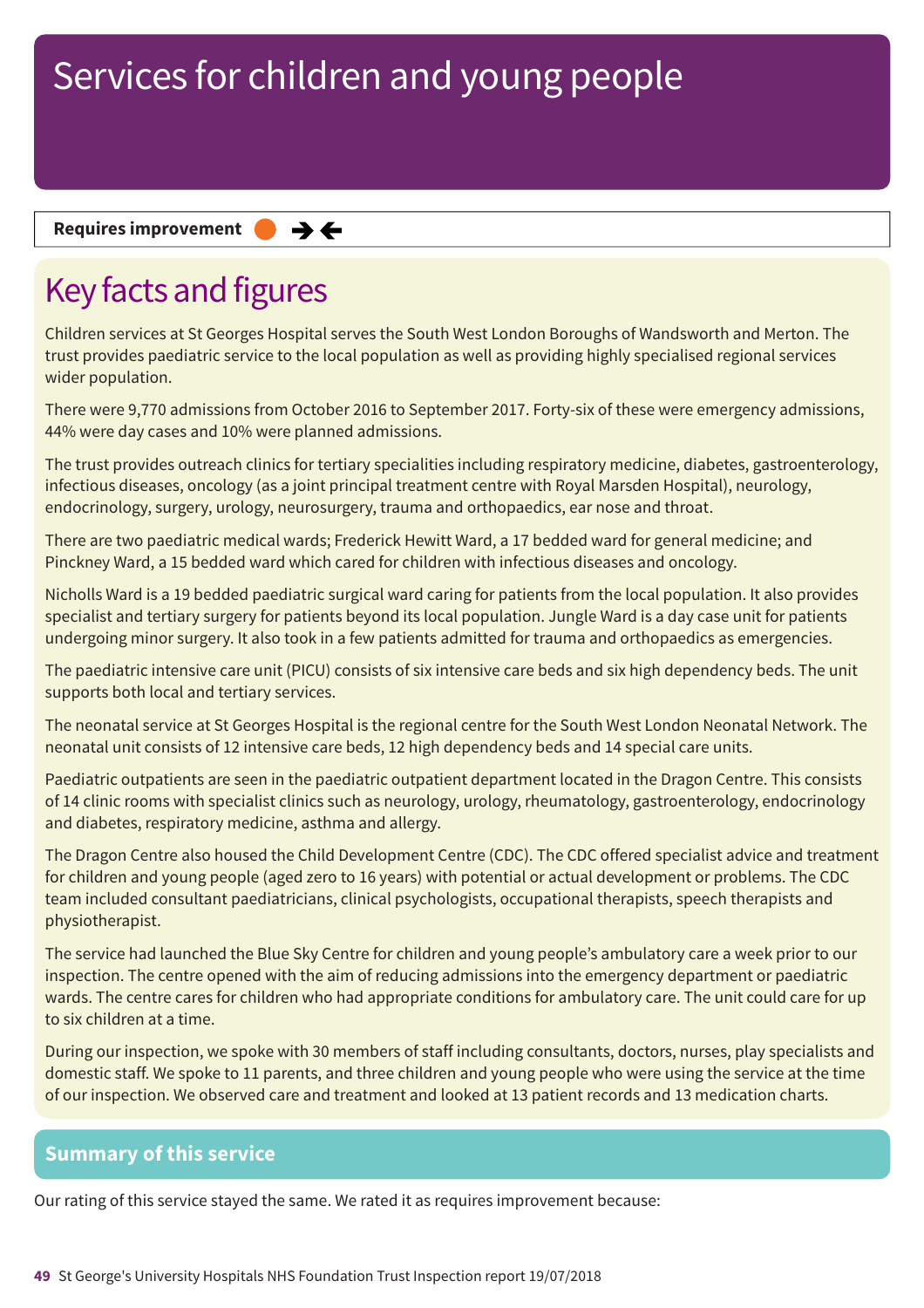# Services for children and young people

**Requires improvement** ● ➔←

## Key facts and figures

Children services at St Georges Hospital serves the South West London Boroughs of Wandsworth and Merton. The trust provides paediatric service to the local population as well as providing highly specialised regional services wider population.

There were 9,770 admissions from October 2016 to September 2017. Forty-six of these were emergency admissions, 44% were day cases and 10% were planned admissions.

The trust provides outreach clinics for tertiary specialities including respiratory medicine, diabetes, gastroenterology, infectious diseases, oncology (as a joint principal treatment centre with Royal Marsden Hospital), neurology, endocrinology, surgery, urology, neurosurgery, trauma and orthopaedics, ear nose and throat.

There are two paediatric medical wards; Frederick Hewitt Ward, a 17 bedded ward for general medicine; and Pinckney Ward, a 15 bedded ward which cared for children with infectious diseases and oncology.

Nicholls Ward is a 19 bedded paediatric surgical ward caring for patients from the local population. It also provides specialist and tertiary surgery for patients beyond its local population. Jungle Ward is a day case unit for patients undergoing minor surgery. It also took in a few patients admitted for trauma and orthopaedics as emergencies.

The paediatric intensive care unit (PICU) consists of six intensive care beds and six high dependency beds. The unit supports both local and tertiary services.

The neonatal service at St Georges Hospital is the regional centre for the South West London Neonatal Network. The neonatal unit consists of 12 intensive care beds, 12 high dependency beds and 14 special care units.

Paediatric outpatients are seen in the paediatric outpatient department located in the Dragon Centre. This consists of 14 clinic rooms with specialist clinics such as neurology, urology, rheumatology, gastroenterology, endocrinology and diabetes, respiratory medicine, asthma and allergy.

The Dragon Centre also housed the Child Development Centre (CDC). The CDC offered specialist advice and treatment for children and young people (aged zero to 16 years) with potential or actual development or problems. The CDC team included consultant paediatricians, clinical psychologists, occupational therapists, speech therapists and physiotherapist.

The service had launched the Blue Sky Centre for children and young people's ambulatory care a week prior to our inspection. The centre opened with the aim of reducing admissions into the emergency department or paediatric wards. The centre cares for children who had appropriate conditions for ambulatory care. The unit could care for up to six children at a time.

During our inspection, we spoke with 30 members of staff including consultants, doctors, nurses, play specialists and domestic staff. We spoke to 11 parents, and three children and young people who were using the service at the time of our inspection. We observed care and treatment and looked at 13 patient records and 13 medication charts.

## Summary of this service

Our rating of this service stayed the same. We rated it as requires improvement because: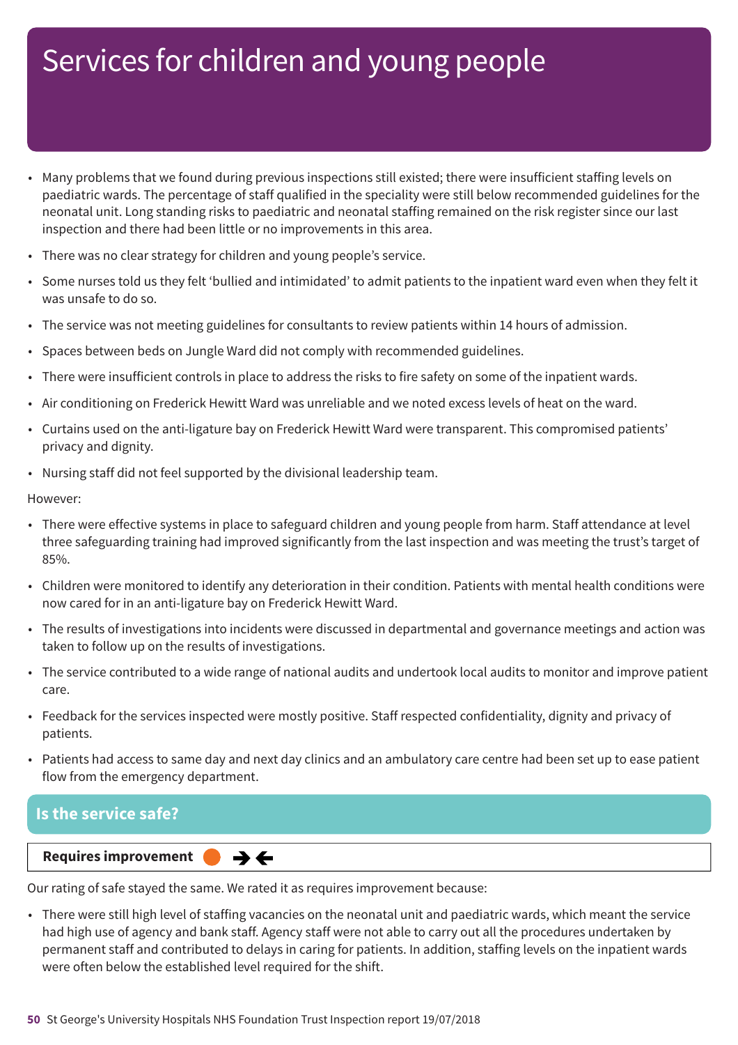# Services for children and young people

- Many problems that we found during previous inspections still existed; there were insufficient staffing levels on paediatric wards. The percentage of staff qualified in the speciality were still below recommended guidelines for the neonatal unit. Long standing risks to paediatric and neonatal staffing remained on the risk register since our last inspection and there had been little or no improvements in this area.
- There was no clear strategy for children and young people's service.
- Some nurses told us they felt 'bullied and intimidated' to admit patients to the inpatient ward even when they felt it was unsafe to do so.
- The service was not meeting guidelines for consultants to review patients within 14 hours of admission.
- Spaces between beds on Jungle Ward did not comply with recommended guidelines.
- There were insufficient controls in place to address the risks to fire safety on some of the inpatient wards.
- Air conditioning on Frederick Hewitt Ward was unreliable and we noted excess levels of heat on the ward.
- Curtains used on the anti-ligature bay on Frederick Hewitt Ward were transparent. This compromised patients' privacy and dignity.
- Nursing staff did not feel supported by the divisional leadership team.

However:

- There were effective systems in place to safeguard children and young people from harm. Staff attendance at level three safeguarding training had improved significantly from the last inspection and was meeting the trust's target of 85%.
- Children were monitored to identify any deterioration in their condition. Patients with mental health conditions were now cared for in an anti-ligature bay on Frederick Hewitt Ward.
- The results of investigations into incidents were discussed in departmental and governance meetings and action was taken to follow up on the results of investigations.
- The service contributed to a wide range of national audits and undertook local audits to monitor and improve patient care.
- Feedback for the services inspected were mostly positive. Staff respected confidentiality, dignity and privacy of patients.
- Patients had access to same day and next day clinics and an ambulatory care centre had been set up to ease patient flow from the emergency department.

## Is the service safe?

**Requires improvement**

Our rating of safe stayed the same. We rated it as requires improvement because:

- There were still high level of staffing vacancies on the neonatal unit and paediatric wards, which meant the service had high use of agency and bank staff. Agency staff were not able to carry out all the procedures undertaken by permanent staff and contributed to delays in caring for patients. In addition, staffing levels on the inpatient wards were often below the established level required for the shift.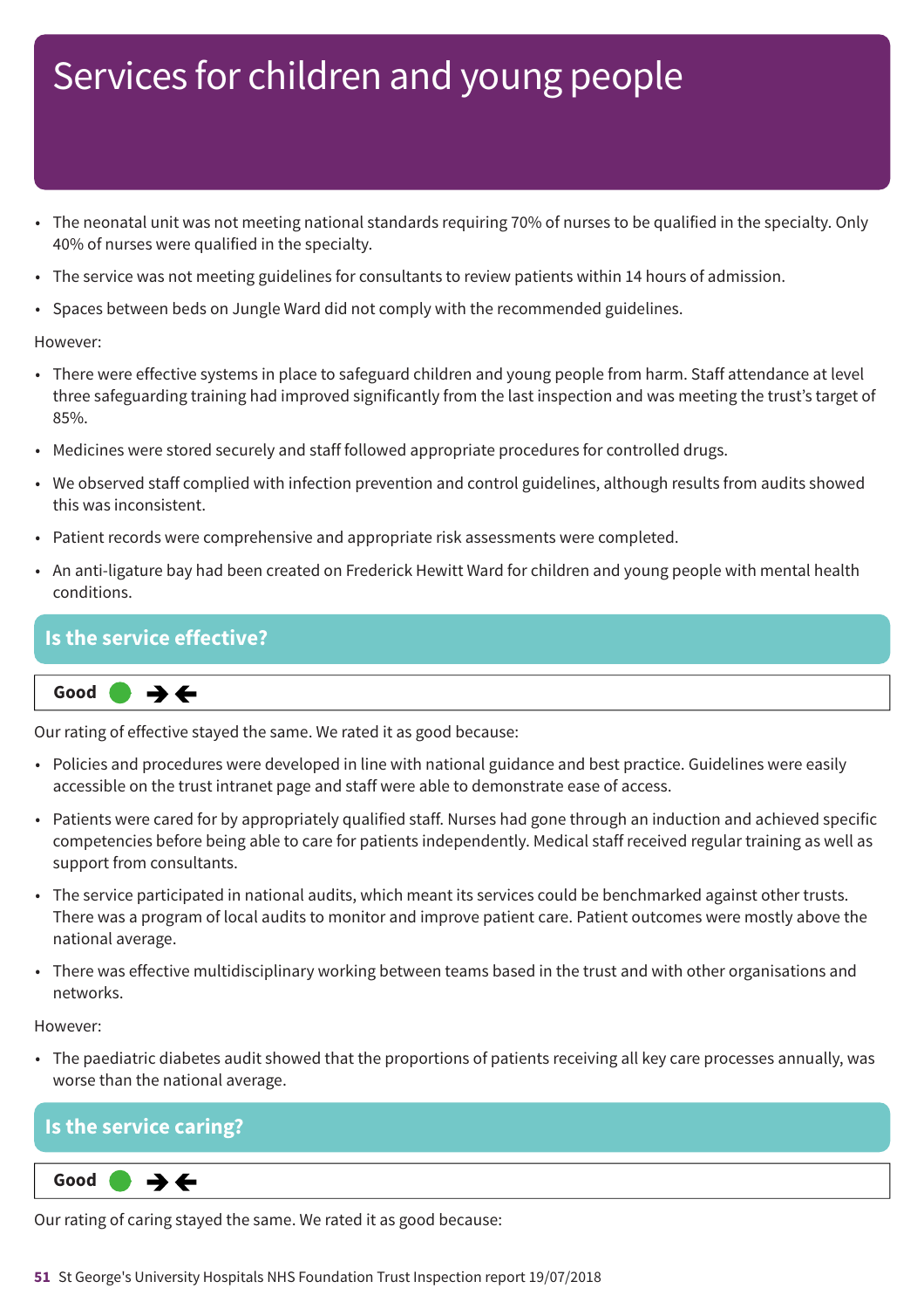# Services for children and young people

- The neonatal unit was not meeting national standards requiring 70% of nurses to be qualified in the specialty. Only 40% of nurses were qualified in the specialty.
- The service was not meeting guidelines for consultants to review patients within 14 hours of admission.
- Spaces between beds on Jungle Ward did not comply with the recommended guidelines.

However:

- There were effective systems in place to safeguard children and young people from harm. Staff attendance at level three safeguarding training had improved significantly from the last inspection and was meeting the trust's target of 85%.
- Medicines were stored securely and staff followed appropriate procedures for controlled drugs.
- We observed staff complied with infection prevention and control guidelines, although results from audits showed this was inconsistent.
- Patient records were comprehensive and appropriate risk assessments were completed.
- An anti-ligature bay had been created on Frederick Hewitt Ward for children and young people with mental health conditions.

## Is the service effective?

**Good** ● ➔➔

Our rating of effective stayed the same. We rated it as good because:

- Policies and procedures were developed in line with national guidance and best practice. Guidelines were easily accessible on the trust intranet page and staff were able to demonstrate ease of access.
- Patients were cared for by appropriately qualified staff. Nurses had gone through an induction and achieved specific competencies before being able to care for patients independently. Medical staff received regular training as well as support from consultants.
- The service participated in national audits, which meant its services could be benchmarked against other trusts. There was a program of local audits to monitor and improve patient care. Patient outcomes were mostly above the national average.
- There was effective multidisciplinary working between teams based in the trust and with other organisations and networks.

However:

- The paediatric diabetes audit showed that the proportions of patients receiving all key care processes annually, was worse than the national average.

## Is the service caring?

**Good** ● ➔➔

Our rating of caring stayed the same. We rated it as good because: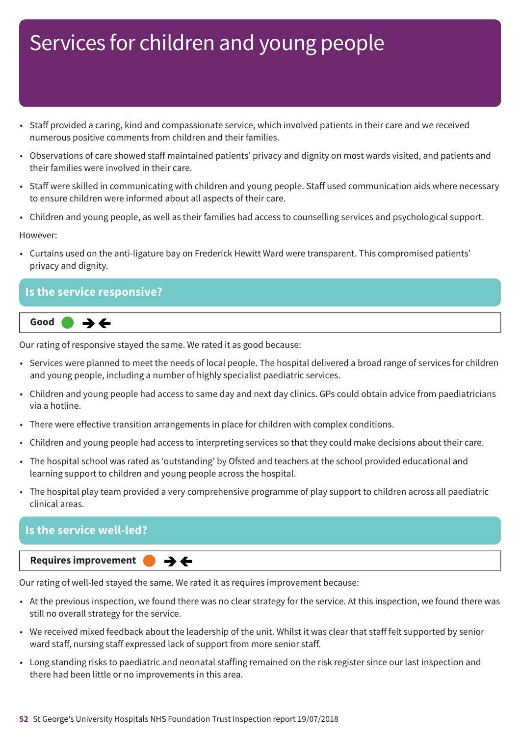# Services for children and young people

- Staff provided a caring, kind and compassionate service, which involved patients in their care and we received numerous positive comments from children and their families.
- Observations of care showed staff maintained patients' privacy and dignity on most wards visited, and patients and their families were involved in their care.
- Staff were skilled in communicating with children and young people. Staff used communication aids where necessary to ensure children were informed about all aspects of their care.
- Children and young people, as well as their families had access to counselling services and psychological support.

However:

- Curtains used on the anti-ligature bay on Frederick Hewitt Ward were transparent. This compromised patients' privacy and dignity.

## Is the service responsive?

**Good** ➔🡐

Our rating of responsive stayed the same. We rated it as good because:

- Services were planned to meet the needs of local people. The hospital delivered a broad range of services for children and young people, including a number of highly specialist paediatric services.
- Children and young people had access to same day and next day clinics. GPs could obtain advice from paediatricians via a hotline.
- There were effective transition arrangements in place for children with complex conditions.
- Children and young people had access to interpreting services so that they could make decisions about their care.
- The hospital school was rated as 'outstanding' by Ofsted and teachers at the school provided educational and learning support to children and young people across the hospital.
- The hospital play team provided a very comprehensive programme of play support to children across all paediatric clinical areas.

## Is the service well-led?

**Requires improvement** ➔🡐

Our rating of well-led stayed the same. We rated it as requires improvement because:

- At the previous inspection, we found there was no clear strategy for the service. At this inspection, we found there was still no overall strategy for the service.
- We received mixed feedback about the leadership of the unit. Whilst it was clear that staff felt supported by senior ward staff, nursing staff expressed lack of support from more senior staff.
- Long standing risks to paediatric and neonatal staffing remained on the risk register since our last inspection and there had been little or no improvements in this area.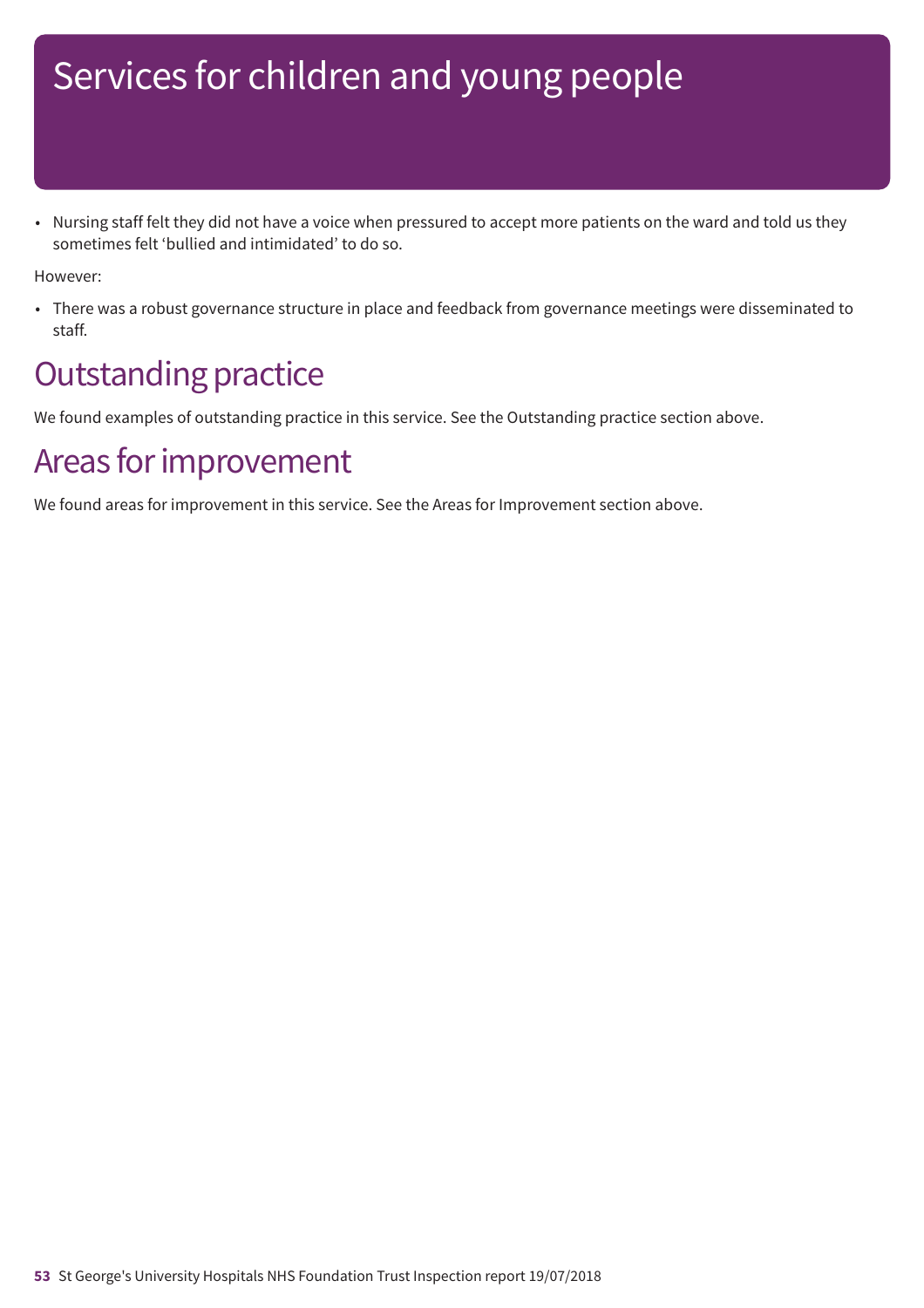# Services for children and young people

- Nursing staff felt they did not have a voice when pressured to accept more patients on the ward and told us they sometimes felt 'bullied and intimidated' to do so.

However:

- There was a robust governance structure in place and feedback from governance meetings were disseminated to staff.

## Outstanding practice

We found examples of outstanding practice in this service. See the Outstanding practice section above.

## Areas for improvement

We found areas for improvement in this service. See the Areas for Improvement section above.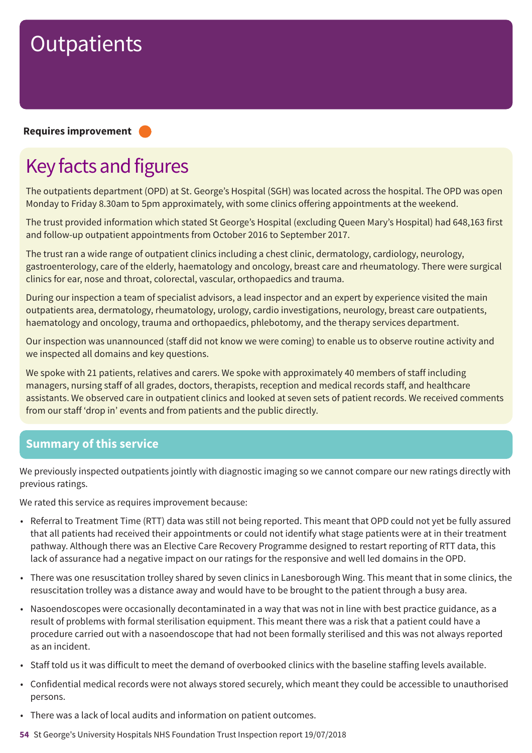# Outpatients

**Requires improvement**

## Key facts and figures

The outpatients department (OPD) at St. George's Hospital (SGH) was located across the hospital. The OPD was open Monday to Friday 8.30am to 5pm approximately, with some clinics offering appointments at the weekend.

The trust provided information which stated St George's Hospital (excluding Queen Mary's Hospital) had 648,163 first and follow-up outpatient appointments from October 2016 to September 2017.

The trust ran a wide range of outpatient clinics including a chest clinic, dermatology, cardiology, neurology, gastroenterology, care of the elderly, haematology and oncology, breast care and rheumatology. There were surgical clinics for ear, nose and throat, colorectal, vascular, orthopaedics and trauma.

During our inspection a team of specialist advisors, a lead inspector and an expert by experience visited the main outpatients area, dermatology, rheumatology, urology, cardio investigations, neurology, breast care outpatients, haematology and oncology, trauma and orthopaedics, phlebotomy, and the therapy services department.

Our inspection was unannounced (staff did not know we were coming) to enable us to observe routine activity and we inspected all domains and key questions.

We spoke with 21 patients, relatives and carers. We spoke with approximately 40 members of staff including managers, nursing staff of all grades, doctors, therapists, reception and medical records staff, and healthcare assistants. We observed care in outpatient clinics and looked at seven sets of patient records. We received comments from our staff 'drop in' events and from patients and the public directly.

## Summary of this service

We previously inspected outpatients jointly with diagnostic imaging so we cannot compare our new ratings directly with previous ratings.

We rated this service as requires improvement because:

- Referral to Treatment Time (RTT) data was still not being reported. This meant that OPD could not yet be fully assured that all patients had received their appointments or could not identify what stage patients were at in their treatment pathway. Although there was an Elective Care Recovery Programme designed to restart reporting of RTT data, this lack of assurance had a negative impact on our ratings for the responsive and well led domains in the OPD.
- There was one resuscitation trolley shared by seven clinics in Lanesborough Wing. This meant that in some clinics, the resuscitation trolley was a distance away and would have to be brought to the patient through a busy area.
- Nasoendoscopes were occasionally decontaminated in a way that was not in line with best practice guidance, as a result of problems with formal sterilisation equipment. This meant there was a risk that a patient could have a procedure carried out with a nasoendoscope that had not been formally sterilised and this was not always reported as an incident.
- Staff told us it was difficult to meet the demand of overbooked clinics with the baseline staffing levels available.
- Confidential medical records were not always stored securely, which meant they could be accessible to unauthorised persons.
- There was a lack of local audits and information on patient outcomes.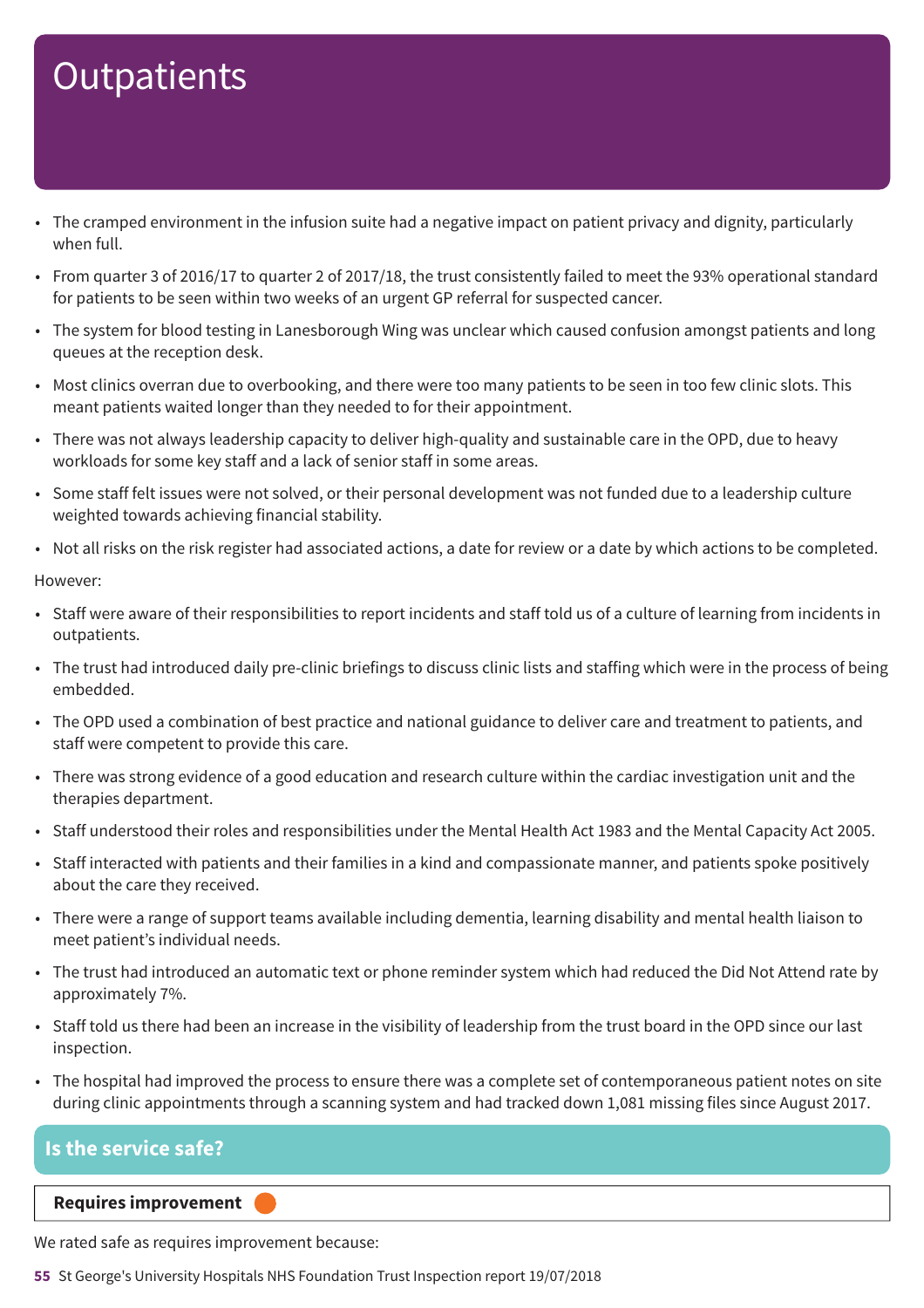# Outpatients

- The cramped environment in the infusion suite had a negative impact on patient privacy and dignity, particularly when full.
- From quarter 3 of 2016/17 to quarter 2 of 2017/18, the trust consistently failed to meet the 93% operational standard for patients to be seen within two weeks of an urgent GP referral for suspected cancer.
- The system for blood testing in Lanesborough Wing was unclear which caused confusion amongst patients and long queues at the reception desk.
- Most clinics overran due to overbooking, and there were too many patients to be seen in too few clinic slots. This meant patients waited longer than they needed to for their appointment.
- There was not always leadership capacity to deliver high-quality and sustainable care in the OPD, due to heavy workloads for some key staff and a lack of senior staff in some areas.
- Some staff felt issues were not solved, or their personal development was not funded due to a leadership culture weighted towards achieving financial stability.
- Not all risks on the risk register had associated actions, a date for review or a date by which actions to be completed.

However:

- Staff were aware of their responsibilities to report incidents and staff told us of a culture of learning from incidents in outpatients.
- The trust had introduced daily pre-clinic briefings to discuss clinic lists and staffing which were in the process of being embedded.
- The OPD used a combination of best practice and national guidance to deliver care and treatment to patients, and staff were competent to provide this care.
- There was strong evidence of a good education and research culture within the cardiac investigation unit and the therapies department.
- Staff understood their roles and responsibilities under the Mental Health Act 1983 and the Mental Capacity Act 2005.
- Staff interacted with patients and their families in a kind and compassionate manner, and patients spoke positively about the care they received.
- There were a range of support teams available including dementia, learning disability and mental health liaison to meet patient's individual needs.
- The trust had introduced an automatic text or phone reminder system which had reduced the Did Not Attend rate by approximately 7%.
- Staff told us there had been an increase in the visibility of leadership from the trust board in the OPD since our last inspection.
- The hospital had improved the process to ensure there was a complete set of contemporaneous patient notes on site during clinic appointments through a scanning system and had tracked down 1,081 missing files since August 2017.

## Is the service safe?

**Requires improvement**

We rated safe as requires improvement because: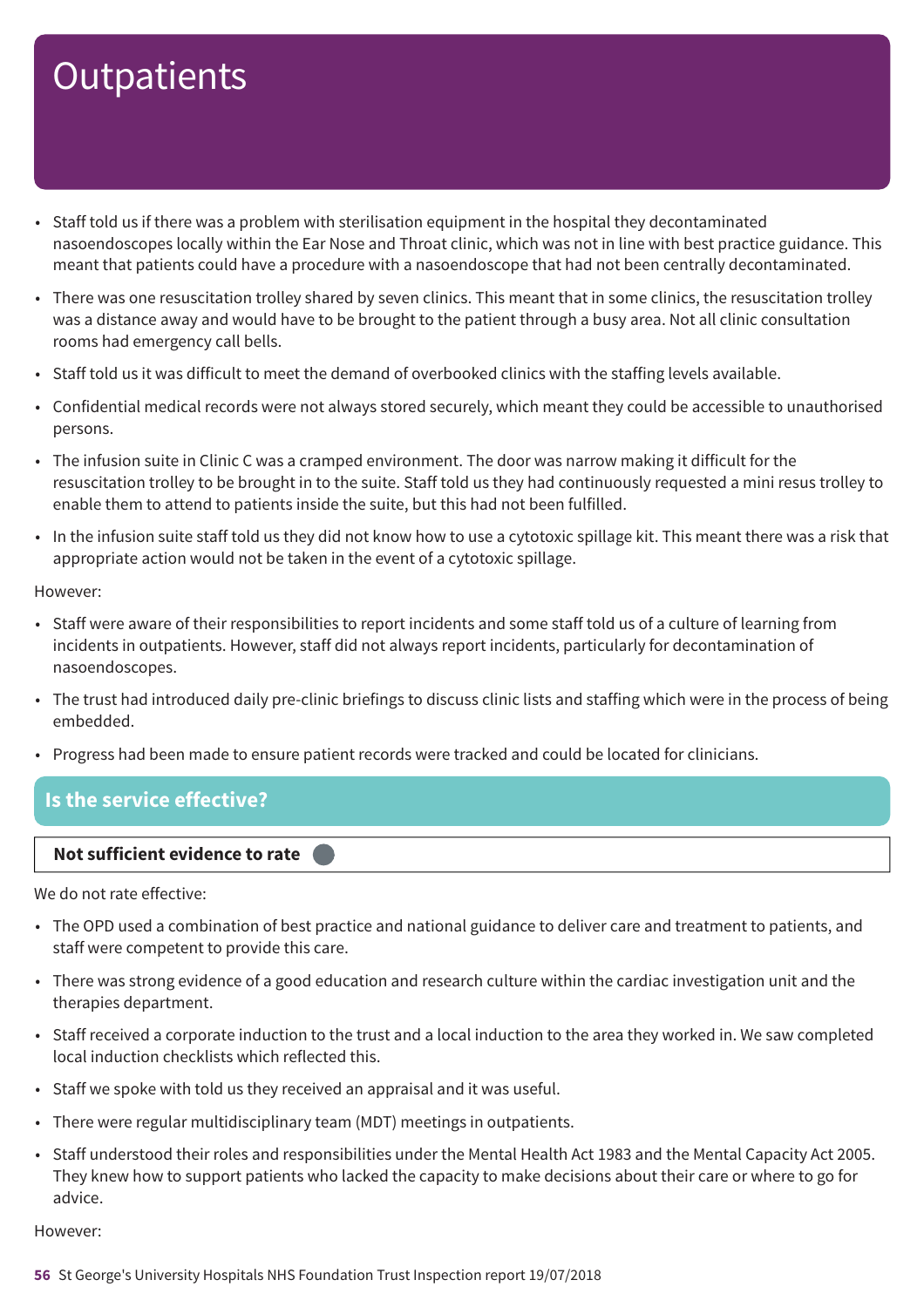# Outpatients

- Staff told us if there was a problem with sterilisation equipment in the hospital they decontaminated nasoendoscopes locally within the Ear Nose and Throat clinic, which was not in line with best practice guidance. This meant that patients could have a procedure with a nasoendoscope that had not been centrally decontaminated.
- There was one resuscitation trolley shared by seven clinics. This meant that in some clinics, the resuscitation trolley was a distance away and would have to be brought to the patient through a busy area. Not all clinic consultation rooms had emergency call bells.
- Staff told us it was difficult to meet the demand of overbooked clinics with the staffing levels available.
- Confidential medical records were not always stored securely, which meant they could be accessible to unauthorised persons.
- The infusion suite in Clinic C was a cramped environment. The door was narrow making it difficult for the resuscitation trolley to be brought in to the suite. Staff told us they had continuously requested a mini resus trolley to enable them to attend to patients inside the suite, but this had not been fulfilled.
- In the infusion suite staff told us they did not know how to use a cytotoxic spillage kit. This meant there was a risk that appropriate action would not be taken in the event of a cytotoxic spillage.

However:

- Staff were aware of their responsibilities to report incidents and some staff told us of a culture of learning from incidents in outpatients. However, staff did not always report incidents, particularly for decontamination of nasoendoscopes.
- The trust had introduced daily pre-clinic briefings to discuss clinic lists and staffing which were in the process of being embedded.
- Progress had been made to ensure patient records were tracked and could be located for clinicians.

## Is the service effective?

**Not sufficient evidence to rate**

We do not rate effective:

- The OPD used a combination of best practice and national guidance to deliver care and treatment to patients, and staff were competent to provide this care.
- There was strong evidence of a good education and research culture within the cardiac investigation unit and the therapies department.
- Staff received a corporate induction to the trust and a local induction to the area they worked in. We saw completed local induction checklists which reflected this.
- Staff we spoke with told us they received an appraisal and it was useful.
- There were regular multidisciplinary team (MDT) meetings in outpatients.
- Staff understood their roles and responsibilities under the Mental Health Act 1983 and the Mental Capacity Act 2005. They knew how to support patients who lacked the capacity to make decisions about their care or where to go for advice.

However: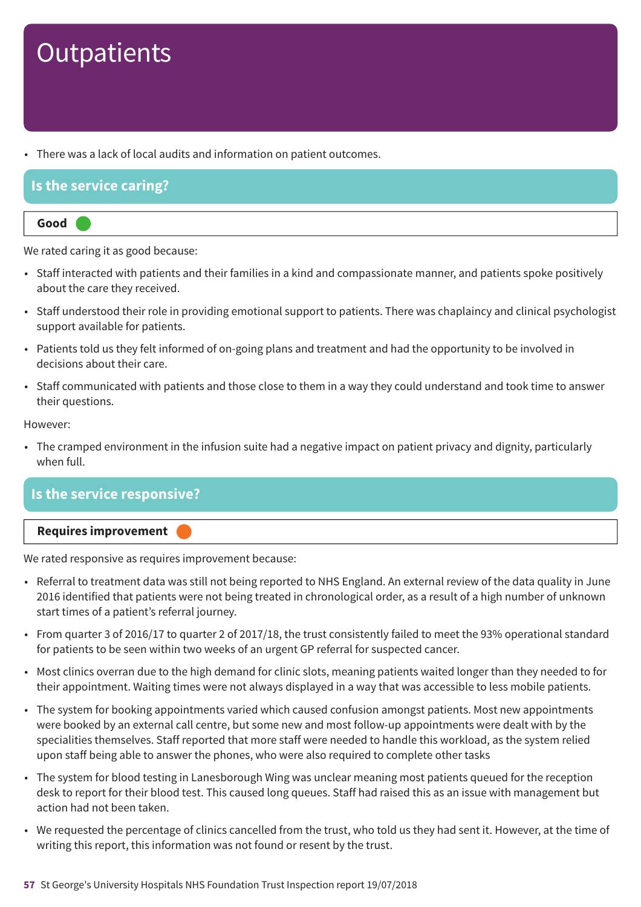# Outpatients

- There was a lack of local audits and information on patient outcomes.

## Is the service caring?

**Good**

We rated caring it as good because:

- Staff interacted with patients and their families in a kind and compassionate manner, and patients spoke positively about the care they received.
- Staff understood their role in providing emotional support to patients. There was chaplaincy and clinical psychologist support available for patients.
- Patients told us they felt informed of on-going plans and treatment and had the opportunity to be involved in decisions about their care.
- Staff communicated with patients and those close to them in a way they could understand and took time to answer their questions.

However:

- The cramped environment in the infusion suite had a negative impact on patient privacy and dignity, particularly when full.

## Is the service responsive?

**Requires improvement**

We rated responsive as requires improvement because:

- Referral to treatment data was still not being reported to NHS England. An external review of the data quality in June 2016 identified that patients were not being treated in chronological order, as a result of a high number of unknown start times of a patient's referral journey.
- From quarter 3 of 2016/17 to quarter 2 of 2017/18, the trust consistently failed to meet the 93% operational standard for patients to be seen within two weeks of an urgent GP referral for suspected cancer.
- Most clinics overran due to the high demand for clinic slots, meaning patients waited longer than they needed to for their appointment. Waiting times were not always displayed in a way that was accessible to less mobile patients.
- The system for booking appointments varied which caused confusion amongst patients. Most new appointments were booked by an external call centre, but some new and most follow-up appointments were dealt with by the specialities themselves. Staff reported that more staff were needed to handle this workload, as the system relied upon staff being able to answer the phones, who were also required to complete other tasks
- The system for blood testing in Lanesborough Wing was unclear meaning most patients queued for the reception desk to report for their blood test. This caused long queues. Staff had raised this as an issue with management but action had not been taken.
- We requested the percentage of clinics cancelled from the trust, who told us they had sent it. However, at the time of writing this report, this information was not found or resent by the trust.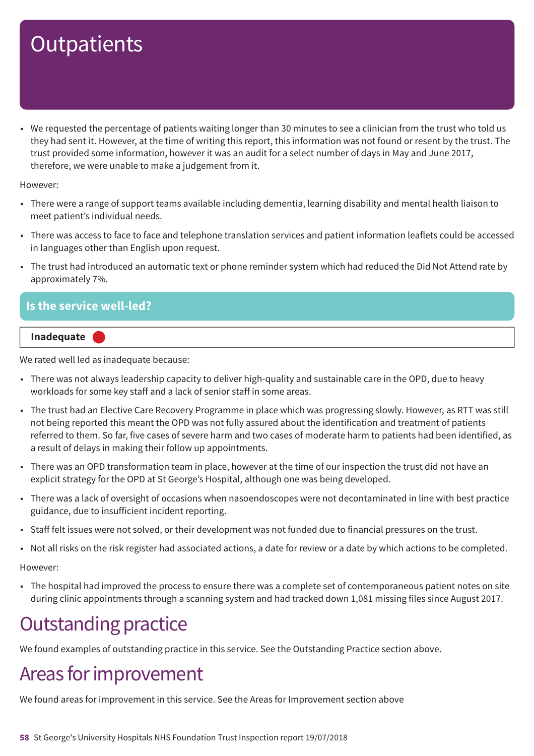# Outpatients

- We requested the percentage of patients waiting longer than 30 minutes to see a clinician from the trust who told us they had sent it. However, at the time of writing this report, this information was not found or resent by the trust. The trust provided some information, however it was an audit for a select number of days in May and June 2017, therefore, we were unable to make a judgement from it.

However:

- There were a range of support teams available including dementia, learning disability and mental health liaison to meet patient's individual needs.
- There was access to face to face and telephone translation services and patient information leaflets could be accessed in languages other than English upon request.
- The trust had introduced an automatic text or phone reminder system which had reduced the Did Not Attend rate by approximately 7%.

## Is the service well-led?

**Inadequate**

We rated well led as inadequate because:

- There was not always leadership capacity to deliver high-quality and sustainable care in the OPD, due to heavy workloads for some key staff and a lack of senior staff in some areas.
- The trust had an Elective Care Recovery Programme in place which was progressing slowly. However, as RTT was still not being reported this meant the OPD was not fully assured about the identification and treatment of patients referred to them. So far, five cases of severe harm and two cases of moderate harm to patients had been identified, as a result of delays in making their follow up appointments.
- There was an OPD transformation team in place, however at the time of our inspection the trust did not have an explicit strategy for the OPD at St George's Hospital, although one was being developed.
- There was a lack of oversight of occasions when nasoendoscopes were not decontaminated in line with best practice guidance, due to insufficient incident reporting.
- Staff felt issues were not solved, or their development was not funded due to financial pressures on the trust.
- Not all risks on the risk register had associated actions, a date for review or a date by which actions to be completed.

However:

- The hospital had improved the process to ensure there was a complete set of contemporaneous patient notes on site during clinic appointments through a scanning system and had tracked down 1,081 missing files since August 2017.

# Outstanding practice

We found examples of outstanding practice in this service. See the Outstanding Practice section above.

# Areas for improvement

We found areas for improvement in this service. See the Areas for Improvement section above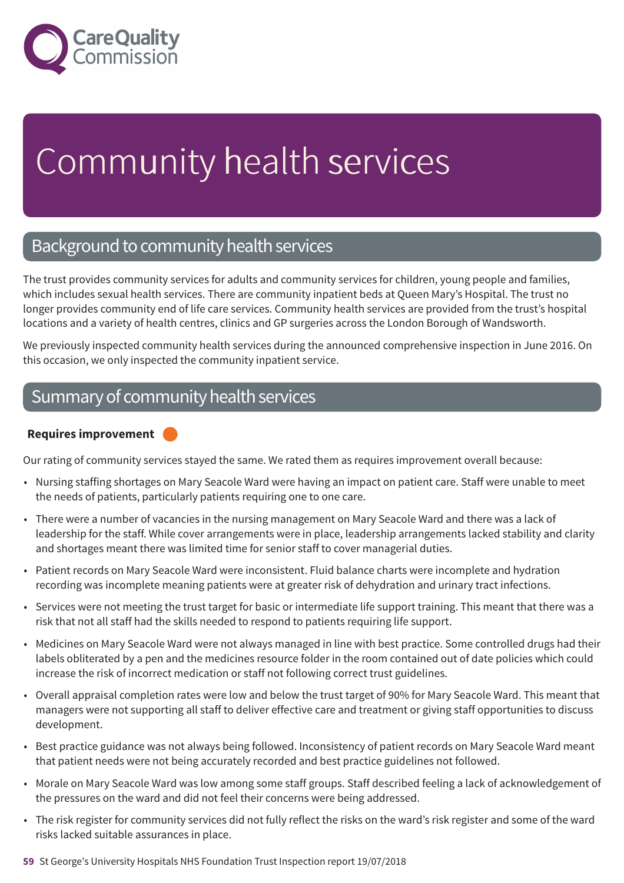# Community health services

## Background to community health services

The trust provides community services for adults and community services for children, young people and families, which includes sexual health services. There are community inpatient beds at Queen Mary's Hospital. The trust no longer provides community end of life care services. Community health services are provided from the trust's hospital locations and a variety of health centres, clinics and GP surgeries across the London Borough of Wandsworth.

We previously inspected community health services during the announced comprehensive inspection in June 2016. On this occasion, we only inspected the community inpatient service.

## Summary of community health services

**Requires improvement**

Our rating of community services stayed the same. We rated them as requires improvement overall because:

- Nursing staffing shortages on Mary Seacole Ward were having an impact on patient care. Staff were unable to meet the needs of patients, particularly patients requiring one to one care.
- There were a number of vacancies in the nursing management on Mary Seacole Ward and there was a lack of leadership for the staff. While cover arrangements were in place, leadership arrangements lacked stability and clarity and shortages meant there was limited time for senior staff to cover managerial duties.
- Patient records on Mary Seacole Ward were inconsistent. Fluid balance charts were incomplete and hydration recording was incomplete meaning patients were at greater risk of dehydration and urinary tract infections.
- Services were not meeting the trust target for basic or intermediate life support training. This meant that there was a risk that not all staff had the skills needed to respond to patients requiring life support.
- Medicines on Mary Seacole Ward were not always managed in line with best practice. Some controlled drugs had their labels obliterated by a pen and the medicines resource folder in the room contained out of date policies which could increase the risk of incorrect medication or staff not following correct trust guidelines.
- Overall appraisal completion rates were low and below the trust target of 90% for Mary Seacole Ward. This meant that managers were not supporting all staff to deliver effective care and treatment or giving staff opportunities to discuss development.
- Best practice guidance was not always being followed. Inconsistency of patient records on Mary Seacole Ward meant that patient needs were not being accurately recorded and best practice guidelines not followed.
- Morale on Mary Seacole Ward was low among some staff groups. Staff described feeling a lack of acknowledgement of the pressures on the ward and did not feel their concerns were being addressed.
- The risk register for community services did not fully reflect the risks on the ward's risk register and some of the ward risks lacked suitable assurances in place.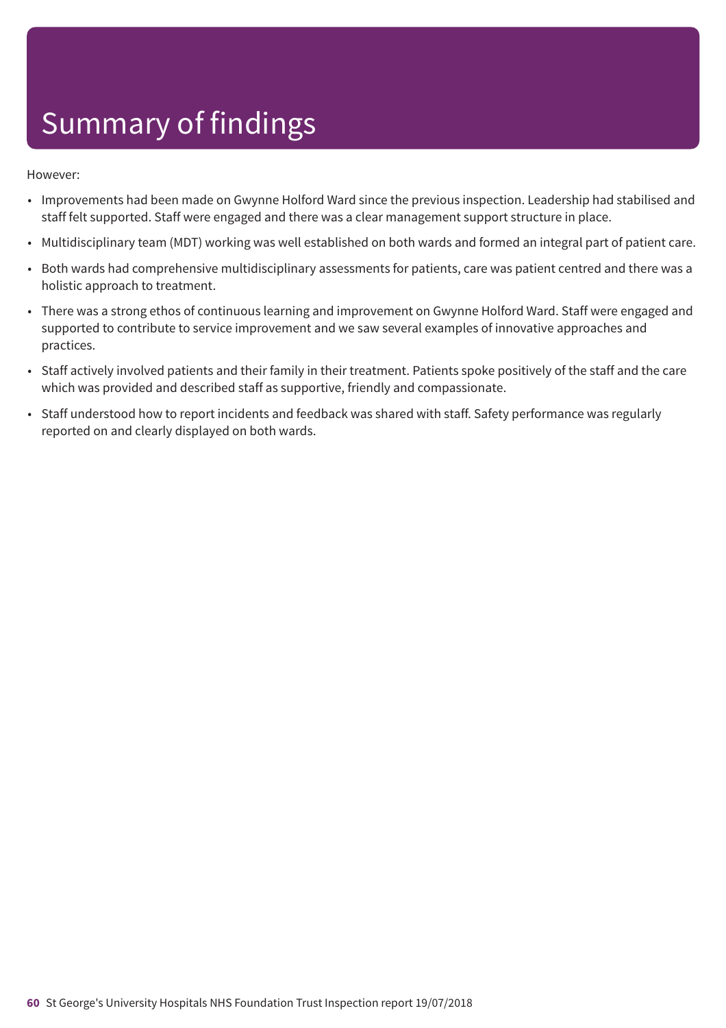# Summary of findings

However:

- Improvements had been made on Gwynne Holford Ward since the previous inspection. Leadership had stabilised and staff felt supported. Staff were engaged and there was a clear management support structure in place.
- Multidisciplinary team (MDT) working was well established on both wards and formed an integral part of patient care.
- Both wards had comprehensive multidisciplinary assessments for patients, care was patient centred and there was a holistic approach to treatment.
- There was a strong ethos of continuous learning and improvement on Gwynne Holford Ward. Staff were engaged and supported to contribute to service improvement and we saw several examples of innovative approaches and practices.
- Staff actively involved patients and their family in their treatment. Patients spoke positively of the staff and the care which was provided and described staff as supportive, friendly and compassionate.
- Staff understood how to report incidents and feedback was shared with staff. Safety performance was regularly reported on and clearly displayed on both wards.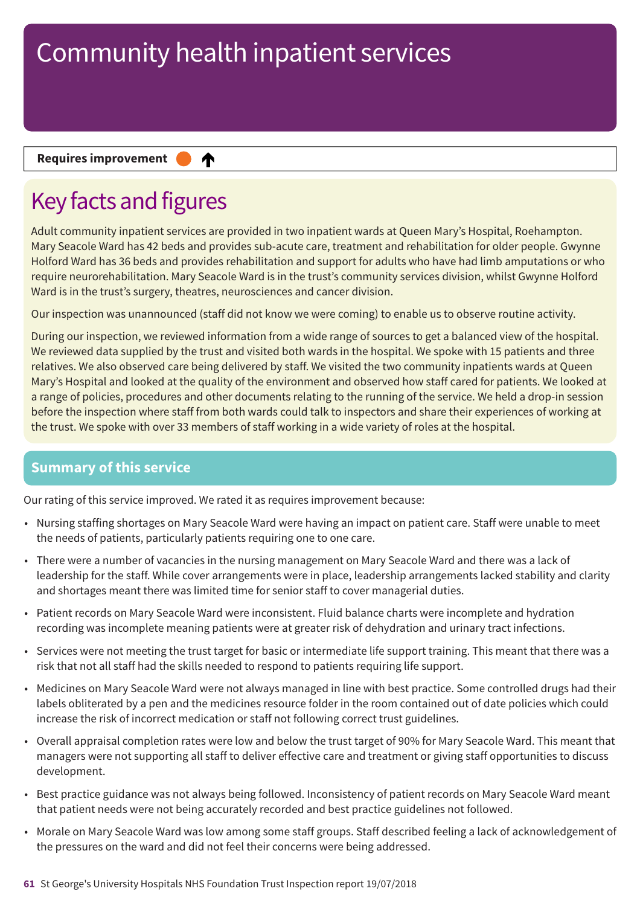# Community health inpatient services

**Requires improvement** ↑

## Key facts and figures

Adult community inpatient services are provided in two inpatient wards at Queen Mary's Hospital, Roehampton. Mary Seacole Ward has 42 beds and provides sub-acute care, treatment and rehabilitation for older people. Gwynne Holford Ward has 36 beds and provides rehabilitation and support for adults who have had limb amputations or who require neurorehabilitation. Mary Seacole Ward is in the trust's community services division, whilst Gwynne Holford Ward is in the trust's surgery, theatres, neurosciences and cancer division.

Our inspection was unannounced (staff did not know we were coming) to enable us to observe routine activity.

During our inspection, we reviewed information from a wide range of sources to get a balanced view of the hospital. We reviewed data supplied by the trust and visited both wards in the hospital. We spoke with 15 patients and three relatives. We also observed care being delivered by staff. We visited the two community inpatients wards at Queen Mary's Hospital and looked at the quality of the environment and observed how staff cared for patients. We looked at a range of policies, procedures and other documents relating to the running of the service. We held a drop-in session before the inspection where staff from both wards could talk to inspectors and share their experiences of working at the trust. We spoke with over 33 members of staff working in a wide variety of roles at the hospital.

## Summary of this service

Our rating of this service improved. We rated it as requires improvement because:

- Nursing staffing shortages on Mary Seacole Ward were having an impact on patient care. Staff were unable to meet the needs of patients, particularly patients requiring one to one care.
- There were a number of vacancies in the nursing management on Mary Seacole Ward and there was a lack of leadership for the staff. While cover arrangements were in place, leadership arrangements lacked stability and clarity and shortages meant there was limited time for senior staff to cover managerial duties.
- Patient records on Mary Seacole Ward were inconsistent. Fluid balance charts were incomplete and hydration recording was incomplete meaning patients were at greater risk of dehydration and urinary tract infections.
- Services were not meeting the trust target for basic or intermediate life support training. This meant that there was a risk that not all staff had the skills needed to respond to patients requiring life support.
- Medicines on Mary Seacole Ward were not always managed in line with best practice. Some controlled drugs had their labels obliterated by a pen and the medicines resource folder in the room contained out of date policies which could increase the risk of incorrect medication or staff not following correct trust guidelines.
- Overall appraisal completion rates were low and below the trust target of 90% for Mary Seacole Ward. This meant that managers were not supporting all staff to deliver effective care and treatment or giving staff opportunities to discuss development.
- Best practice guidance was not always being followed. Inconsistency of patient records on Mary Seacole Ward meant that patient needs were not being accurately recorded and best practice guidelines not followed.
- Morale on Mary Seacole Ward was low among some staff groups. Staff described feeling a lack of acknowledgement of the pressures on the ward and did not feel their concerns were being addressed.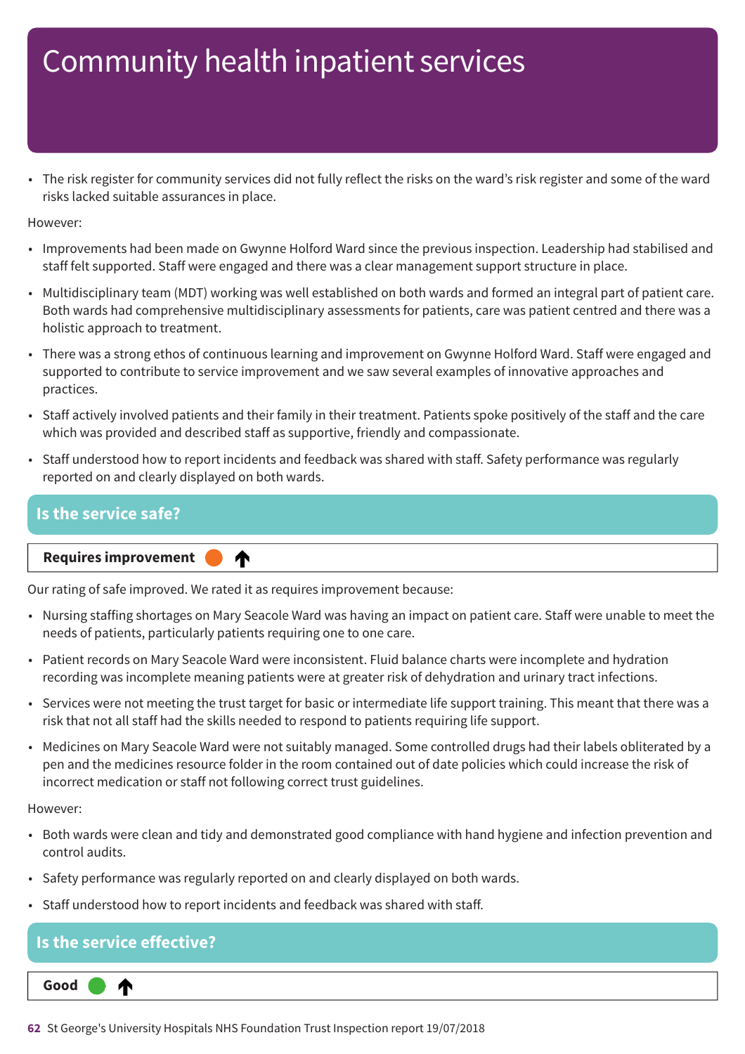# Community health inpatient services

- The risk register for community services did not fully reflect the risks on the ward's risk register and some of the ward risks lacked suitable assurances in place.

However:

- Improvements had been made on Gwynne Holford Ward since the previous inspection. Leadership had stabilised and staff felt supported. Staff were engaged and there was a clear management support structure in place.
- Multidisciplinary team (MDT) working was well established on both wards and formed an integral part of patient care. Both wards had comprehensive multidisciplinary assessments for patients, care was patient centred and there was a holistic approach to treatment.
- There was a strong ethos of continuous learning and improvement on Gwynne Holford Ward. Staff were engaged and supported to contribute to service improvement and we saw several examples of innovative approaches and practices.
- Staff actively involved patients and their family in their treatment. Patients spoke positively of the staff and the care which was provided and described staff as supportive, friendly and compassionate.
- Staff understood how to report incidents and feedback was shared with staff. Safety performance was regularly reported on and clearly displayed on both wards.

## Is the service safe?

**Requires improvement** ↑

Our rating of safe improved. We rated it as requires improvement because:

- Nursing staffing shortages on Mary Seacole Ward was having an impact on patient care. Staff were unable to meet the needs of patients, particularly patients requiring one to one care.
- Patient records on Mary Seacole Ward were inconsistent. Fluid balance charts were incomplete and hydration recording was incomplete meaning patients were at greater risk of dehydration and urinary tract infections.
- Services were not meeting the trust target for basic or intermediate life support training. This meant that there was a risk that not all staff had the skills needed to respond to patients requiring life support.
- Medicines on Mary Seacole Ward were not suitably managed. Some controlled drugs had their labels obliterated by a pen and the medicines resource folder in the room contained out of date policies which could increase the risk of incorrect medication or staff not following correct trust guidelines.

However:

- Both wards were clean and tidy and demonstrated good compliance with hand hygiene and infection prevention and control audits.
- Safety performance was regularly reported on and clearly displayed on both wards.
- Staff understood how to report incidents and feedback was shared with staff.

## Is the service effective?

**Good** ↑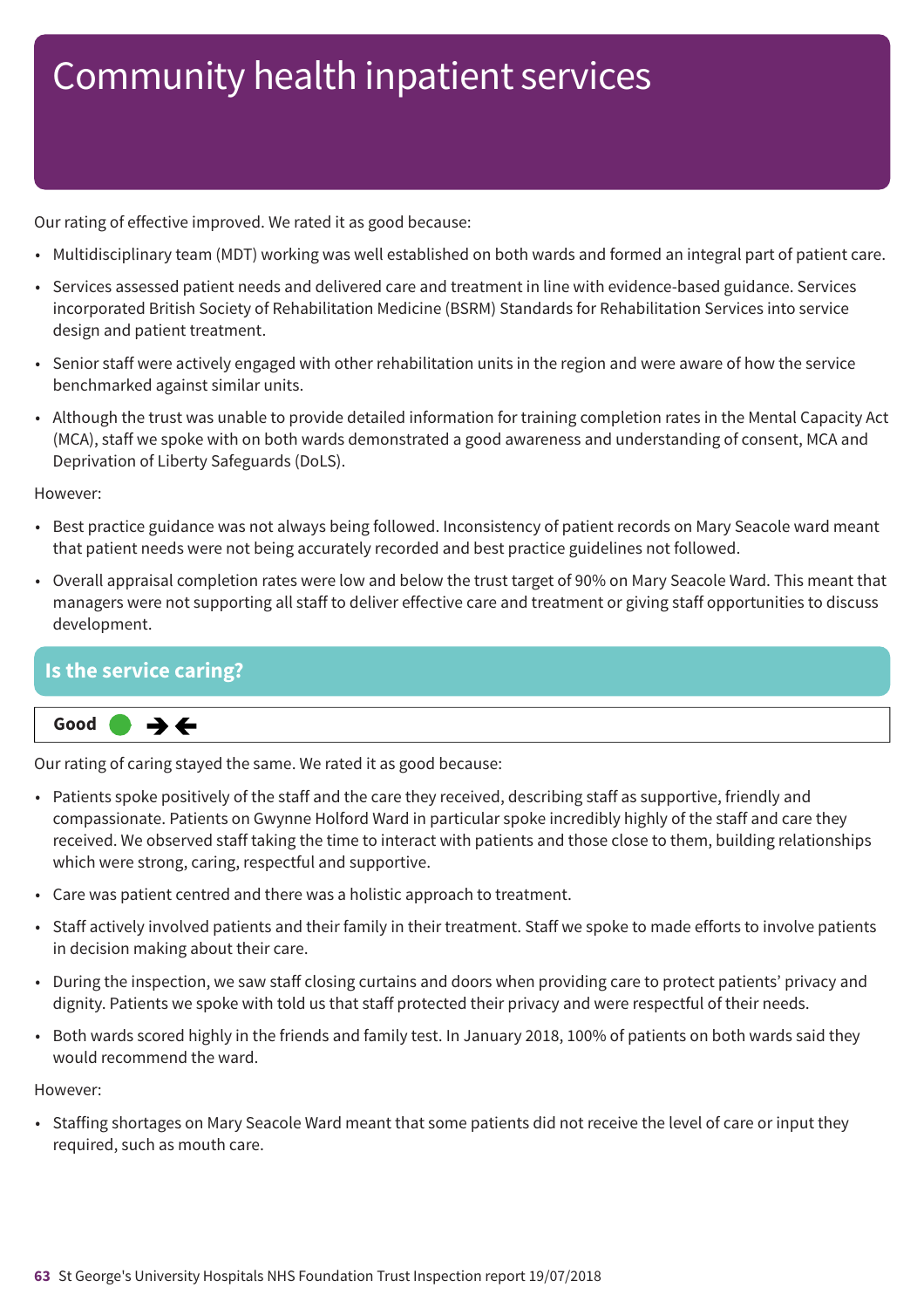# Community health inpatient services

Our rating of effective improved. We rated it as good because:

- Multidisciplinary team (MDT) working was well established on both wards and formed an integral part of patient care.
- Services assessed patient needs and delivered care and treatment in line with evidence-based guidance. Services incorporated British Society of Rehabilitation Medicine (BSRM) Standards for Rehabilitation Services into service design and patient treatment.
- Senior staff were actively engaged with other rehabilitation units in the region and were aware of how the service benchmarked against similar units.
- Although the trust was unable to provide detailed information for training completion rates in the Mental Capacity Act (MCA), staff we spoke with on both wards demonstrated a good awareness and understanding of consent, MCA and Deprivation of Liberty Safeguards (DoLS).

However:

- Best practice guidance was not always being followed. Inconsistency of patient records on Mary Seacole ward meant that patient needs were not being accurately recorded and best practice guidelines not followed.
- Overall appraisal completion rates were low and below the trust target of 90% on Mary Seacole Ward. This meant that managers were not supporting all staff to deliver effective care and treatment or giving staff opportunities to discuss development.

## Is the service caring?

**Good** ➔🡐

Our rating of caring stayed the same. We rated it as good because:

- Patients spoke positively of the staff and the care they received, describing staff as supportive, friendly and compassionate. Patients on Gwynne Holford Ward in particular spoke incredibly highly of the staff and care they received. We observed staff taking the time to interact with patients and those close to them, building relationships which were strong, caring, respectful and supportive.
- Care was patient centred and there was a holistic approach to treatment.
- Staff actively involved patients and their family in their treatment. Staff we spoke to made efforts to involve patients in decision making about their care.
- During the inspection, we saw staff closing curtains and doors when providing care to protect patients' privacy and dignity. Patients we spoke with told us that staff protected their privacy and were respectful of their needs.
- Both wards scored highly in the friends and family test. In January 2018, 100% of patients on both wards said they would recommend the ward.

However:

- Staffing shortages on Mary Seacole Ward meant that some patients did not receive the level of care or input they required, such as mouth care.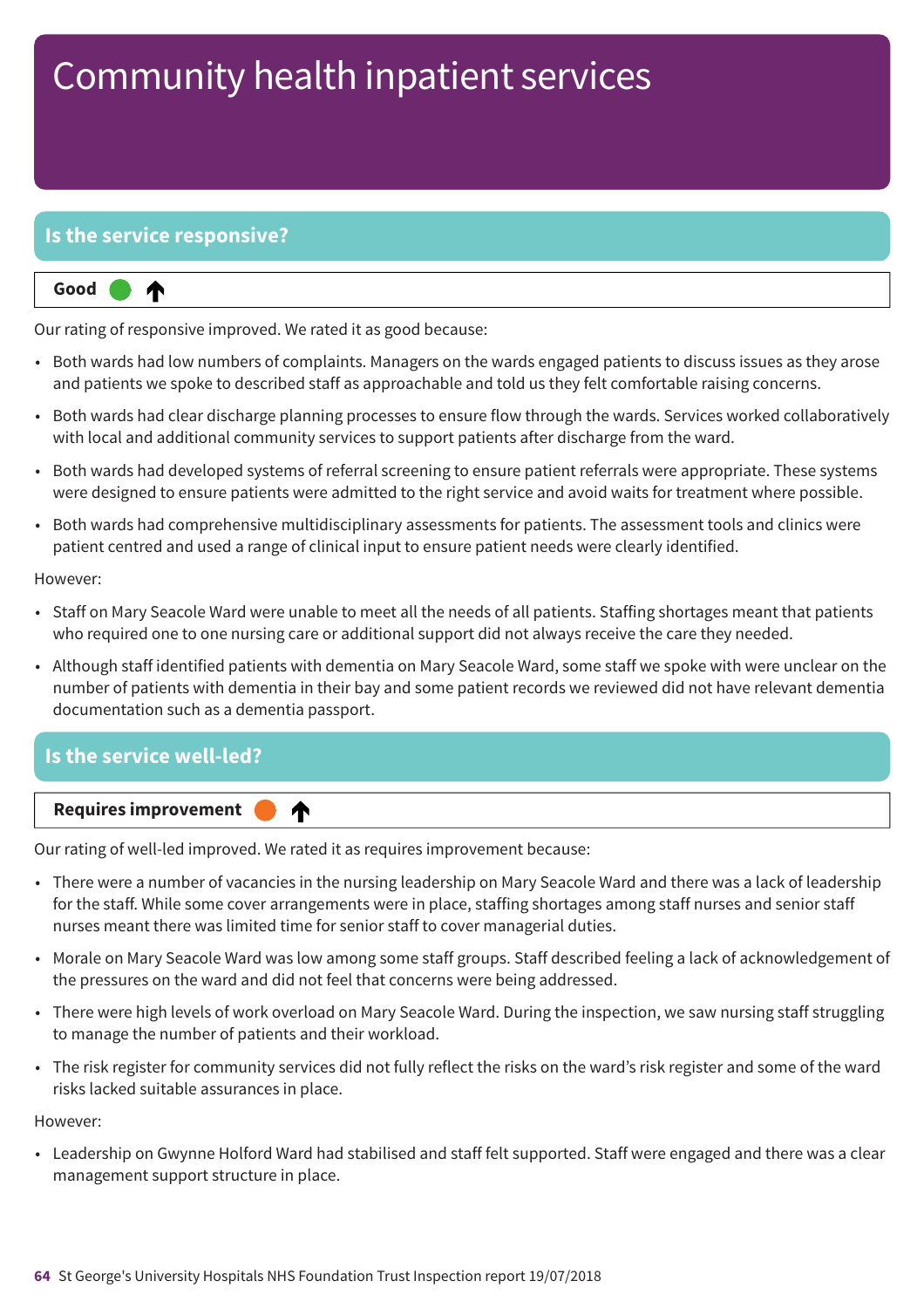# Community health inpatient services

## Is the service responsive?

**Good** ↑

Our rating of responsive improved. We rated it as good because:

- Both wards had low numbers of complaints. Managers on the wards engaged patients to discuss issues as they arose and patients we spoke to described staff as approachable and told us they felt comfortable raising concerns.
- Both wards had clear discharge planning processes to ensure flow through the wards. Services worked collaboratively with local and additional community services to support patients after discharge from the ward.
- Both wards had developed systems of referral screening to ensure patient referrals were appropriate. These systems were designed to ensure patients were admitted to the right service and avoid waits for treatment where possible.
- Both wards had comprehensive multidisciplinary assessments for patients. The assessment tools and clinics were patient centred and used a range of clinical input to ensure patient needs were clearly identified.

However:

- Staff on Mary Seacole Ward were unable to meet all the needs of all patients. Staffing shortages meant that patients who required one to one nursing care or additional support did not always receive the care they needed.
- Although staff identified patients with dementia on Mary Seacole Ward, some staff we spoke with were unclear on the number of patients with dementia in their bay and some patient records we reviewed did not have relevant dementia documentation such as a dementia passport.

## Is the service well-led?

**Requires improvement** ↑

Our rating of well-led improved. We rated it as requires improvement because:

- There were a number of vacancies in the nursing leadership on Mary Seacole Ward and there was a lack of leadership for the staff. While some cover arrangements were in place, staffing shortages among staff nurses and senior staff nurses meant there was limited time for senior staff to cover managerial duties.
- Morale on Mary Seacole Ward was low among some staff groups. Staff described feeling a lack of acknowledgement of the pressures on the ward and did not feel that concerns were being addressed.
- There were high levels of work overload on Mary Seacole Ward. During the inspection, we saw nursing staff struggling to manage the number of patients and their workload.
- The risk register for community services did not fully reflect the risks on the ward's risk register and some of the ward risks lacked suitable assurances in place.

However:

- Leadership on Gwynne Holford Ward had stabilised and staff felt supported. Staff were engaged and there was a clear management support structure in place.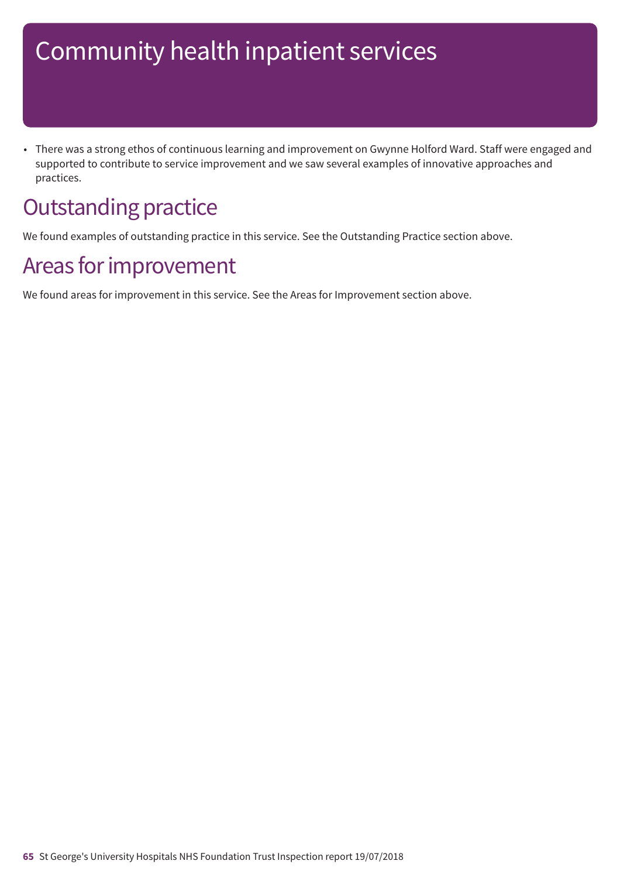# Community health inpatient services

- There was a strong ethos of continuous learning and improvement on Gwynne Holford Ward. Staff were engaged and supported to contribute to service improvement and we saw several examples of innovative approaches and practices.

## Outstanding practice

We found examples of outstanding practice in this service. See the Outstanding Practice section above.

## Areas for improvement

We found areas for improvement in this service. See the Areas for Improvement section above.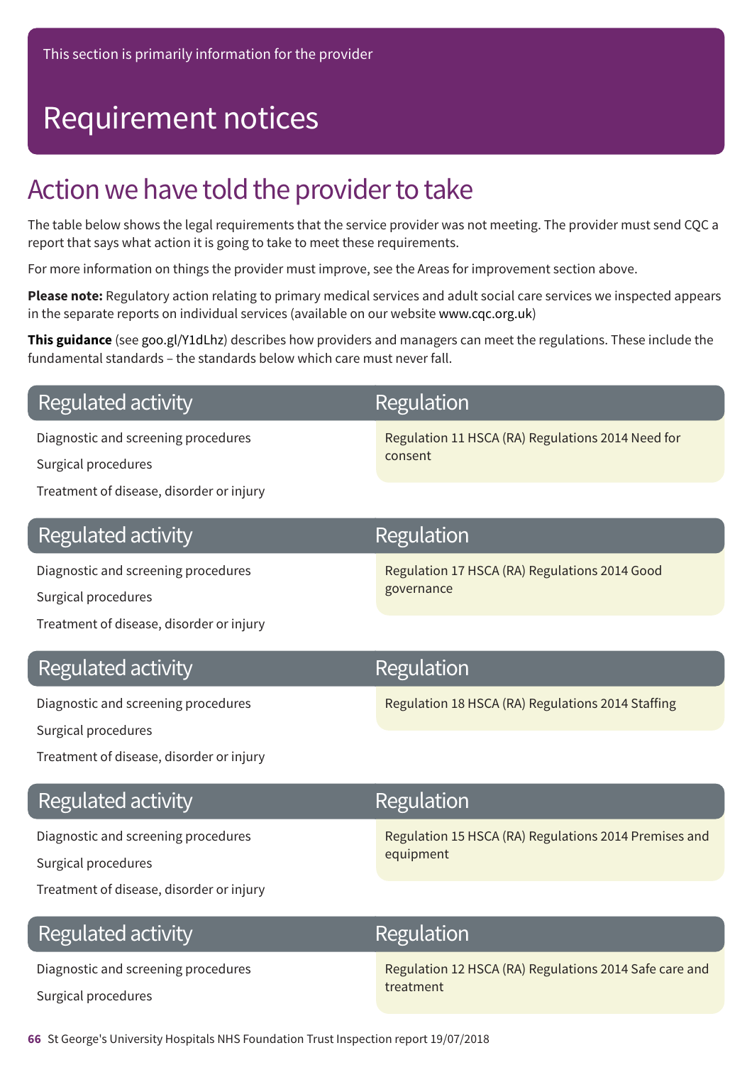This section is primarily information for the provider

# Requirement notices

## Action we have told the provider to take

The table below shows the legal requirements that the service provider was not meeting. The provider must send CQC a report that says what action it is going to take to meet these requirements.

For more information on things the provider must improve, see the Areas for improvement section above.

**Please note:** Regulatory action relating to primary medical services and adult social care services we inspected appears in the separate reports on individual services (available on our website www.cqc.org.uk)

**This guidance** (see goo.gl/Y1dLhz) describes how providers and managers can meet the regulations. These include the fundamental standards – the standards below which care must never fall.

| Regulated activity | Regulation |
|---|---|
| Diagnostic and screening procedures<br>Surgical procedures<br>Treatment of disease, disorder or injury | Regulation 11 HSCA (RA) Regulations 2014 Need for consent |

| Regulated activity | Regulation |
|---|---|
| Diagnostic and screening procedures<br>Surgical procedures<br>Treatment of disease, disorder or injury | Regulation 17 HSCA (RA) Regulations 2014 Good governance |

| Regulated activity | Regulation |
|---|---|
| Diagnostic and screening procedures<br>Surgical procedures<br>Treatment of disease, disorder or injury | Regulation 18 HSCA (RA) Regulations 2014 Staffing |

| Regulated activity | Regulation |
|---|---|
| Diagnostic and screening procedures<br>Surgical procedures<br>Treatment of disease, disorder or injury | Regulation 15 HSCA (RA) Regulations 2014 Premises and equipment |

| Regulated activity | Regulation |
|---|---|
| Diagnostic and screening procedures<br>Surgical procedures | Regulation 12 HSCA (RA) Regulations 2014 Safe care and treatment |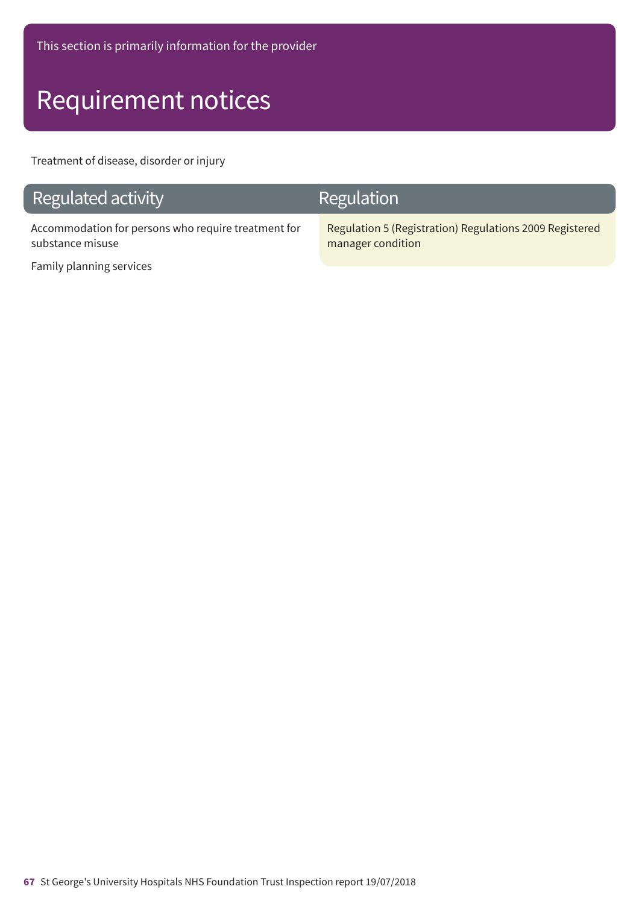This section is primarily information for the provider

# Requirement notices

Treatment of disease, disorder or injury

| Regulated activity | Regulation |
|---|---|
| Accommodation for persons who require treatment for substance misuse<br><br>Family planning services | Regulation 5 (Registration) Regulations 2009 Registered manager condition |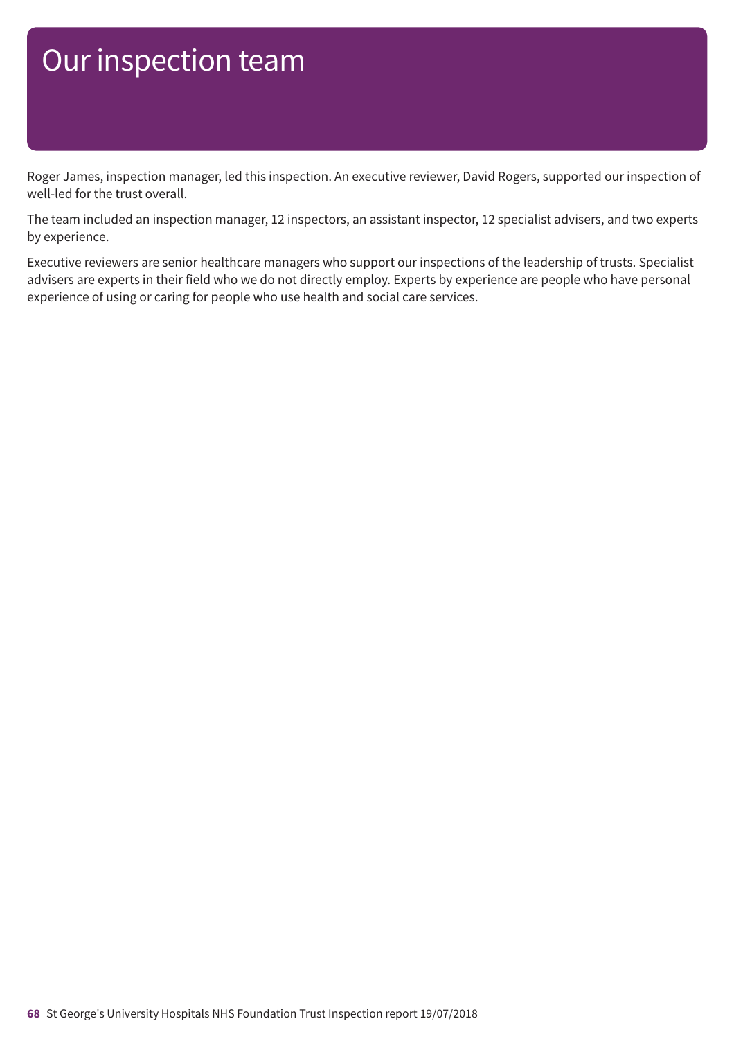# Our inspection team

Roger James, inspection manager, led this inspection. An executive reviewer, David Rogers, supported our inspection of well-led for the trust overall.

The team included an inspection manager, 12 inspectors, an assistant inspector, 12 specialist advisers, and two experts by experience.

Executive reviewers are senior healthcare managers who support our inspections of the leadership of trusts. Specialist advisers are experts in their field who we do not directly employ. Experts by experience are people who have personal experience of using or caring for people who use health and social care services.